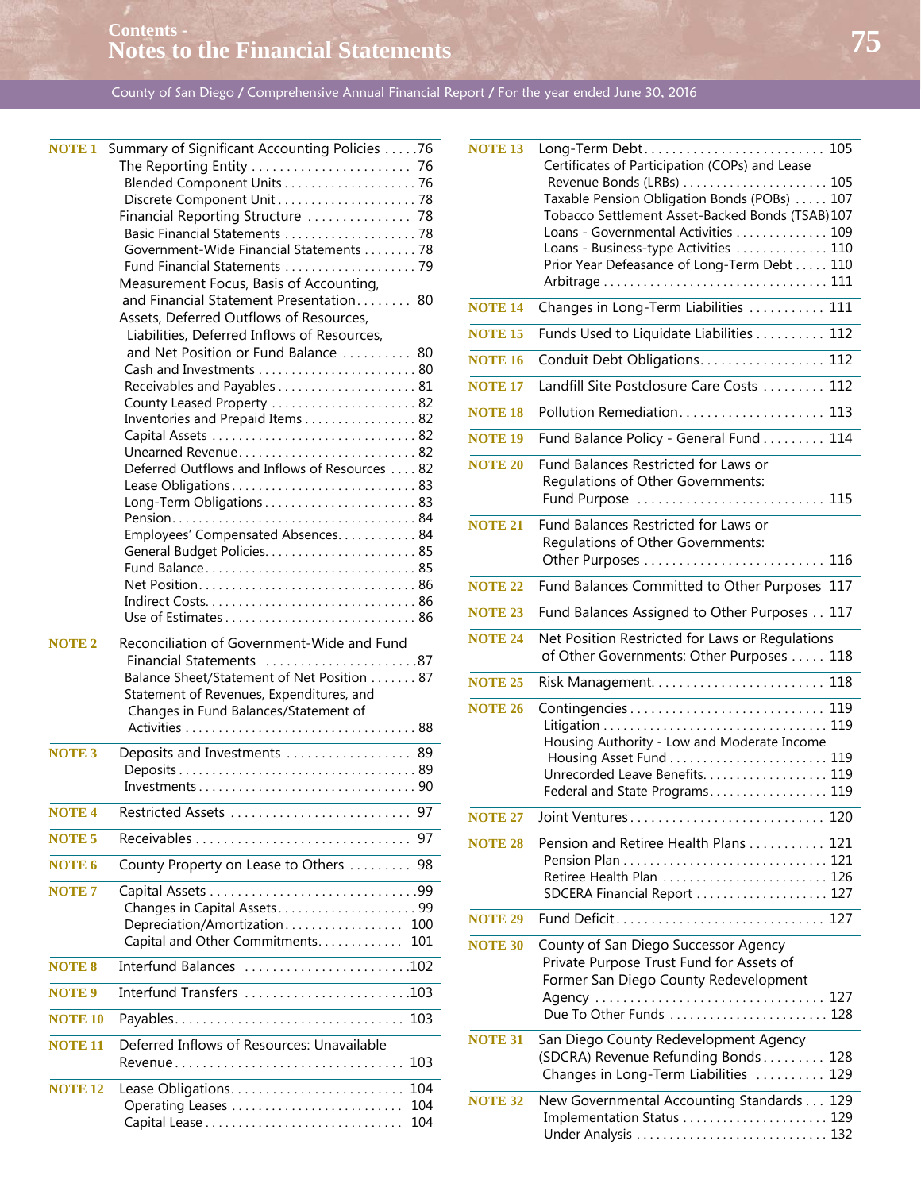# Contents - Notes to the Financial Statements

County of San Diego / Comprehensive Annual Financial Report / For the year ended June 30, 2016

| Note | Title | Page |
|---|---|---|
| NOTE 1 | Summary of Significant Accounting Policies | 76 |
| | The Reporting Entity | 76 |
| | Blended Component Units | 76 |
| | Discrete Component Unit | 78 |
| | Financial Reporting Structure | 78 |
| | Basic Financial Statements | 78 |
| | Government-Wide Financial Statements | 78 |
| | Fund Financial Statements | 79 |
| | Measurement Focus, Basis of Accounting, and Financial Statement Presentation | 80 |
| | Assets, Deferred Outflows of Resources, Liabilities, Deferred Inflows of Resources, and Net Position or Fund Balance | 80 |
| | Cash and Investments | 80 |
| | Receivables and Payables | 81 |
| | County Leased Property | 82 |
| | Inventories and Prepaid Items | 82 |
| | Capital Assets | 82 |
| | Unearned Revenue | 82 |
| | Deferred Outflows and Inflows of Resources | 82 |
| | Lease Obligations | 83 |
| | Long-Term Obligations | 83 |
| | Pension | 84 |
| | Employees' Compensated Absences | 84 |
| | General Budget Policies | 85 |
| | Fund Balance | 85 |
| | Net Position | 86 |
| | Indirect Costs | 86 |
| | Use of Estimates | 86 |
| NOTE 2 | Reconciliation of Government-Wide and Fund Financial Statements | 87 |
| | Balance Sheet/Statement of Net Position | 87 |
| | Statement of Revenues, Expenditures, and Changes in Fund Balances/Statement of Activities | 88 |
| NOTE 3 | Deposits and Investments | 89 |
| | Deposits | 89 |
| | Investments | 90 |
| NOTE 4 | Restricted Assets | 97 |
| NOTE 5 | Receivables | 97 |
| NOTE 6 | County Property on Lease to Others | 98 |
| NOTE 7 | Capital Assets | 99 |
| | Changes in Capital Assets | 99 |
| | Depreciation/Amortization | 100 |
| | Capital and Other Commitments | 101 |
| NOTE 8 | Interfund Balances | 102 |
| NOTE 9 | Interfund Transfers | 103 |
| NOTE 10 | Payables | 103 |
| NOTE 11 | Deferred Inflows of Resources: Unavailable Revenue | 103 |
| NOTE 12 | Lease Obligations | 104 |
| | Operating Leases | 104 |
| | Capital Lease | 104 |
| NOTE 13 | Long-Term Debt | 105 |
| | Certificates of Participation (COPs) and Lease Revenue Bonds (LRBs) | 105 |
| | Taxable Pension Obligation Bonds (POBs) | 107 |
| | Tobacco Settlement Asset-Backed Bonds (TSAB) | 107 |
| | Loans - Governmental Activities | 109 |
| | Loans - Business-type Activities | 110 |
| | Prior Year Defeasance of Long-Term Debt | 110 |
| | Arbitrage | 111 |
| NOTE 14 | Changes in Long-Term Liabilities | 111 |
| NOTE 15 | Funds Used to Liquidate Liabilities | 112 |
| NOTE 16 | Conduit Debt Obligations | 112 |
| NOTE 17 | Landfill Site Postclosure Care Costs | 112 |
| NOTE 18 | Pollution Remediation | 113 |
| NOTE 19 | Fund Balance Policy - General Fund | 114 |
| NOTE 20 | Fund Balances Restricted for Laws or Regulations of Other Governments: Fund Purpose | 115 |
| NOTE 21 | Fund Balances Restricted for Laws or Regulations of Other Governments: Other Purposes | 116 |
| NOTE 22 | Fund Balances Committed to Other Purposes | 117 |
| NOTE 23 | Fund Balances Assigned to Other Purposes | 117 |
| NOTE 24 | Net Position Restricted for Laws or Regulations of Other Governments: Other Purposes | 118 |
| NOTE 25 | Risk Management | 118 |
| NOTE 26 | Contingencies | 119 |
| | Litigation | 119 |
| | Housing Authority - Low and Moderate Income Housing Asset Fund | 119 |
| | Unrecorded Leave Benefits | 119 |
| | Federal and State Programs | 119 |
| NOTE 27 | Joint Ventures | 120 |
| NOTE 28 | Pension and Retiree Health Plans | 121 |
| | Pension Plan | 121 |
| | Retiree Health Plan | 126 |
| | SDCERA Financial Report | 127 |
| NOTE 29 | Fund Deficit | 127 |
| NOTE 30 | County of San Diego Successor Agency Private Purpose Trust Fund for Assets of Former San Diego County Redevelopment Agency | 127 |
| | Due To Other Funds | 128 |
| NOTE 31 | San Diego County Redevelopment Agency (SDCRA) Revenue Refunding Bonds | 128 |
| | Changes in Long-Term Liabilities | 129 |
| NOTE 32 | New Governmental Accounting Standards | 129 |
| | Implementation Status | 129 |
| | Under Analysis | 132 |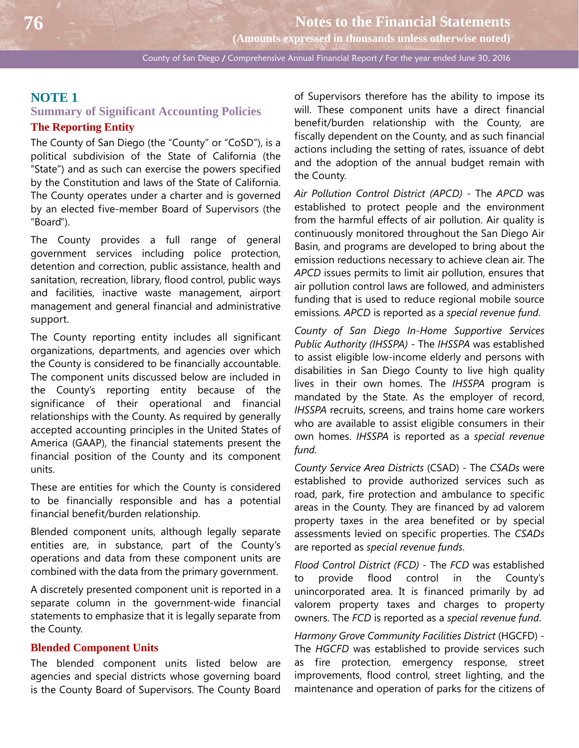# NOTE 1

## Summary of Significant Accounting Policies

### The Reporting Entity

The County of San Diego (the "County" or "CoSD"), is a political subdivision of the State of California (the "State") and as such can exercise the powers specified by the Constitution and laws of the State of California. The County operates under a charter and is governed by an elected five-member Board of Supervisors (the "Board").

The County provides a full range of general government services including police protection, detention and correction, public assistance, health and sanitation, recreation, library, flood control, public ways and facilities, inactive waste management, airport management and general financial and administrative support.

The County reporting entity includes all significant organizations, departments, and agencies over which the County is considered to be financially accountable. The component units discussed below are included in the County's reporting entity because of the significance of their operational and financial relationships with the County. As required by generally accepted accounting principles in the United States of America (GAAP), the financial statements present the financial position of the County and its component units.

These are entities for which the County is considered to be financially responsible and has a potential financial benefit/burden relationship.

Blended component units, although legally separate entities are, in substance, part of the County's operations and data from these component units are combined with the data from the primary government.

A discretely presented component unit is reported in a separate column in the government-wide financial statements to emphasize that it is legally separate from the County.

### Blended Component Units

The blended component units listed below are agencies and special districts whose governing board is the County Board of Supervisors. The County Board of Supervisors therefore has the ability to impose its will. These component units have a direct financial benefit/burden relationship with the County, are fiscally dependent on the County, and as such financial actions including the setting of rates, issuance of debt and the adoption of the annual budget remain with the County.

*Air Pollution Control District (APCD)* - The *APCD* was established to protect people and the environment from the harmful effects of air pollution. Air quality is continuously monitored throughout the San Diego Air Basin, and programs are developed to bring about the emission reductions necessary to achieve clean air. The *APCD* issues permits to limit air pollution, ensures that air pollution control laws are followed, and administers funding that is used to reduce regional mobile source emissions. *APCD* is reported as a *special revenue fund*.

*County of San Diego In-Home Supportive Services Public Authority (IHSSPA)* - The *IHSSPA* was established to assist eligible low-income elderly and persons with disabilities in San Diego County to live high quality lives in their own homes. The *IHSSPA* program is mandated by the State. As the employer of record, *IHSSPA* recruits, screens, and trains home care workers who are available to assist eligible consumers in their own homes. *IHSSPA* is reported as a *special revenue fund.*

*County Service Area Districts* (CSAD) - The *CSADs* were established to provide authorized services such as road, park, fire protection and ambulance to specific areas in the County. They are financed by ad valorem property taxes in the area benefited or by special assessments levied on specific properties. The *CSADs* are reported as *special revenue funds*.

*Flood Control District (FCD)* - The *FCD* was established to provide flood control in the County's unincorporated area. It is financed primarily by ad valorem property taxes and charges to property owners. The *FCD* is reported as a *special revenue fund*.

*Harmony Grove Community Facilities District* (HGCFD) - The *HGCFD* was established to provide services such as fire protection, emergency response, street improvements, flood control, street lighting, and the maintenance and operation of parks for the citizens of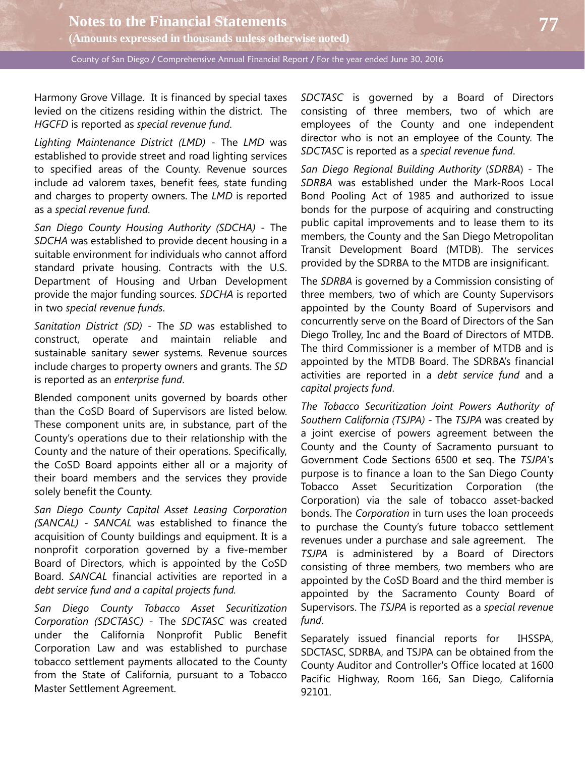Harmony Grove Village. It is financed by special taxes levied on the citizens residing within the district. The *HGCFD* is reported as *special revenue fund*.

*Lighting Maintenance District (LMD)* - The *LMD* was established to provide street and road lighting services to specified areas of the County. Revenue sources include ad valorem taxes, benefit fees, state funding and charges to property owners. The *LMD* is reported as a *special revenue fund*.

*San Diego County Housing Authority (SDCHA)* - The *SDCHA* was established to provide decent housing in a suitable environment for individuals who cannot afford standard private housing. Contracts with the U.S. Department of Housing and Urban Development provide the major funding sources. *SDCHA* is reported in two *special revenue funds*.

*Sanitation District (SD)* - The *SD* was established to construct, operate and maintain reliable and sustainable sanitary sewer systems. Revenue sources include charges to property owners and grants. The *SD* is reported as an *enterprise fund*.

Blended component units governed by boards other than the CoSD Board of Supervisors are listed below. These component units are, in substance, part of the County's operations due to their relationship with the County and the nature of their operations. Specifically, the CoSD Board appoints either all or a majority of their board members and the services they provide solely benefit the County.

*San Diego County Capital Asset Leasing Corporation (SANCAL)* - *SANCAL* was established to finance the acquisition of County buildings and equipment. It is a nonprofit corporation governed by a five-member Board of Directors, which is appointed by the CoSD Board. *SANCAL* financial activities are reported in a *debt service fund and a capital projects fund.*

*San Diego County Tobacco Asset Securitization Corporation (SDCTASC)* - The *SDCTASC* was created under the California Nonprofit Public Benefit Corporation Law and was established to purchase tobacco settlement payments allocated to the County from the State of California, pursuant to a Tobacco Master Settlement Agreement.

*SDCTASC* is governed by a Board of Directors consisting of three members, two of which are employees of the County and one independent director who is not an employee of the County. The *SDCTASC* is reported as a *special revenue fund*.

*San Diego Regional Building Authority* (*SDRBA*) - The *SDRBA* was established under the Mark-Roos Local Bond Pooling Act of 1985 and authorized to issue bonds for the purpose of acquiring and constructing public capital improvements and to lease them to its members, the County and the San Diego Metropolitan Transit Development Board (MTDB). The services provided by the SDRBA to the MTDB are insignificant.

The *SDRBA* is governed by a Commission consisting of three members, two of which are County Supervisors appointed by the County Board of Supervisors and concurrently serve on the Board of Directors of the San Diego Trolley, Inc and the Board of Directors of MTDB. The third Commissioner is a member of MTDB and is appointed by the MTDB Board. The SDRBA's financial activities are reported in a *debt service fund* and a *capital projects fund*.

*The Tobacco Securitization Joint Powers Authority of Southern California (TSJPA)* - The *TSJPA* was created by a joint exercise of powers agreement between the County and the County of Sacramento pursuant to Government Code Sections 6500 et seq. The *TSJPA*'s purpose is to finance a loan to the San Diego County Tobacco Asset Securitization Corporation (the Corporation) via the sale of tobacco asset-backed bonds. The *Corporation* in turn uses the loan proceeds to purchase the County's future tobacco settlement revenues under a purchase and sale agreement. The *TSJPA* is administered by a Board of Directors consisting of three members, two members who are appointed by the CoSD Board and the third member is appointed by the Sacramento County Board of Supervisors. The *TSJPA* is reported as a *special revenue fund*.

Separately issued financial reports for IHSSPA, SDCTASC, SDRBA, and TSJPA can be obtained from the County Auditor and Controller's Office located at 1600 Pacific Highway, Room 166, San Diego, California 92101.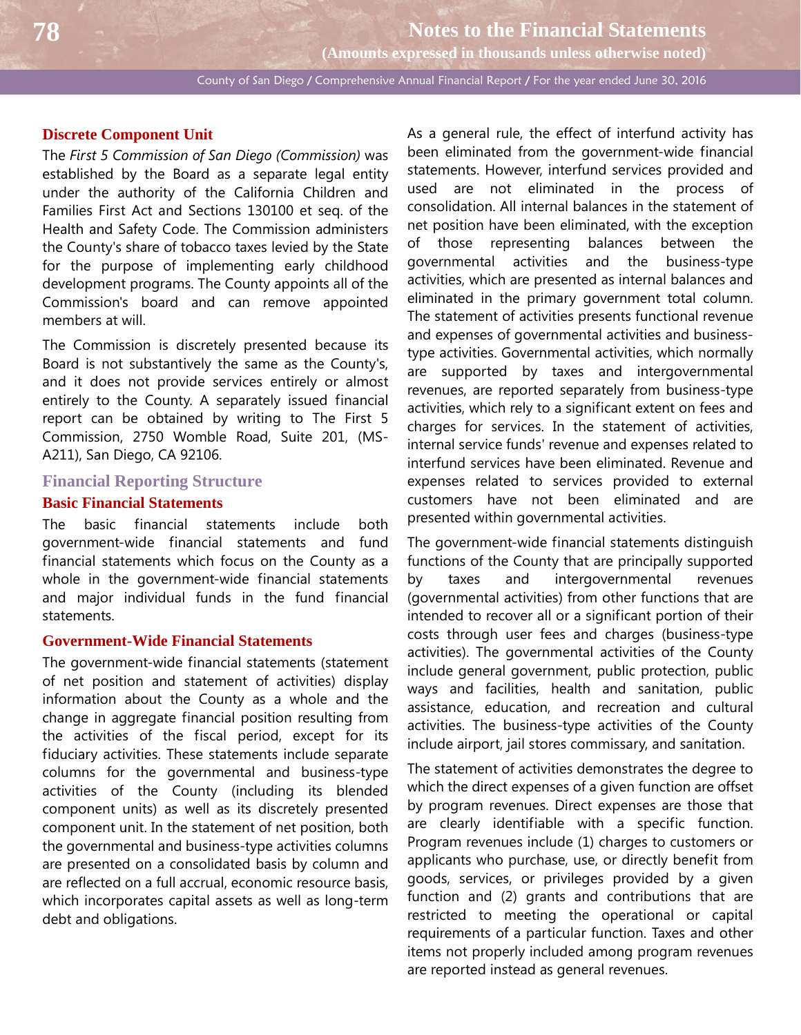### Discrete Component Unit

The *First 5 Commission of San Diego (Commission)* was established by the Board as a separate legal entity under the authority of the California Children and Families First Act and Sections 130100 et seq. of the Health and Safety Code. The Commission administers the County's share of tobacco taxes levied by the State for the purpose of implementing early childhood development programs. The County appoints all of the Commission's board and can remove appointed members at will.

The Commission is discretely presented because its Board is not substantively the same as the County's, and it does not provide services entirely or almost entirely to the County. A separately issued financial report can be obtained by writing to The First 5 Commission, 2750 Womble Road, Suite 201, (MS-A211), San Diego, CA 92106.

## Financial Reporting Structure

### Basic Financial Statements

The basic financial statements include both government-wide financial statements and fund financial statements which focus on the County as a whole in the government-wide financial statements and major individual funds in the fund financial statements.

### Government-Wide Financial Statements

The government-wide financial statements (statement of net position and statement of activities) display information about the County as a whole and the change in aggregate financial position resulting from the activities of the fiscal period, except for its fiduciary activities. These statements include separate columns for the governmental and business-type activities of the County (including its blended component units) as well as its discretely presented component unit. In the statement of net position, both the governmental and business-type activities columns are presented on a consolidated basis by column and are reflected on a full accrual, economic resource basis, which incorporates capital assets as well as long-term debt and obligations.

As a general rule, the effect of interfund activity has been eliminated from the government-wide financial statements. However, interfund services provided and used are not eliminated in the process of consolidation. All internal balances in the statement of net position have been eliminated, with the exception of those representing balances between the governmental activities and the business-type activities, which are presented as internal balances and eliminated in the primary government total column. The statement of activities presents functional revenue and expenses of governmental activities and business-type activities. Governmental activities, which normally are supported by taxes and intergovernmental revenues, are reported separately from business-type activities, which rely to a significant extent on fees and charges for services. In the statement of activities, internal service funds' revenue and expenses related to interfund services have been eliminated. Revenue and expenses related to services provided to external customers have not been eliminated and are presented within governmental activities.

The government-wide financial statements distinguish functions of the County that are principally supported by taxes and intergovernmental revenues (governmental activities) from other functions that are intended to recover all or a significant portion of their costs through user fees and charges (business-type activities). The governmental activities of the County include general government, public protection, public ways and facilities, health and sanitation, public assistance, education, and recreation and cultural activities. The business-type activities of the County include airport, jail stores commissary, and sanitation.

The statement of activities demonstrates the degree to which the direct expenses of a given function are offset by program revenues. Direct expenses are those that are clearly identifiable with a specific function. Program revenues include (1) charges to customers or applicants who purchase, use, or directly benefit from goods, services, or privileges provided by a given function and (2) grants and contributions that are restricted to meeting the operational or capital requirements of a particular function. Taxes and other items not properly included among program revenues are reported instead as general revenues.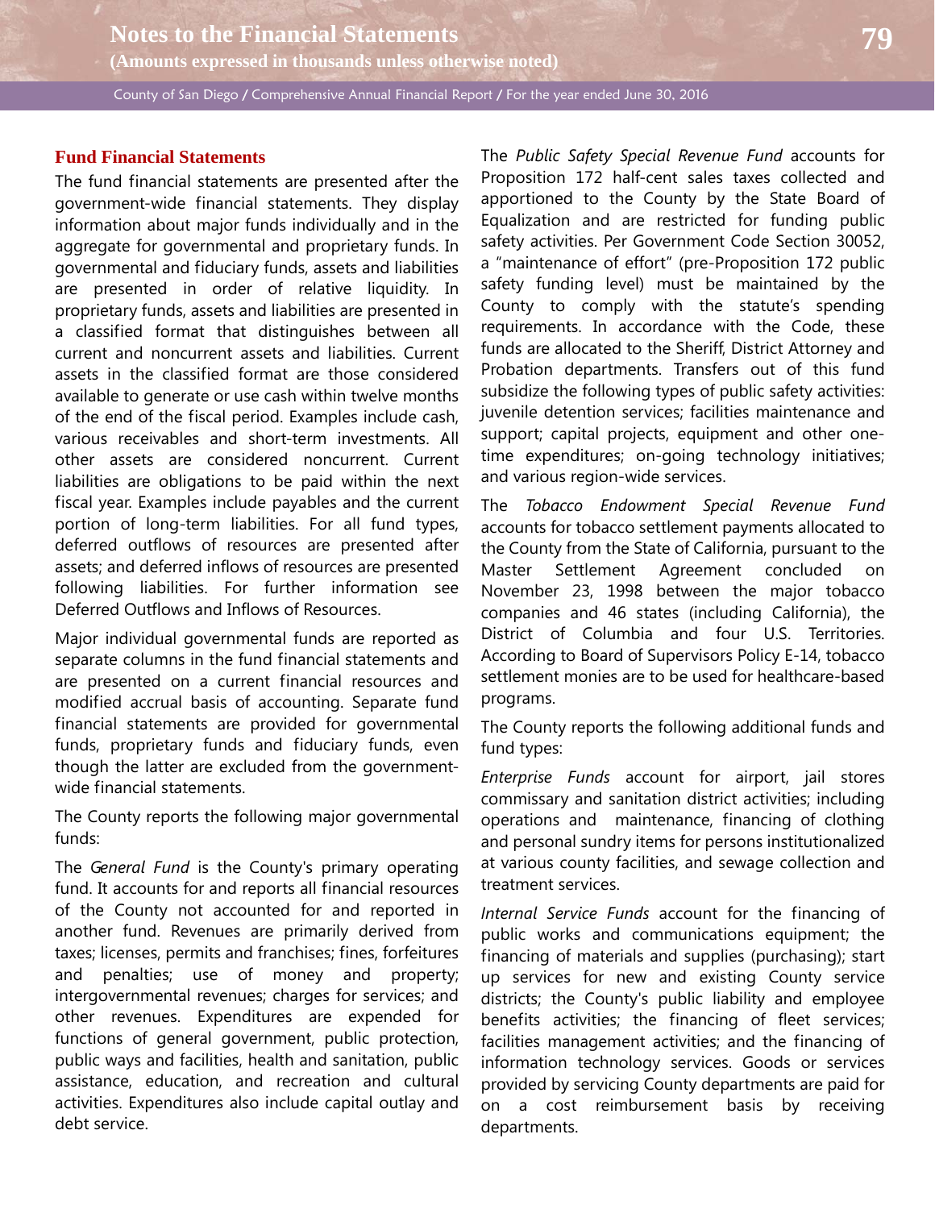### Fund Financial Statements

The fund financial statements are presented after the government-wide financial statements. They display information about major funds individually and in the aggregate for governmental and proprietary funds. In governmental and fiduciary funds, assets and liabilities are presented in order of relative liquidity. In proprietary funds, assets and liabilities are presented in a classified format that distinguishes between all current and noncurrent assets and liabilities. Current assets in the classified format are those considered available to generate or use cash within twelve months of the end of the fiscal period. Examples include cash, various receivables and short-term investments. All other assets are considered noncurrent. Current liabilities are obligations to be paid within the next fiscal year. Examples include payables and the current portion of long-term liabilities. For all fund types, deferred outflows of resources are presented after assets; and deferred inflows of resources are presented following liabilities. For further information see Deferred Outflows and Inflows of Resources.

Major individual governmental funds are reported as separate columns in the fund financial statements and are presented on a current financial resources and modified accrual basis of accounting. Separate fund financial statements are provided for governmental funds, proprietary funds and fiduciary funds, even though the latter are excluded from the government-wide financial statements.

The County reports the following major governmental funds:

The *General Fund* is the County's primary operating fund. It accounts for and reports all financial resources of the County not accounted for and reported in another fund. Revenues are primarily derived from taxes; licenses, permits and franchises; fines, forfeitures and penalties; use of money and property; intergovernmental revenues; charges for services; and other revenues. Expenditures are expended for functions of general government, public protection, public ways and facilities, health and sanitation, public assistance, education, and recreation and cultural activities. Expenditures also include capital outlay and debt service.

The *Public Safety Special Revenue Fund* accounts for Proposition 172 half-cent sales taxes collected and apportioned to the County by the State Board of Equalization and are restricted for funding public safety activities. Per Government Code Section 30052, a "maintenance of effort" (pre-Proposition 172 public safety funding level) must be maintained by the County to comply with the statute's spending requirements. In accordance with the Code, these funds are allocated to the Sheriff, District Attorney and Probation departments. Transfers out of this fund subsidize the following types of public safety activities: juvenile detention services; facilities maintenance and support; capital projects, equipment and other one-time expenditures; on-going technology initiatives; and various region-wide services.

The *Tobacco Endowment Special Revenue Fund* accounts for tobacco settlement payments allocated to the County from the State of California, pursuant to the Master Settlement Agreement concluded on November 23, 1998 between the major tobacco companies and 46 states (including California), the District of Columbia and four U.S. Territories. According to Board of Supervisors Policy E-14, tobacco settlement monies are to be used for healthcare-based programs.

The County reports the following additional funds and fund types:

*Enterprise Funds* account for airport, jail stores commissary and sanitation district activities; including operations and maintenance, financing of clothing and personal sundry items for persons institutionalized at various county facilities, and sewage collection and treatment services.

*Internal Service Funds* account for the financing of public works and communications equipment; the financing of materials and supplies (purchasing); start up services for new and existing County service districts; the County's public liability and employee benefits activities; the financing of fleet services; facilities management activities; and the financing of information technology services. Goods or services provided by servicing County departments are paid for on a cost reimbursement basis by receiving departments.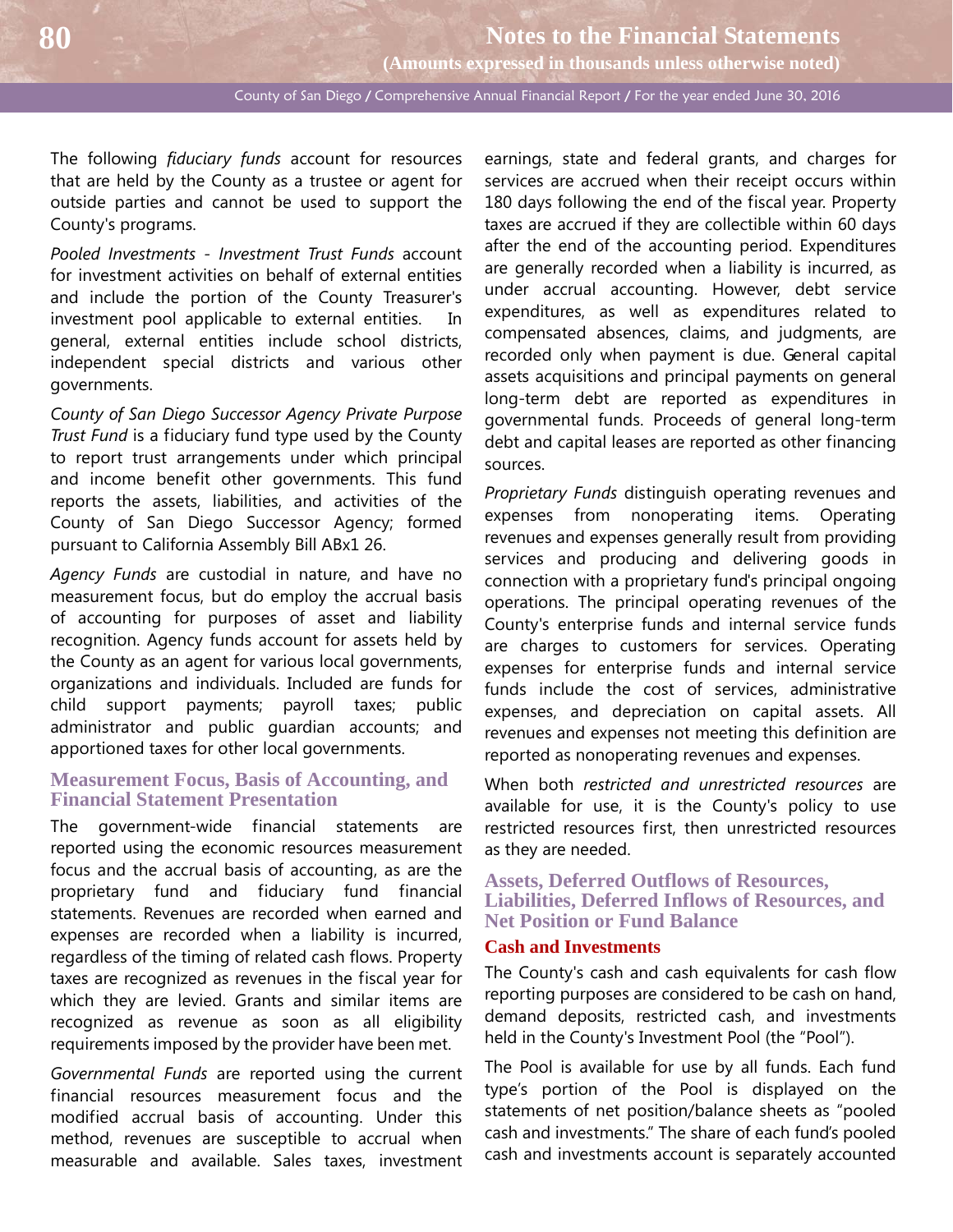The following *fiduciary funds* account for resources that are held by the County as a trustee or agent for outside parties and cannot be used to support the County's programs.

*Pooled Investments - Investment Trust Funds* account for investment activities on behalf of external entities and include the portion of the County Treasurer's investment pool applicable to external entities. In general, external entities include school districts, independent special districts and various other governments.

*County of San Diego Successor Agency Private Purpose Trust Fund* is a fiduciary fund type used by the County to report trust arrangements under which principal and income benefit other governments. This fund reports the assets, liabilities, and activities of the County of San Diego Successor Agency; formed pursuant to California Assembly Bill ABx1 26.

*Agency Funds* are custodial in nature, and have no measurement focus, but do employ the accrual basis of accounting for purposes of asset and liability recognition. Agency funds account for assets held by the County as an agent for various local governments, organizations and individuals. Included are funds for child support payments; payroll taxes; public administrator and public guardian accounts; and apportioned taxes for other local governments.

## Measurement Focus, Basis of Accounting, and Financial Statement Presentation

The government-wide financial statements are reported using the economic resources measurement focus and the accrual basis of accounting, as are the proprietary fund and fiduciary fund financial statements. Revenues are recorded when earned and expenses are recorded when a liability is incurred, regardless of the timing of related cash flows. Property taxes are recognized as revenues in the fiscal year for which they are levied. Grants and similar items are recognized as revenue as soon as all eligibility requirements imposed by the provider have been met.

*Governmental Funds* are reported using the current financial resources measurement focus and the modified accrual basis of accounting. Under this method, revenues are susceptible to accrual when measurable and available. Sales taxes, investment earnings, state and federal grants, and charges for services are accrued when their receipt occurs within 180 days following the end of the fiscal year. Property taxes are accrued if they are collectible within 60 days after the end of the accounting period. Expenditures are generally recorded when a liability is incurred, as under accrual accounting. However, debt service expenditures, as well as expenditures related to compensated absences, claims, and judgments, are recorded only when payment is due. General capital assets acquisitions and principal payments on general long-term debt are reported as expenditures in governmental funds. Proceeds of general long-term debt and capital leases are reported as other financing sources.

*Proprietary Funds* distinguish operating revenues and expenses from nonoperating items. Operating revenues and expenses generally result from providing services and producing and delivering goods in connection with a proprietary fund's principal ongoing operations. The principal operating revenues of the County's enterprise funds and internal service funds are charges to customers for services. Operating expenses for enterprise funds and internal service funds include the cost of services, administrative expenses, and depreciation on capital assets. All revenues and expenses not meeting this definition are reported as nonoperating revenues and expenses.

When both *restricted and unrestricted resources* are available for use, it is the County's policy to use restricted resources first, then unrestricted resources as they are needed.

## Assets, Deferred Outflows of Resources, Liabilities, Deferred Inflows of Resources, and Net Position or Fund Balance

### Cash and Investments

The County's cash and cash equivalents for cash flow reporting purposes are considered to be cash on hand, demand deposits, restricted cash, and investments held in the County's Investment Pool (the "Pool").

The Pool is available for use by all funds. Each fund type's portion of the Pool is displayed on the statements of net position/balance sheets as "pooled cash and investments." The share of each fund's pooled cash and investments account is separately accounted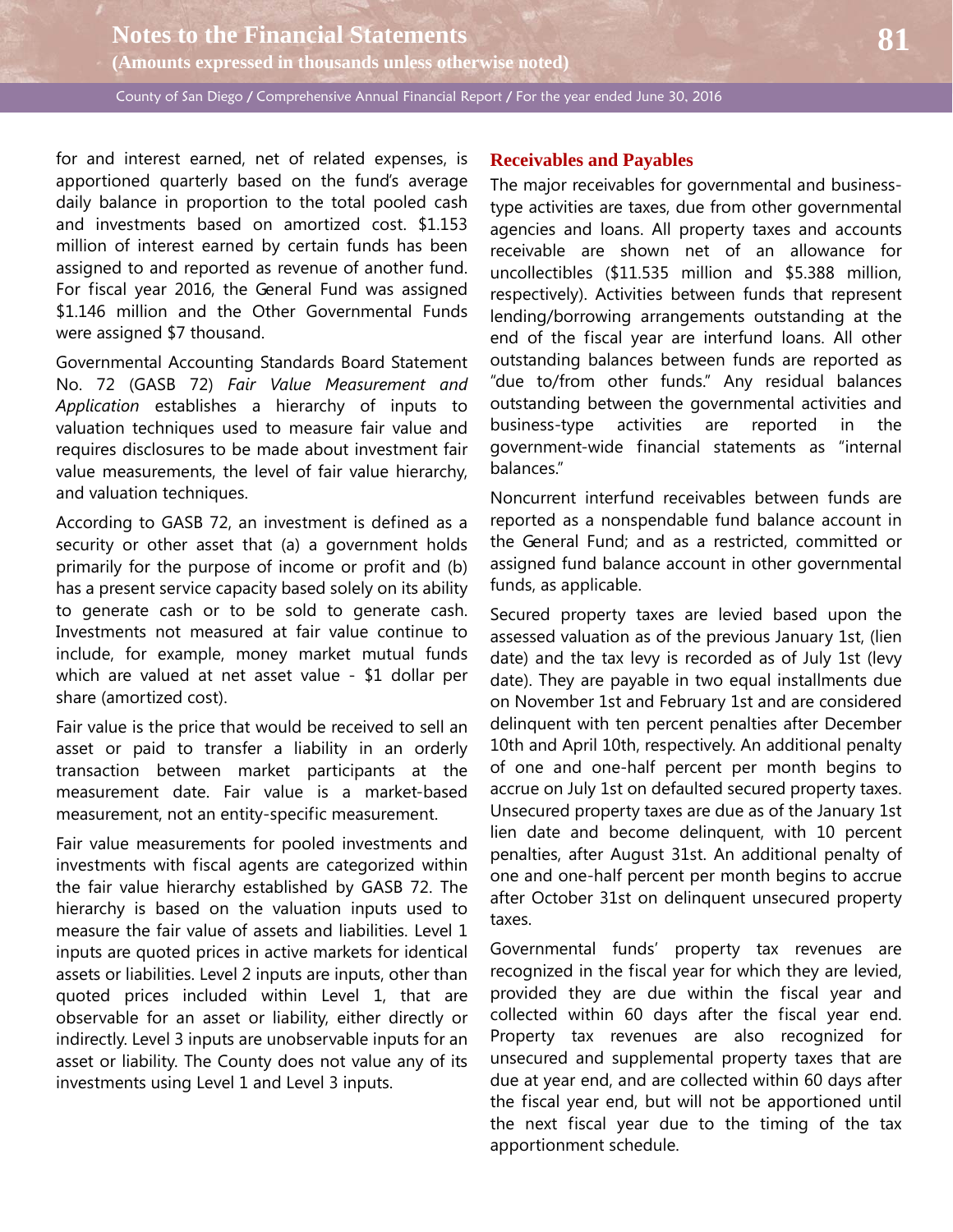for and interest earned, net of related expenses, is apportioned quarterly based on the fund's average daily balance in proportion to the total pooled cash and investments based on amortized cost. $1.153 million of interest earned by certain funds has been assigned to and reported as revenue of another fund. For fiscal year 2016, the General Fund was assigned $1.146 million and the Other Governmental Funds were assigned $7 thousand.

Governmental Accounting Standards Board Statement No. 72 (GASB 72) *Fair Value Measurement and Application* establishes a hierarchy of inputs to valuation techniques used to measure fair value and requires disclosures to be made about investment fair value measurements, the level of fair value hierarchy, and valuation techniques.

According to GASB 72, an investment is defined as a security or other asset that (a) a government holds primarily for the purpose of income or profit and (b) has a present service capacity based solely on its ability to generate cash or to be sold to generate cash. Investments not measured at fair value continue to include, for example, money market mutual funds which are valued at net asset value - $1 dollar per share (amortized cost).

Fair value is the price that would be received to sell an asset or paid to transfer a liability in an orderly transaction between market participants at the measurement date. Fair value is a market-based measurement, not an entity-specific measurement.

Fair value measurements for pooled investments and investments with fiscal agents are categorized within the fair value hierarchy established by GASB 72. The hierarchy is based on the valuation inputs used to measure the fair value of assets and liabilities. Level 1 inputs are quoted prices in active markets for identical assets or liabilities. Level 2 inputs are inputs, other than quoted prices included within Level 1, that are observable for an asset or liability, either directly or indirectly. Level 3 inputs are unobservable inputs for an asset or liability. The County does not value any of its investments using Level 1 and Level 3 inputs.

### Receivables and Payables

The major receivables for governmental and business-type activities are taxes, due from other governmental agencies and loans. All property taxes and accounts receivable are shown net of an allowance for uncollectibles ($11.535 million and $5.388 million, respectively). Activities between funds that represent lending/borrowing arrangements outstanding at the end of the fiscal year are interfund loans. All other outstanding balances between funds are reported as "due to/from other funds." Any residual balances outstanding between the governmental activities and business-type activities are reported in the government-wide financial statements as "internal balances."

Noncurrent interfund receivables between funds are reported as a nonspendable fund balance account in the General Fund; and as a restricted, committed or assigned fund balance account in other governmental funds, as applicable.

Secured property taxes are levied based upon the assessed valuation as of the previous January 1st, (lien date) and the tax levy is recorded as of July 1st (levy date). They are payable in two equal installments due on November 1st and February 1st and are considered delinquent with ten percent penalties after December 10th and April 10th, respectively. An additional penalty of one and one-half percent per month begins to accrue on July 1st on defaulted secured property taxes. Unsecured property taxes are due as of the January 1st lien date and become delinquent, with 10 percent penalties, after August 31st. An additional penalty of one and one-half percent per month begins to accrue after October 31st on delinquent unsecured property taxes.

Governmental funds' property tax revenues are recognized in the fiscal year for which they are levied, provided they are due within the fiscal year and collected within 60 days after the fiscal year end. Property tax revenues are also recognized for unsecured and supplemental property taxes that are due at year end, and are collected within 60 days after the fiscal year end, but will not be apportioned until the next fiscal year due to the timing of the tax apportionment schedule.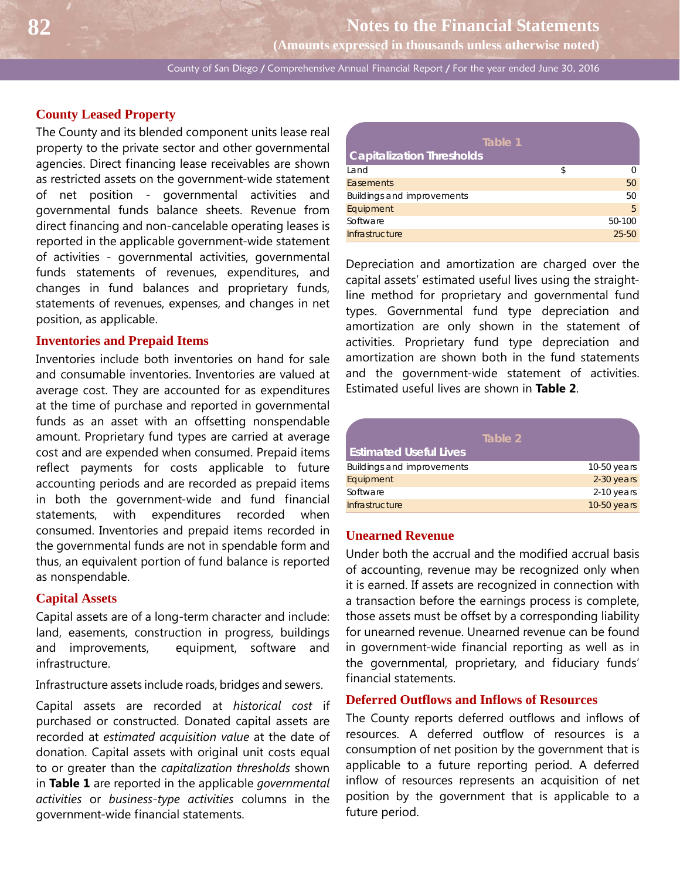### County Leased Property

The County and its blended component units lease real property to the private sector and other governmental agencies. Direct financing lease receivables are shown as restricted assets on the government-wide statement of net position - governmental activities and governmental funds balance sheets. Revenue from direct financing and non-cancelable operating leases is reported in the applicable government-wide statement of activities - governmental activities, governmental funds statements of revenues, expenditures, and changes in fund balances and proprietary funds, statements of revenues, expenses, and changes in net position, as applicable.

### Inventories and Prepaid Items

Inventories include both inventories on hand for sale and consumable inventories. Inventories are valued at average cost. They are accounted for as expenditures at the time of purchase and reported in governmental funds as an asset with an offsetting nonspendable amount. Proprietary fund types are carried at average cost and are expended when consumed. Prepaid items reflect payments for costs applicable to future accounting periods and are recorded as prepaid items in both the government-wide and fund financial statements, with expenditures recorded when consumed. Inventories and prepaid items recorded in the governmental funds are not in spendable form and thus, an equivalent portion of fund balance is reported as nonspendable.

### Capital Assets

Capital assets are of a long-term character and include: land, easements, construction in progress, buildings and improvements, equipment, software and infrastructure.

Infrastructure assets include roads, bridges and sewers.

Capital assets are recorded at *historical cost* if purchased or constructed. Donated capital assets are recorded at *estimated acquisition value* at the date of donation. Capital assets with original unit costs equal to or greater than the *capitalization thresholds* shown in **Table 1** are reported in the applicable *governmental activities* or *business-type activities* columns in the government-wide financial statements.

**Table 1**

| Capitalization Thresholds | |
|---|---|
| Land | $ 0 |
| Easements | 50 |
| Buildings and improvements | 50 |
| Equipment | 5 |
| Software | 50-100 |
| Infrastructure | 25-50 |

Depreciation and amortization are charged over the capital assets' estimated useful lives using the straight-line method for proprietary and governmental fund types. Governmental fund type depreciation and amortization are only shown in the statement of activities. Proprietary fund type depreciation and amortization are shown both in the fund statements and the government-wide statement of activities. Estimated useful lives are shown in **Table 2**.

**Table 2**

| Estimated Useful Lives | |
|---|---|
| Buildings and improvements | 10-50 years |
| Equipment | 2-30 years |
| Software | 2-10 years |
| Infrastructure | 10-50 years |

### Unearned Revenue

Under both the accrual and the modified accrual basis of accounting, revenue may be recognized only when it is earned. If assets are recognized in connection with a transaction before the earnings process is complete, those assets must be offset by a corresponding liability for unearned revenue. Unearned revenue can be found in government-wide financial reporting as well as in the governmental, proprietary, and fiduciary funds' financial statements.

### Deferred Outflows and Inflows of Resources

The County reports deferred outflows and inflows of resources. A deferred outflow of resources is a consumption of net position by the government that is applicable to a future reporting period. A deferred inflow of resources represents an acquisition of net position by the government that is applicable to a future period.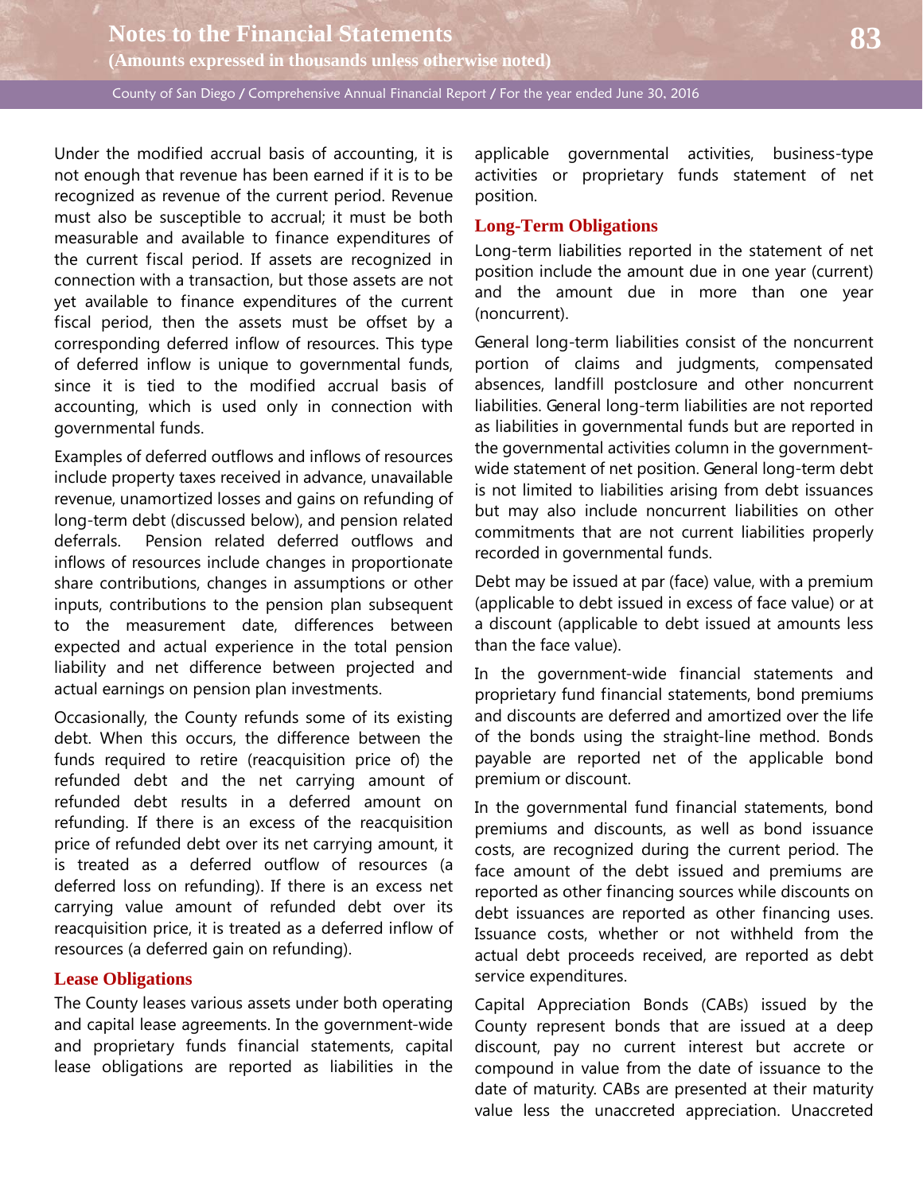Under the modified accrual basis of accounting, it is not enough that revenue has been earned if it is to be recognized as revenue of the current period. Revenue must also be susceptible to accrual; it must be both measurable and available to finance expenditures of the current fiscal period. If assets are recognized in connection with a transaction, but those assets are not yet available to finance expenditures of the current fiscal period, then the assets must be offset by a corresponding deferred inflow of resources. This type of deferred inflow is unique to governmental funds, since it is tied to the modified accrual basis of accounting, which is used only in connection with governmental funds.

Examples of deferred outflows and inflows of resources include property taxes received in advance, unavailable revenue, unamortized losses and gains on refunding of long-term debt (discussed below), and pension related deferrals. Pension related deferred outflows and inflows of resources include changes in proportionate share contributions, changes in assumptions or other inputs, contributions to the pension plan subsequent to the measurement date, differences between expected and actual experience in the total pension liability and net difference between projected and actual earnings on pension plan investments.

Occasionally, the County refunds some of its existing debt. When this occurs, the difference between the funds required to retire (reacquisition price of) the refunded debt and the net carrying amount of refunded debt results in a deferred amount on refunding. If there is an excess of the reacquisition price of refunded debt over its net carrying amount, it is treated as a deferred outflow of resources (a deferred loss on refunding). If there is an excess net carrying value amount of refunded debt over its reacquisition price, it is treated as a deferred inflow of resources (a deferred gain on refunding).

### Lease Obligations

The County leases various assets under both operating and capital lease agreements. In the government-wide and proprietary funds financial statements, capital lease obligations are reported as liabilities in the applicable governmental activities, business-type activities or proprietary funds statement of net position.

### Long-Term Obligations

Long-term liabilities reported in the statement of net position include the amount due in one year (current) and the amount due in more than one year (noncurrent).

General long-term liabilities consist of the noncurrent portion of claims and judgments, compensated absences, landfill postclosure and other noncurrent liabilities. General long-term liabilities are not reported as liabilities in governmental funds but are reported in the governmental activities column in the government-wide statement of net position. General long-term debt is not limited to liabilities arising from debt issuances but may also include noncurrent liabilities on other commitments that are not current liabilities properly recorded in governmental funds.

Debt may be issued at par (face) value, with a premium (applicable to debt issued in excess of face value) or at a discount (applicable to debt issued at amounts less than the face value).

In the government-wide financial statements and proprietary fund financial statements, bond premiums and discounts are deferred and amortized over the life of the bonds using the straight-line method. Bonds payable are reported net of the applicable bond premium or discount.

In the governmental fund financial statements, bond premiums and discounts, as well as bond issuance costs, are recognized during the current period. The face amount of the debt issued and premiums are reported as other financing sources while discounts on debt issuances are reported as other financing uses. Issuance costs, whether or not withheld from the actual debt proceeds received, are reported as debt service expenditures.

Capital Appreciation Bonds (CABs) issued by the County represent bonds that are issued at a deep discount, pay no current interest but accrete or compound in value from the date of issuance to the date of maturity. CABs are presented at their maturity value less the unaccreted appreciation. Unaccreted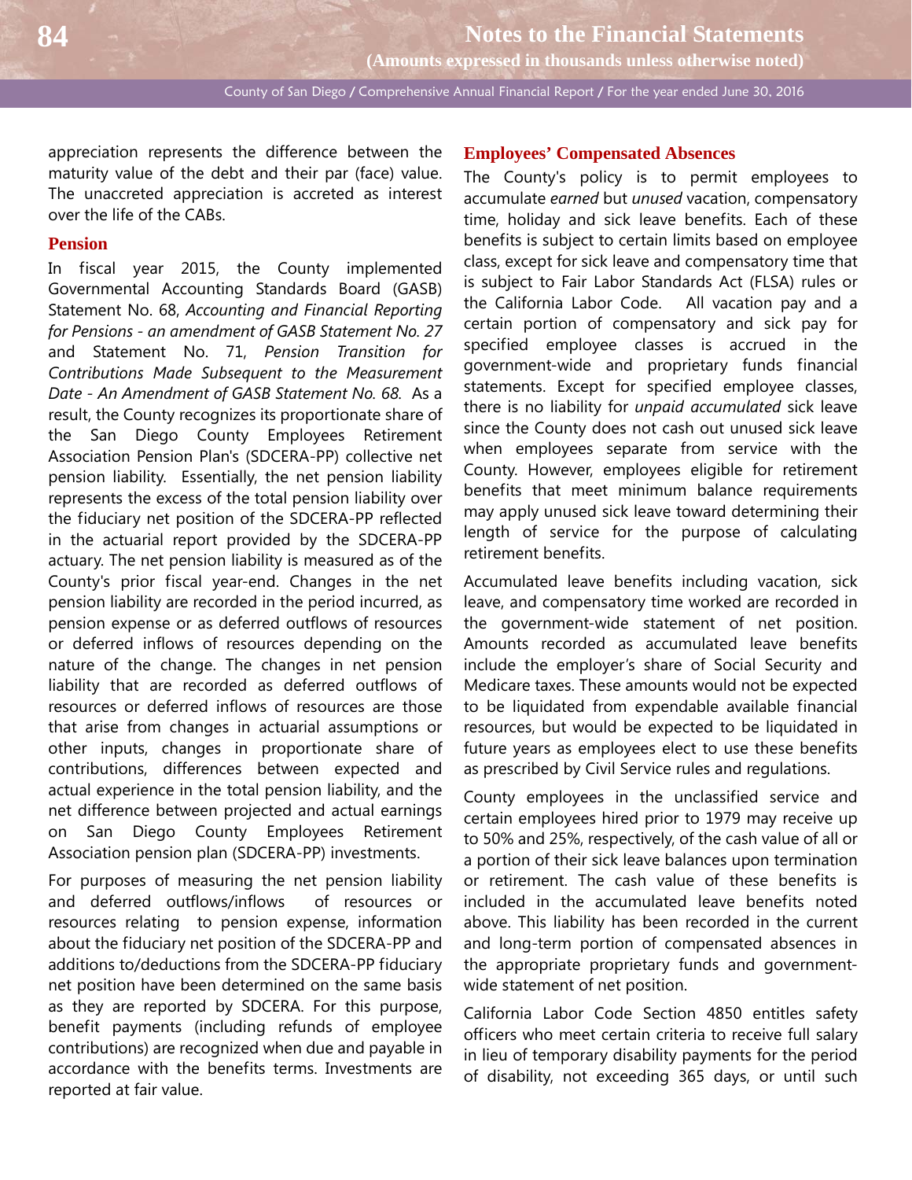appreciation represents the difference between the maturity value of the debt and their par (face) value. The unaccreted appreciation is accreted as interest over the life of the CABs.

## Pension

In fiscal year 2015, the County implemented Governmental Accounting Standards Board (GASB) Statement No. 68, *Accounting and Financial Reporting for Pensions - an amendment of GASB Statement No. 27* and Statement No. 71, *Pension Transition for Contributions Made Subsequent to the Measurement Date - An Amendment of GASB Statement No. 68.* As a result, the County recognizes its proportionate share of the San Diego County Employees Retirement Association Pension Plan's (SDCERA-PP) collective net pension liability. Essentially, the net pension liability represents the excess of the total pension liability over the fiduciary net position of the SDCERA-PP reflected in the actuarial report provided by the SDCERA-PP actuary. The net pension liability is measured as of the County's prior fiscal year-end. Changes in the net pension liability are recorded in the period incurred, as pension expense or as deferred outflows of resources or deferred inflows of resources depending on the nature of the change. The changes in net pension liability that are recorded as deferred outflows of resources or deferred inflows of resources are those that arise from changes in actuarial assumptions or other inputs, changes in proportionate share of contributions, differences between expected and actual experience in the total pension liability, and the net difference between projected and actual earnings on San Diego County Employees Retirement Association pension plan (SDCERA-PP) investments.

For purposes of measuring the net pension liability and deferred outflows/inflows of resources or resources relating to pension expense, information about the fiduciary net position of the SDCERA-PP and additions to/deductions from the SDCERA-PP fiduciary net position have been determined on the same basis as they are reported by SDCERA. For this purpose, benefit payments (including refunds of employee contributions) are recognized when due and payable in accordance with the benefits terms. Investments are reported at fair value.

## Employees' Compensated Absences

The County's policy is to permit employees to accumulate *earned* but *unused* vacation, compensatory time, holiday and sick leave benefits. Each of these benefits is subject to certain limits based on employee class, except for sick leave and compensatory time that is subject to Fair Labor Standards Act (FLSA) rules or the California Labor Code. All vacation pay and a certain portion of compensatory and sick pay for specified employee classes is accrued in the government-wide and proprietary funds financial statements. Except for specified employee classes, there is no liability for *unpaid accumulated* sick leave since the County does not cash out unused sick leave when employees separate from service with the County. However, employees eligible for retirement benefits that meet minimum balance requirements may apply unused sick leave toward determining their length of service for the purpose of calculating retirement benefits.

Accumulated leave benefits including vacation, sick leave, and compensatory time worked are recorded in the government-wide statement of net position. Amounts recorded as accumulated leave benefits include the employer's share of Social Security and Medicare taxes. These amounts would not be expected to be liquidated from expendable available financial resources, but would be expected to be liquidated in future years as employees elect to use these benefits as prescribed by Civil Service rules and regulations.

County employees in the unclassified service and certain employees hired prior to 1979 may receive up to 50% and 25%, respectively, of the cash value of all or a portion of their sick leave balances upon termination or retirement. The cash value of these benefits is included in the accumulated leave benefits noted above. This liability has been recorded in the current and long-term portion of compensated absences in the appropriate proprietary funds and government-wide statement of net position.

California Labor Code Section 4850 entitles safety officers who meet certain criteria to receive full salary in lieu of temporary disability payments for the period of disability, not exceeding 365 days, or until such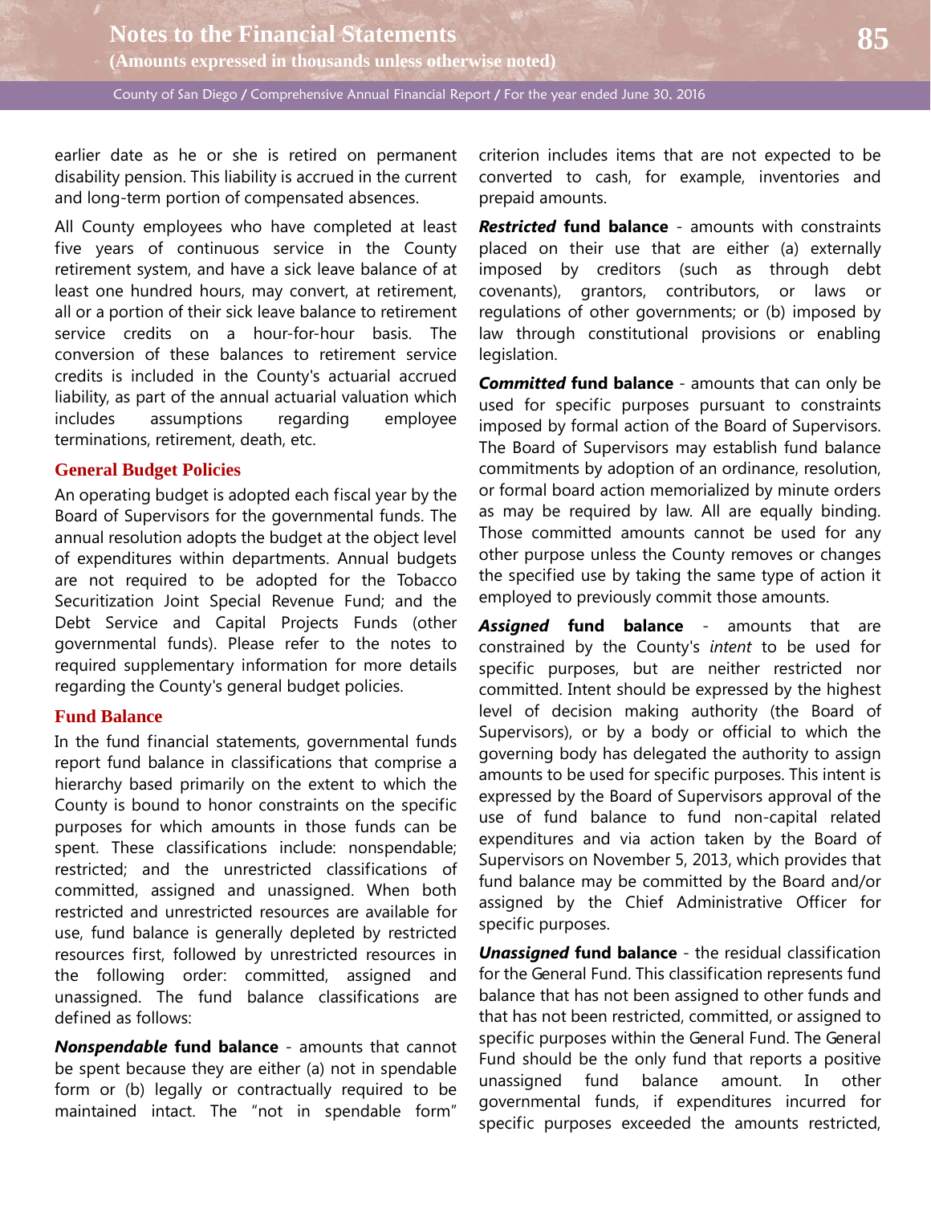earlier date as he or she is retired on permanent disability pension. This liability is accrued in the current and long-term portion of compensated absences.

All County employees who have completed at least five years of continuous service in the County retirement system, and have a sick leave balance of at least one hundred hours, may convert, at retirement, all or a portion of their sick leave balance to retirement service credits on a hour-for-hour basis. The conversion of these balances to retirement service credits is included in the County's actuarial accrued liability, as part of the annual actuarial valuation which includes assumptions regarding employee terminations, retirement, death, etc.

### General Budget Policies

An operating budget is adopted each fiscal year by the Board of Supervisors for the governmental funds. The annual resolution adopts the budget at the object level of expenditures within departments. Annual budgets are not required to be adopted for the Tobacco Securitization Joint Special Revenue Fund; and the Debt Service and Capital Projects Funds (other governmental funds). Please refer to the notes to required supplementary information for more details regarding the County's general budget policies.

### Fund Balance

In the fund financial statements, governmental funds report fund balance in classifications that comprise a hierarchy based primarily on the extent to which the County is bound to honor constraints on the specific purposes for which amounts in those funds can be spent. These classifications include: nonspendable; restricted; and the unrestricted classifications of committed, assigned and unassigned. When both restricted and unrestricted resources are available for use, fund balance is generally depleted by restricted resources first, followed by unrestricted resources in the following order: committed, assigned and unassigned. The fund balance classifications are defined as follows:

***Nonspendable*** **fund balance** - amounts that cannot be spent because they are either (a) not in spendable form or (b) legally or contractually required to be maintained intact. The "not in spendable form" criterion includes items that are not expected to be converted to cash, for example, inventories and prepaid amounts.

***Restricted*** **fund balance** - amounts with constraints placed on their use that are either (a) externally imposed by creditors (such as through debt covenants), grantors, contributors, or laws or regulations of other governments; or (b) imposed by law through constitutional provisions or enabling legislation.

***Committed*** **fund balance** - amounts that can only be used for specific purposes pursuant to constraints imposed by formal action of the Board of Supervisors. The Board of Supervisors may establish fund balance commitments by adoption of an ordinance, resolution, or formal board action memorialized by minute orders as may be required by law. All are equally binding. Those committed amounts cannot be used for any other purpose unless the County removes or changes the specified use by taking the same type of action it employed to previously commit those amounts.

***Assigned*** **fund balance** - amounts that are constrained by the County's *intent* to be used for specific purposes, but are neither restricted nor committed. Intent should be expressed by the highest level of decision making authority (the Board of Supervisors), or by a body or official to which the governing body has delegated the authority to assign amounts to be used for specific purposes. This intent is expressed by the Board of Supervisors approval of the use of fund balance to fund non-capital related expenditures and via action taken by the Board of Supervisors on November 5, 2013, which provides that fund balance may be committed by the Board and/or assigned by the Chief Administrative Officer for specific purposes.

***Unassigned*** **fund balance** - the residual classification for the General Fund. This classification represents fund balance that has not been assigned to other funds and that has not been restricted, committed, or assigned to specific purposes within the General Fund. The General Fund should be the only fund that reports a positive unassigned fund balance amount. In other governmental funds, if expenditures incurred for specific purposes exceeded the amounts restricted,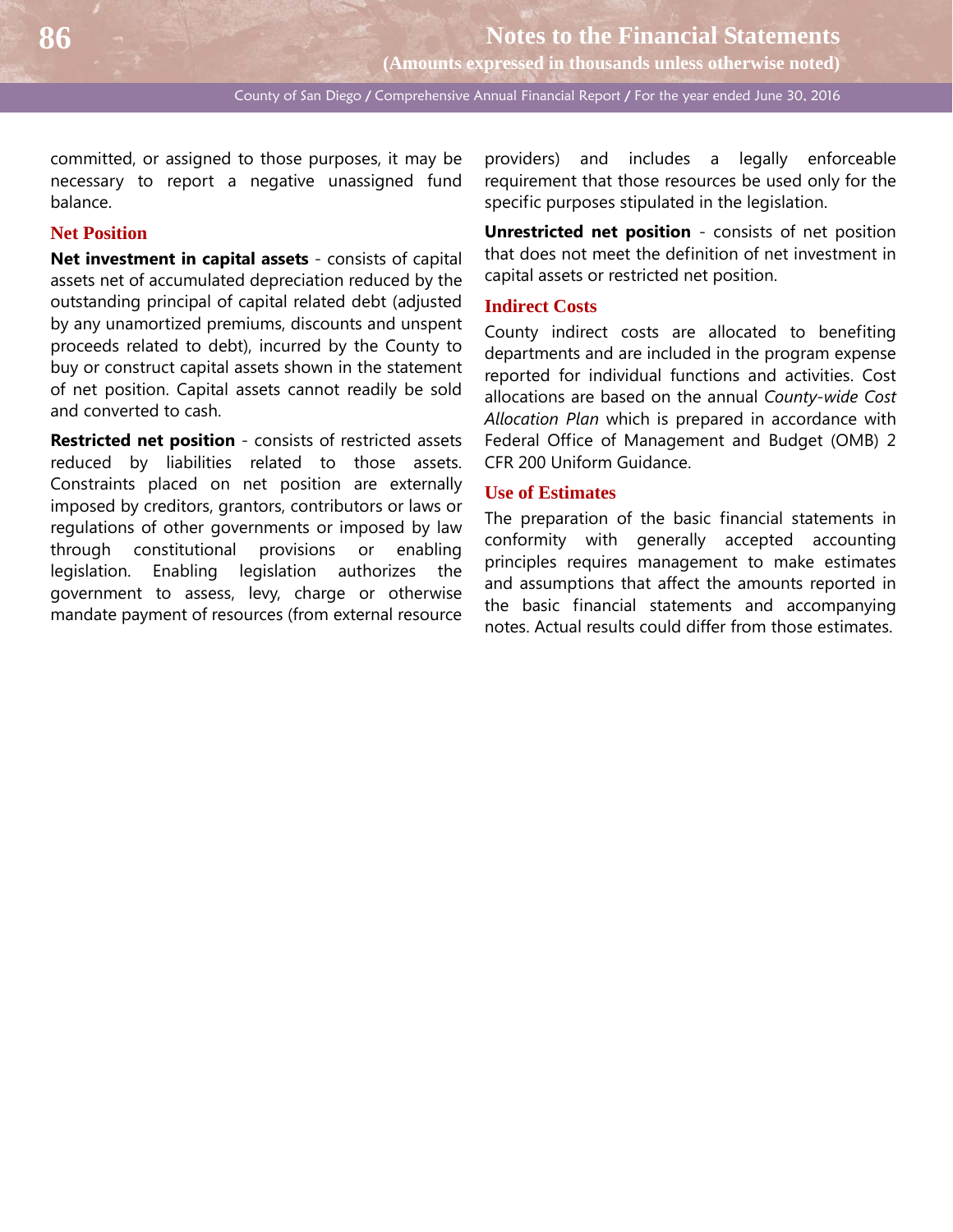committed, or assigned to those purposes, it may be necessary to report a negative unassigned fund balance.

### Net Position

**Net investment in capital assets** - consists of capital assets net of accumulated depreciation reduced by the outstanding principal of capital related debt (adjusted by any unamortized premiums, discounts and unspent proceeds related to debt), incurred by the County to buy or construct capital assets shown in the statement of net position. Capital assets cannot readily be sold and converted to cash.

**Restricted net position** - consists of restricted assets reduced by liabilities related to those assets. Constraints placed on net position are externally imposed by creditors, grantors, contributors or laws or regulations of other governments or imposed by law through constitutional provisions or enabling legislation. Enabling legislation authorizes the government to assess, levy, charge or otherwise mandate payment of resources (from external resource providers) and includes a legally enforceable requirement that those resources be used only for the specific purposes stipulated in the legislation.

**Unrestricted net position** - consists of net position that does not meet the definition of net investment in capital assets or restricted net position.

### Indirect Costs

County indirect costs are allocated to benefiting departments and are included in the program expense reported for individual functions and activities. Cost allocations are based on the annual *County-wide Cost Allocation Plan* which is prepared in accordance with Federal Office of Management and Budget (OMB) 2 CFR 200 Uniform Guidance.

### Use of Estimates

The preparation of the basic financial statements in conformity with generally accepted accounting principles requires management to make estimates and assumptions that affect the amounts reported in the basic financial statements and accompanying notes. Actual results could differ from those estimates.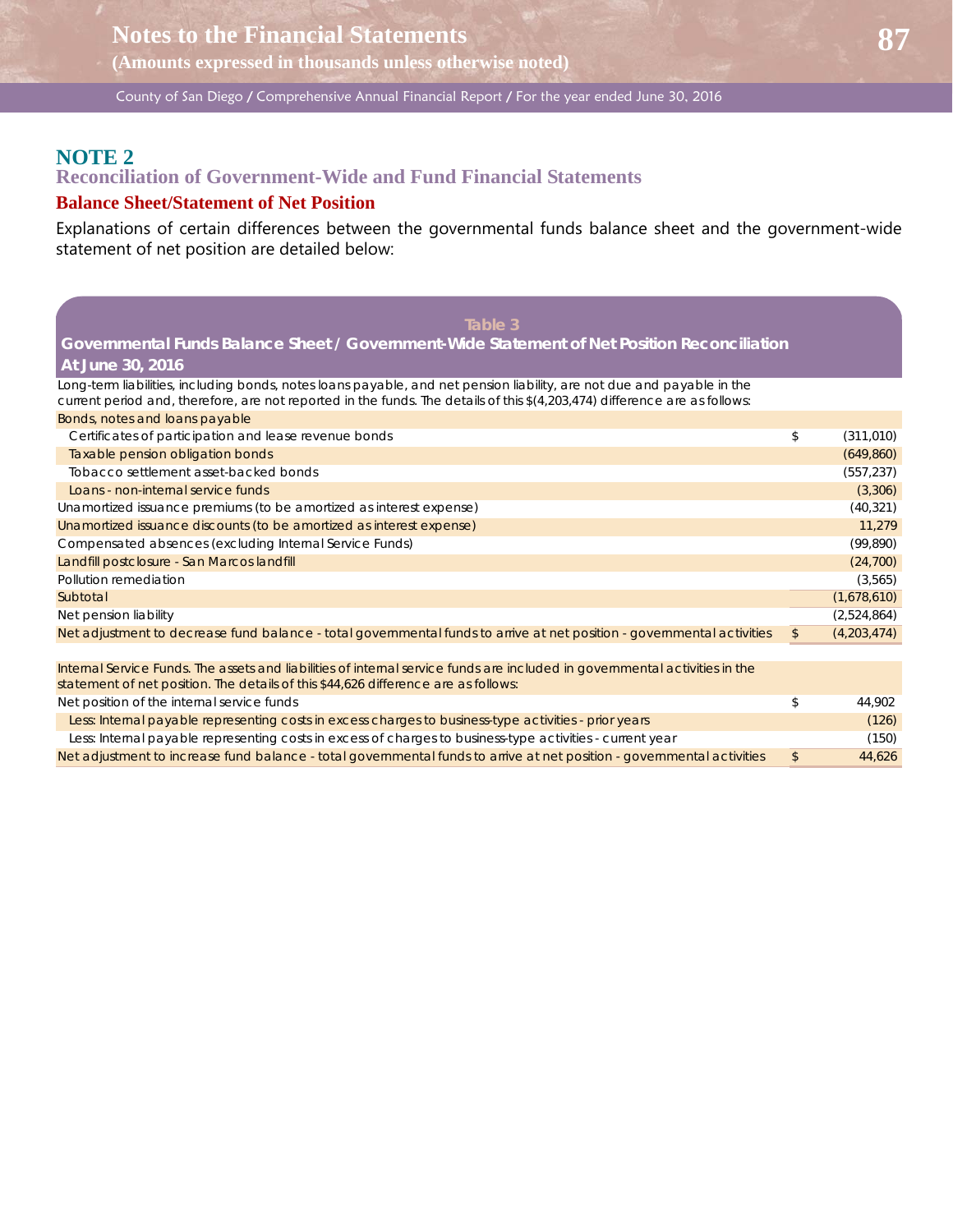## NOTE 2

### Reconciliation of Government-Wide and Fund Financial Statements

### Balance Sheet/Statement of Net Position

Explanations of certain differences between the governmental funds balance sheet and the government-wide statement of net position are detailed below:

**Table 3**

**Governmental Funds Balance Sheet / Government-Wide Statement of Net Position Reconciliation At June 30, 2016**

| | | |
|---|---|---|
| Long-term liabilities, including bonds, notes loans payable, and net pension liability, are not due and payable in the current period and, therefore, are not reported in the funds. The details of this $(4,203,474) difference are as follows: | | |
| Bonds, notes and loans payable | | |
| Certificates of participation and lease revenue bonds | $ | (311,010) |
| Taxable pension obligation bonds | | (649,860) |
| Tobacco settlement asset-backed bonds | | (557,237) |
| Loans - non-internal service funds | | (3,306) |
| Unamortized issuance premiums (to be amortized as interest expense) | | (40,321) |
| Unamortized issuance discounts (to be amortized as interest expense) | | 11,279 |
| Compensated absences (excluding Internal Service Funds) | | (99,890) |
| Landfill postclosure - San Marcos landfill | | (24,700) |
| Pollution remediation | | (3,565) |
| Subtotal | | (1,678,610) |
| Net pension liability | | (2,524,864) |
| Net adjustment to decrease fund balance - total governmental funds to arrive at net position - governmental activities | $ | (4,203,474) |
| | | |
| Internal Service Funds. The assets and liabilities of internal service funds are included in governmental activities in the statement of net position. The details of this $44,626 difference are as follows: | | |
| Net position of the internal service funds | $ | 44,902 |
| Less: Internal payable representing costs in excess charges to business-type activities - prior years | | (126) |
| Less: Internal payable representing costs in excess of charges to business-type activities - current year | | (150) |
| Net adjustment to increase fund balance - total governmental funds to arrive at net position - governmental activities | $ | 44,626 |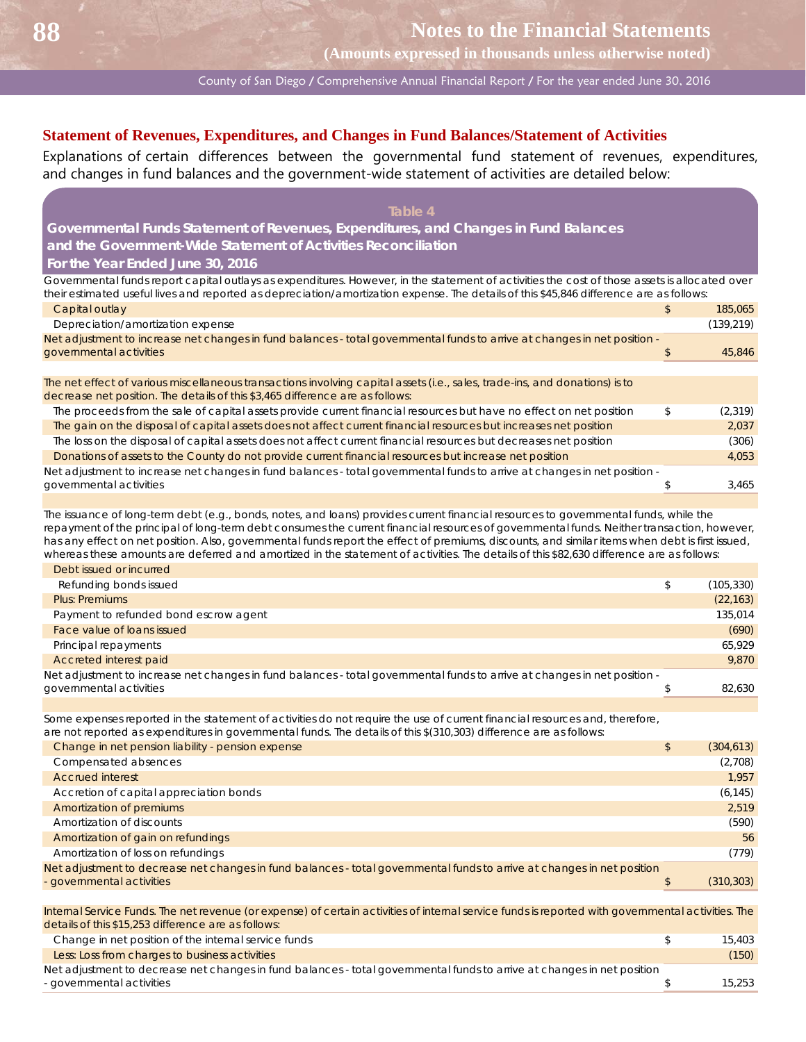## Statement of Revenues, Expenditures, and Changes in Fund Balances/Statement of Activities

Explanations of certain differences between the governmental fund statement of revenues, expenditures, and changes in fund balances and the government-wide statement of activities are detailed below:

**Table 4**

**Governmental Funds Statement of Revenues, Expenditures, and Changes in Fund Balances and the Government-Wide Statement of Activities Reconciliation**

**For the Year Ended June 30, 2016**

| | | |
|---|---|---|
| Governmental funds report capital outlays as expenditures. However, in the statement of activities the cost of those assets is allocated over their estimated useful lives and reported as depreciation/amortization expense. The details of this $45,846 difference are as follows: | | |
| Capital outlay | $ | 185,065 |
| Depreciation/amortization expense | | (139,219) |
| Net adjustment to increase net changes in fund balances - total governmental funds to arrive at changes in net position - governmental activities | $ | 45,846 |
| | | |
| The net effect of various miscellaneous transactions involving capital assets (i.e., sales, trade-ins, and donations) is to decrease net position. The details of this $3,465 difference are as follows: | | |
| The proceeds from the sale of capital assets provide current financial resources but have no effect on net position | $ | (2,319) |
| The gain on the disposal of capital assets does not affect current financial resources but increases net position | | 2,037 |
| The loss on the disposal of capital assets does not affect current financial resources but decreases net position | | (306) |
| Donations of assets to the County do not provide current financial resources but increase net position | | 4,053 |
| Net adjustment to increase net changes in fund balances - total governmental funds to arrive at changes in net position - governmental activities | $ | 3,465 |
| | | |
| The issuance of long-term debt (e.g., bonds, notes, and loans) provides current financial resources to governmental funds, while the repayment of the principal of long-term debt consumes the current financial resources of governmental funds. Neither transaction, however, has any effect on net position. Also, governmental funds report the effect of premiums, discounts, and similar items when debt is first issued, whereas these amounts are deferred and amortized in the statement of activities. The details of this $82,630 difference are as follows: | | |
| Debt issued or incurred | | |
| Refunding bonds issued | $ | (105,330) |
| Plus: Premiums | | (22,163) |
| Payment to refunded bond escrow agent | | 135,014 |
| Face value of loans issued | | (690) |
| Principal repayments | | 65,929 |
| Accreted interest paid | | 9,870 |
| Net adjustment to increase net changes in fund balances - total governmental funds to arrive at changes in net position - governmental activities | $ | 82,630 |
| | | |
| Some expenses reported in the statement of activities do not require the use of current financial resources and, therefore, are not reported as expenditures in governmental funds. The details of this $(310,303) difference are as follows: | | |
| Change in net pension liability - pension expense | $ | (304,613) |
| Compensated absences | | (2,708) |
| Accrued interest | | 1,957 |
| Accretion of capital appreciation bonds | | (6,145) |
| Amortization of premiums | | 2,519 |
| Amortization of discounts | | (590) |
| Amortization of gain on refundings | | 56 |
| Amortization of loss on refundings | | (779) |
| Net adjustment to decrease net changes in fund balances - total governmental funds to arrive at changes in net position - governmental activities | $ | (310,303) |
| | | |
| Internal Service Funds. The net revenue (or expense) of certain activities of internal service funds is reported with governmental activities. The details of this $15,253 difference are as follows: | | |
| Change in net position of the internal service funds | $ | 15,403 |
| Less: Loss from charges to business activities | | (150) |
| Net adjustment to decrease net changes in fund balances - total governmental funds to arrive at changes in net position - governmental activities | $ | 15,253 |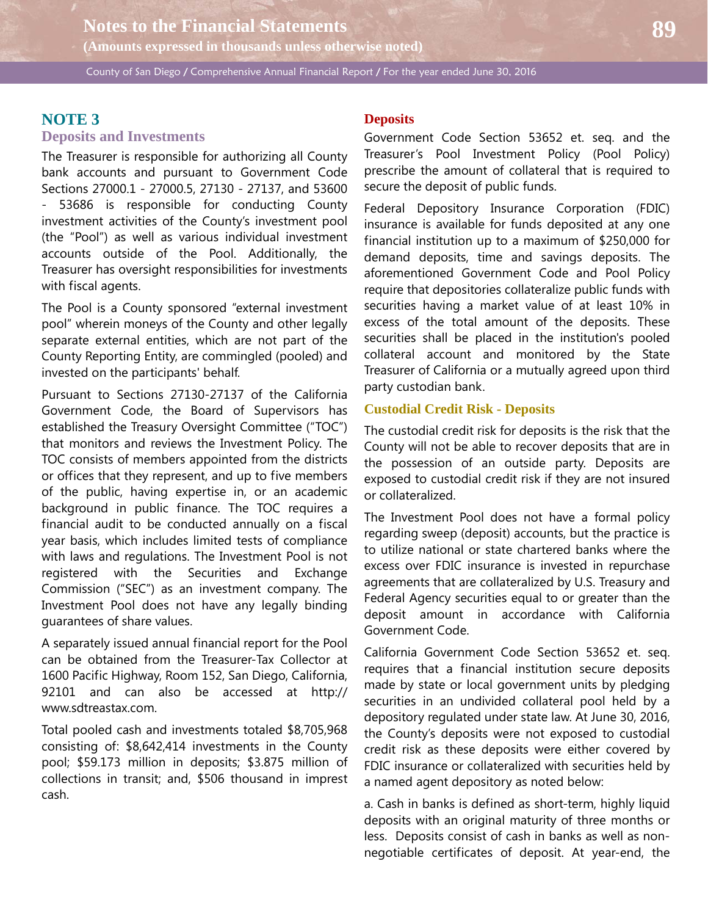## NOTE 3

### Deposits and Investments

The Treasurer is responsible for authorizing all County bank accounts and pursuant to Government Code Sections 27000.1 - 27000.5, 27130 - 27137, and 53600 - 53686 is responsible for conducting County investment activities of the County's investment pool (the "Pool") as well as various individual investment accounts outside of the Pool. Additionally, the Treasurer has oversight responsibilities for investments with fiscal agents.

The Pool is a County sponsored "external investment pool" wherein moneys of the County and other legally separate external entities, which are not part of the County Reporting Entity, are commingled (pooled) and invested on the participants' behalf.

Pursuant to Sections 27130-27137 of the California Government Code, the Board of Supervisors has established the Treasury Oversight Committee ("TOC") that monitors and reviews the Investment Policy. The TOC consists of members appointed from the districts or offices that they represent, and up to five members of the public, having expertise in, or an academic background in public finance. The TOC requires a financial audit to be conducted annually on a fiscal year basis, which includes limited tests of compliance with laws and regulations. The Investment Pool is not registered with the Securities and Exchange Commission ("SEC") as an investment company. The Investment Pool does not have any legally binding guarantees of share values.

A separately issued annual financial report for the Pool can be obtained from the Treasurer-Tax Collector at 1600 Pacific Highway, Room 152, San Diego, California, 92101 and can also be accessed at http://www.sdtreastax.com.

Total pooled cash and investments totaled $8,705,968 consisting of: $8,642,414 investments in the County pool; $59.173 million in deposits; $3.875 million of collections in transit; and, $506 thousand in imprest cash.

### Deposits

Government Code Section 53652 et. seq. and the Treasurer's Pool Investment Policy (Pool Policy) prescribe the amount of collateral that is required to secure the deposit of public funds.

Federal Depository Insurance Corporation (FDIC) insurance is available for funds deposited at any one financial institution up to a maximum of $250,000 for demand deposits, time and savings deposits. The aforementioned Government Code and Pool Policy require that depositories collateralize public funds with securities having a market value of at least 10% in excess of the total amount of the deposits. These securities shall be placed in the institution's pooled collateral account and monitored by the State Treasurer of California or a mutually agreed upon third party custodian bank.

### Custodial Credit Risk - Deposits

The custodial credit risk for deposits is the risk that the County will not be able to recover deposits that are in the possession of an outside party. Deposits are exposed to custodial credit risk if they are not insured or collateralized.

The Investment Pool does not have a formal policy regarding sweep (deposit) accounts, but the practice is to utilize national or state chartered banks where the excess over FDIC insurance is invested in repurchase agreements that are collateralized by U.S. Treasury and Federal Agency securities equal to or greater than the deposit amount in accordance with California Government Code.

California Government Code Section 53652 et. seq. requires that a financial institution secure deposits made by state or local government units by pledging securities in an undivided collateral pool held by a depository regulated under state law. At June 30, 2016, the County's deposits were not exposed to custodial credit risk as these deposits were either covered by FDIC insurance or collateralized with securities held by a named agent depository as noted below:

a. Cash in banks is defined as short-term, highly liquid deposits with an original maturity of three months or less. Deposits consist of cash in banks as well as non-negotiable certificates of deposit. At year-end, the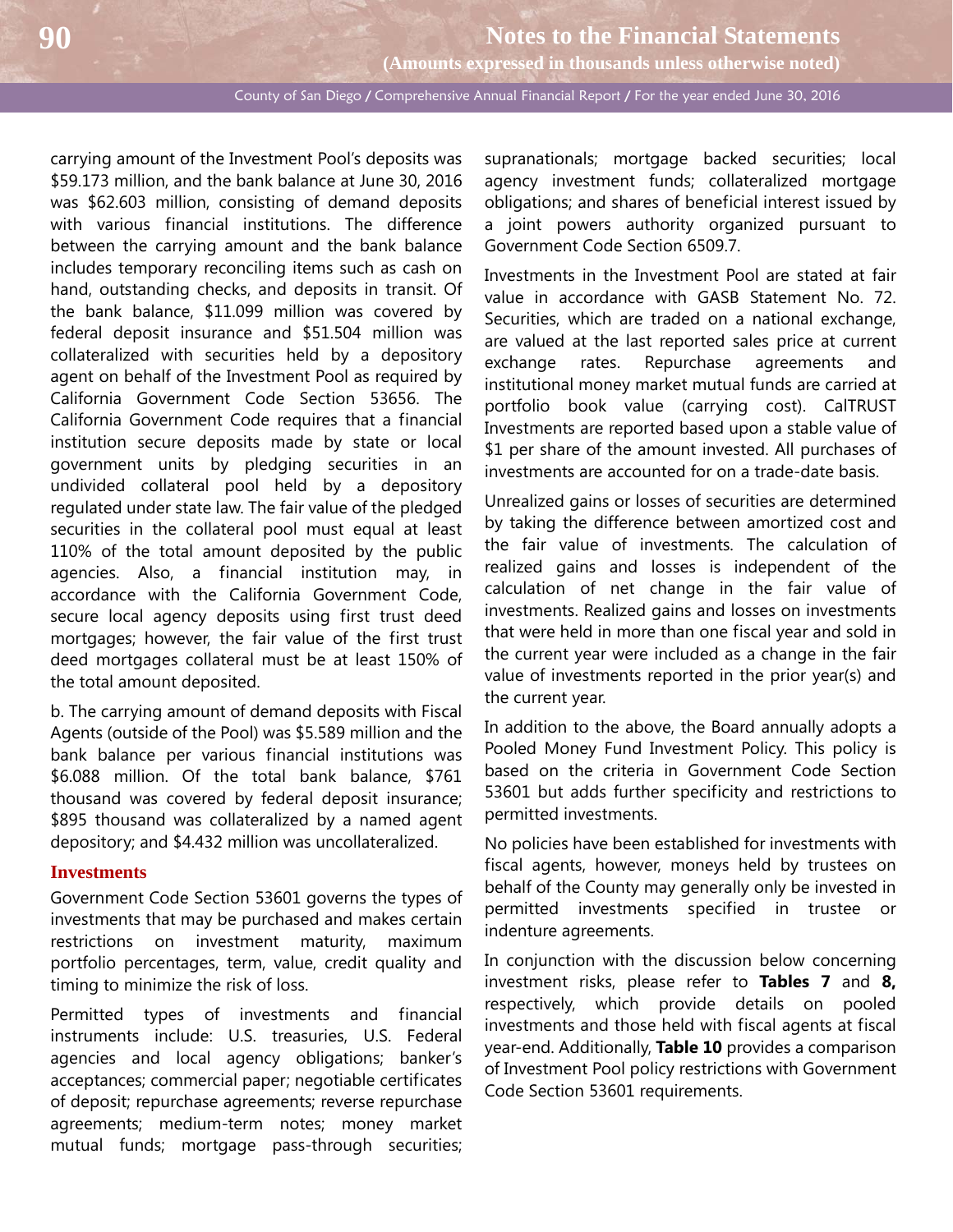carrying amount of the Investment Pool's deposits was $59.173 million, and the bank balance at June 30, 2016 was $62.603 million, consisting of demand deposits with various financial institutions. The difference between the carrying amount and the bank balance includes temporary reconciling items such as cash on hand, outstanding checks, and deposits in transit. Of the bank balance, $11.099 million was covered by federal deposit insurance and $51.504 million was collateralized with securities held by a depository agent on behalf of the Investment Pool as required by California Government Code Section 53656. The California Government Code requires that a financial institution secure deposits made by state or local government units by pledging securities in an undivided collateral pool held by a depository regulated under state law. The fair value of the pledged securities in the collateral pool must equal at least 110% of the total amount deposited by the public agencies. Also, a financial institution may, in accordance with the California Government Code, secure local agency deposits using first trust deed mortgages; however, the fair value of the first trust deed mortgages collateral must be at least 150% of the total amount deposited.

b. The carrying amount of demand deposits with Fiscal Agents (outside of the Pool) was $5.589 million and the bank balance per various financial institutions was $6.088 million. Of the total bank balance, $761 thousand was covered by federal deposit insurance; $895 thousand was collateralized by a named agent depository; and $4.432 million was uncollateralized.

### Investments

Government Code Section 53601 governs the types of investments that may be purchased and makes certain restrictions on investment maturity, maximum portfolio percentages, term, value, credit quality and timing to minimize the risk of loss.

Permitted types of investments and financial instruments include: U.S. treasuries, U.S. Federal agencies and local agency obligations; banker's acceptances; commercial paper; negotiable certificates of deposit; repurchase agreements; reverse repurchase agreements; medium-term notes; money market mutual funds; mortgage pass-through securities; supranationals; mortgage backed securities; local agency investment funds; collateralized mortgage obligations; and shares of beneficial interest issued by a joint powers authority organized pursuant to Government Code Section 6509.7.

Investments in the Investment Pool are stated at fair value in accordance with GASB Statement No. 72. Securities, which are traded on a national exchange, are valued at the last reported sales price at current exchange rates. Repurchase agreements and institutional money market mutual funds are carried at portfolio book value (carrying cost). CalTRUST Investments are reported based upon a stable value of $1 per share of the amount invested. All purchases of investments are accounted for on a trade-date basis.

Unrealized gains or losses of securities are determined by taking the difference between amortized cost and the fair value of investments. The calculation of realized gains and losses is independent of the calculation of net change in the fair value of investments. Realized gains and losses on investments that were held in more than one fiscal year and sold in the current year were included as a change in the fair value of investments reported in the prior year(s) and the current year.

In addition to the above, the Board annually adopts a Pooled Money Fund Investment Policy. This policy is based on the criteria in Government Code Section 53601 but adds further specificity and restrictions to permitted investments.

No policies have been established for investments with fiscal agents, however, moneys held by trustees on behalf of the County may generally only be invested in permitted investments specified in trustee or indenture agreements.

In conjunction with the discussion below concerning investment risks, please refer to **Tables 7** and **8,** respectively, which provide details on pooled investments and those held with fiscal agents at fiscal year-end. Additionally, **Table 10** provides a comparison of Investment Pool policy restrictions with Government Code Section 53601 requirements.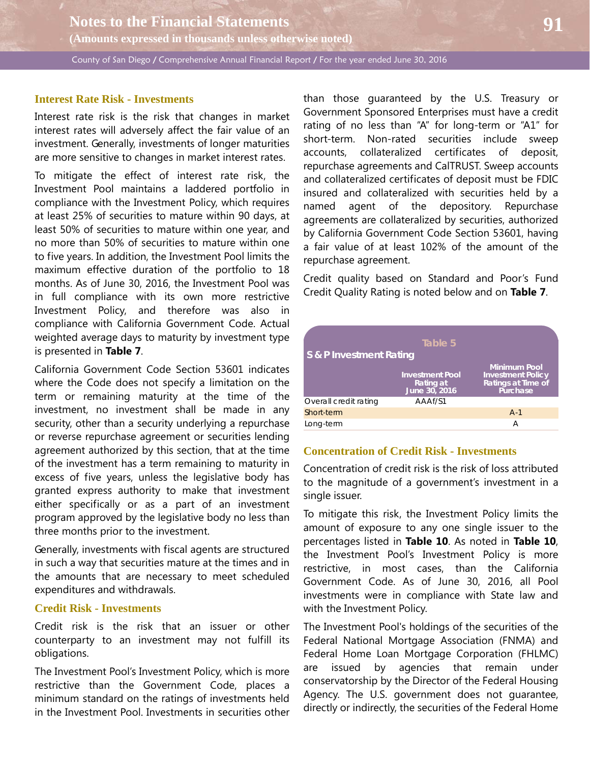## Interest Rate Risk - Investments

Interest rate risk is the risk that changes in market interest rates will adversely affect the fair value of an investment. Generally, investments of longer maturities are more sensitive to changes in market interest rates.

To mitigate the effect of interest rate risk, the Investment Pool maintains a laddered portfolio in compliance with the Investment Policy, which requires at least 25% of securities to mature within 90 days, at least 50% of securities to mature within one year, and no more than 50% of securities to mature within one to five years. In addition, the Investment Pool limits the maximum effective duration of the portfolio to 18 months. As of June 30, 2016, the Investment Pool was in full compliance with its own more restrictive Investment Policy, and therefore was also in compliance with California Government Code. Actual weighted average days to maturity by investment type is presented in **Table 7**.

California Government Code Section 53601 indicates where the Code does not specify a limitation on the term or remaining maturity at the time of the investment, no investment shall be made in any security, other than a security underlying a repurchase or reverse repurchase agreement or securities lending agreement authorized by this section, that at the time of the investment has a term remaining to maturity in excess of five years, unless the legislative body has granted express authority to make that investment either specifically or as a part of an investment program approved by the legislative body no less than three months prior to the investment.

Generally, investments with fiscal agents are structured in such a way that securities mature at the times and in the amounts that are necessary to meet scheduled expenditures and withdrawals.

## Credit Risk - Investments

Credit risk is the risk that an issuer or other counterparty to an investment may not fulfill its obligations.

The Investment Pool's Investment Policy, which is more restrictive than the Government Code, places a minimum standard on the ratings of investments held in the Investment Pool. Investments in securities other than those guaranteed by the U.S. Treasury or Government Sponsored Enterprises must have a credit rating of no less than "A" for long-term or "A1" for short-term. Non-rated securities include sweep accounts, collateralized certificates of deposit, repurchase agreements and CalTRUST. Sweep accounts and collateralized certificates of deposit must be FDIC insured and collateralized with securities held by a named agent of the depository. Repurchase agreements are collateralized by securities, authorized by California Government Code Section 53601, having a fair value of at least 102% of the amount of the repurchase agreement.

Credit quality based on Standard and Poor's Fund Credit Quality Rating is noted below and on **Table 7**.

**Table 5**

**S & P Investment Rating**

| | Investment Pool Rating at June 30, 2016 | Minimum Pool Investment Policy Ratings at Time of Purchase |
|---|---|---|
| Overall credit rating | AAAf/S1 | |
| Short-term | | A-1 |
| Long-term | | A |

## Concentration of Credit Risk - Investments

Concentration of credit risk is the risk of loss attributed to the magnitude of a government's investment in a single issuer.

To mitigate this risk, the Investment Policy limits the amount of exposure to any one single issuer to the percentages listed in **Table 10**. As noted in **Table 10**, the Investment Pool's Investment Policy is more restrictive, in most cases, than the California Government Code. As of June 30, 2016, all Pool investments were in compliance with State law and with the Investment Policy.

The Investment Pool's holdings of the securities of the Federal National Mortgage Association (FNMA) and Federal Home Loan Mortgage Corporation (FHLMC) are issued by agencies that remain under conservatorship by the Director of the Federal Housing Agency. The U.S. government does not guarantee, directly or indirectly, the securities of the Federal Home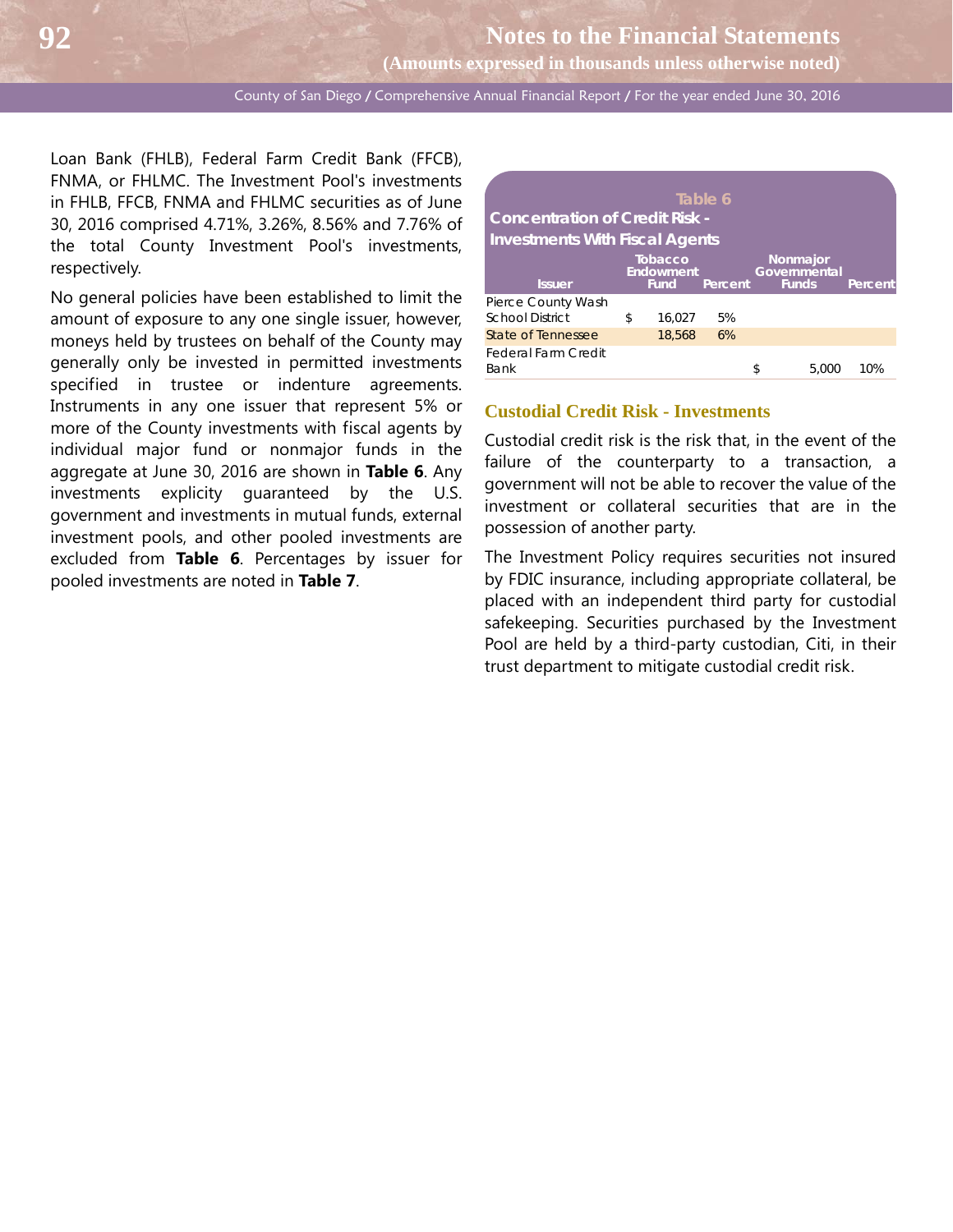Loan Bank (FHLB), Federal Farm Credit Bank (FFCB), FNMA, or FHLMC. The Investment Pool's investments in FHLB, FFCB, FNMA and FHLMC securities as of June 30, 2016 comprised 4.71%, 3.26%, 8.56% and 7.76% of the total County Investment Pool's investments, respectively.

No general policies have been established to limit the amount of exposure to any one single issuer, however, moneys held by trustees on behalf of the County may generally only be invested in permitted investments specified in trustee or indenture agreements. Instruments in any one issuer that represent 5% or more of the County investments with fiscal agents by individual major fund or nonmajor funds in the aggregate at June 30, 2016 are shown in **Table 6**. Any investments explicity guaranteed by the U.S. government and investments in mutual funds, external investment pools, and other pooled investments are excluded from **Table 6**. Percentages by issuer for pooled investments are noted in **Table 7**.

**Table 6**
**Concentration of Credit Risk - Investments With Fiscal Agents**

| Issuer | Tobacco Endowment Fund | Percent | Nonmajor Governmental Funds | Percent |
|---|---|---|---|---|
| Pierce County Wash School District | $ 16,027 | 5% | | |
| State of Tennessee | 18,568 | 6% | | |
| Federal Farm Credit Bank | | | $ 5,000 | 10% |

### Custodial Credit Risk - Investments

Custodial credit risk is the risk that, in the event of the failure of the counterparty to a transaction, a government will not be able to recover the value of the investment or collateral securities that are in the possession of another party.

The Investment Policy requires securities not insured by FDIC insurance, including appropriate collateral, be placed with an independent third party for custodial safekeeping. Securities purchased by the Investment Pool are held by a third-party custodian, Citi, in their trust department to mitigate custodial credit risk.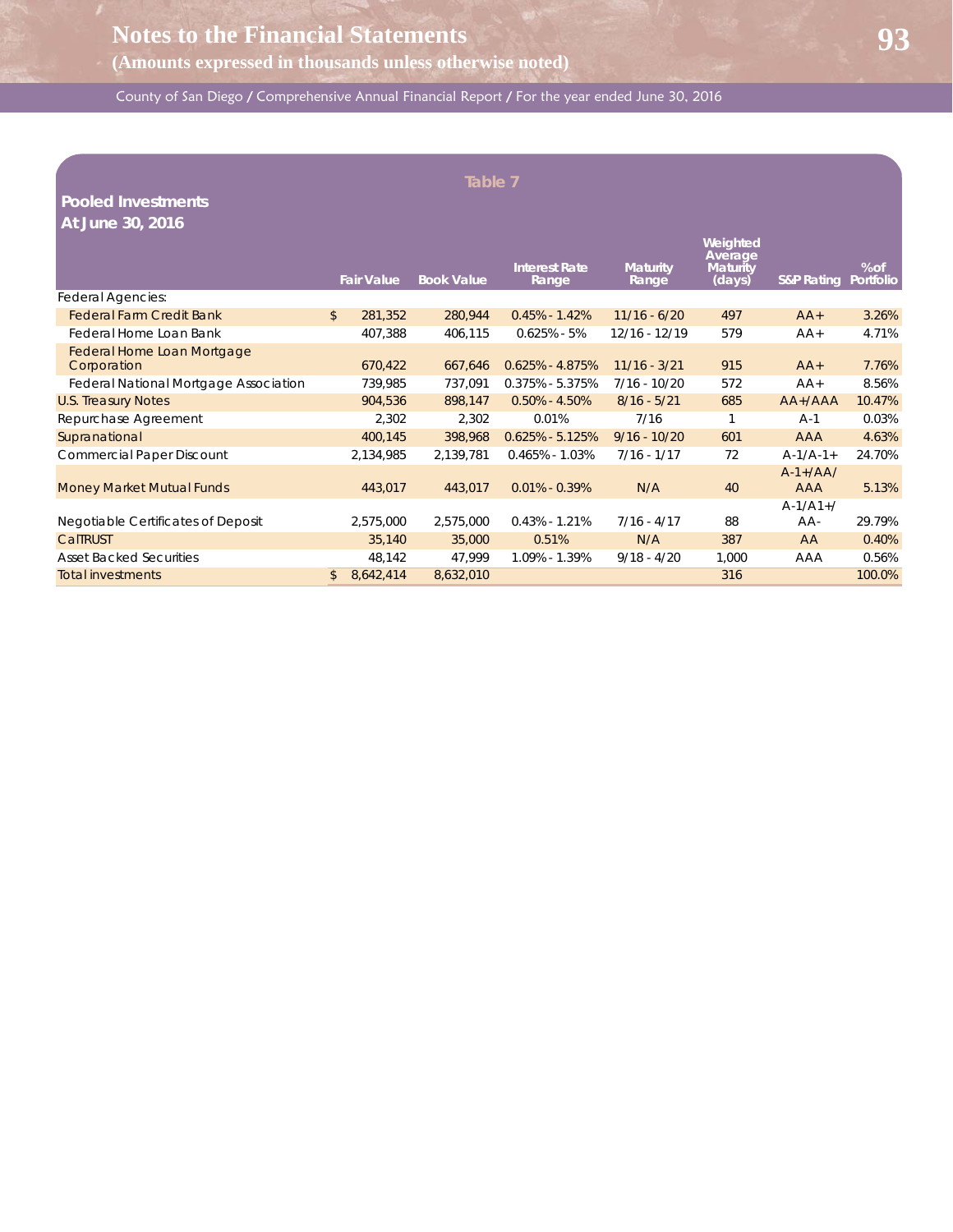## Table 7

### Pooled Investments
### At June 30, 2016

| | | Fair Value | Book Value | Interest Rate Range | Maturity Range | Weighted Average Maturity (days) | S&P Rating | % of Portfolio |
|---|---|---|---|---|---|---|---|---|
| Federal Agencies: | | | | | | | | |
| Federal Farm Credit Bank | $ | 281,352 | 280,944 | 0.45% - 1.42% | 11/16 - 6/20 | 497 | AA+ | 3.26% |
| Federal Home Loan Bank | | 407,388 | 406,115 | 0.625% - 5% | 12/16 - 12/19 | 579 | AA+ | 4.71% |
| Federal Home Loan Mortgage Corporation | | 670,422 | 667,646 | 0.625% - 4.875% | 11/16 - 3/21 | 915 | AA+ | 7.76% |
| Federal National Mortgage Association | | 739,985 | 737,091 | 0.375% - 5.375% | 7/16 - 10/20 | 572 | AA+ | 8.56% |
| U.S. Treasury Notes | | 904,536 | 898,147 | 0.50% - 4.50% | 8/16 - 5/21 | 685 | AA+/AAA | 10.47% |
| Repurchase Agreement | | 2,302 | 2,302 | 0.01% | 7/16 | 1 | A-1 | 0.03% |
| Supranational | | 400,145 | 398,968 | 0.625% - 5.125% | 9/16 - 10/20 | 601 | AAA | 4.63% |
| Commercial Paper Discount | | 2,134,985 | 2,139,781 | 0.465% - 1.03% | 7/16 - 1/17 | 72 | A-1/A-1+ | 24.70% |
| Money Market Mutual Funds | | 443,017 | 443,017 | 0.01% - 0.39% | N/A | 40 | A-1+/AA/ AAA | 5.13% |
| Negotiable Certificates of Deposit | | 2,575,000 | 2,575,000 | 0.43% - 1.21% | 7/16 - 4/17 | 88 | A-1/A1+/ AA- | 29.79% |
| CalTRUST | | 35,140 | 35,000 | 0.51% | N/A | 387 | AA | 0.40% |
| Asset Backed Securities | | 48,142 | 47,999 | 1.09% - 1.39% | 9/18 - 4/20 | 1,000 | AAA | 0.56% |
| Total investments | $ | 8,642,414 | 8,632,010 | | | 316 | | 100.0% |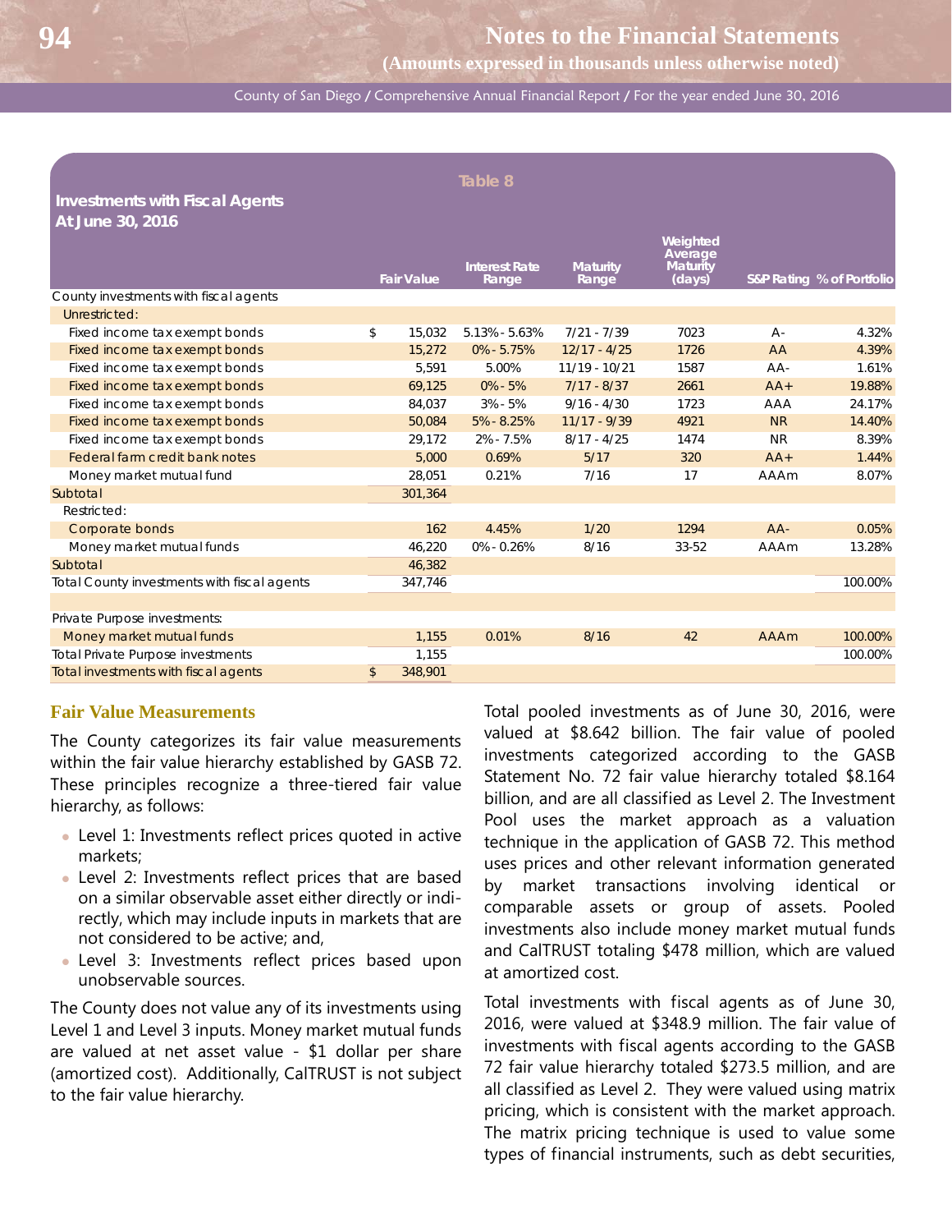**Table 8**

**Investments with Fiscal Agents**
**At June 30, 2016**

| | Fair Value | Interest Rate Range | Maturity Range | Weighted Average Maturity (days) | S&P Rating | % of Portfolio |
|---|---|---|---|---|---|---|
| County investments with fiscal agents | | | | | | |
| Unrestricted: | | | | | | |
| Fixed income tax exempt bonds | $ 15,032 | 5.13% - 5.63% | 7/21 - 7/39 | 7023 | A- | 4.32% |
| Fixed income tax exempt bonds | 15,272 | 0% - 5.75% | 12/17 - 4/25 | 1726 | AA | 4.39% |
| Fixed income tax exempt bonds | 5,591 | 5.00% | 11/19 - 10/21 | 1587 | AA- | 1.61% |
| Fixed income tax exempt bonds | 69,125 | 0% - 5% | 7/17 - 8/37 | 2661 | AA+ | 19.88% |
| Fixed income tax exempt bonds | 84,037 | 3% - 5% | 9/16 - 4/30 | 1723 | AAA | 24.17% |
| Fixed income tax exempt bonds | 50,084 | 5% - 8.25% | 11/17 - 9/39 | 4921 | NR | 14.40% |
| Fixed income tax exempt bonds | 29,172 | 2% - 7.5% | 8/17 - 4/25 | 1474 | NR | 8.39% |
| Federal farm credit bank notes | 5,000 | 0.69% | 5/17 | 320 | AA+ | 1.44% |
| Money market mutual fund | 28,051 | 0.21% | 7/16 | 17 | AAAm | 8.07% |
| Subtotal | 301,364 | | | | | |
| Restricted: | | | | | | |
| Corporate bonds | 162 | 4.45% | 1/20 | 1294 | AA- | 0.05% |
| Money market mutual funds | 46,220 | 0% - 0.26% | 8/16 | 33-52 | AAAm | 13.28% |
| Subtotal | 46,382 | | | | | |
| Total County investments with fiscal agents | 347,746 | | | | | 100.00% |
| | | | | | | |
| Private Purpose investments: | | | | | | |
| Money market mutual funds | 1,155 | 0.01% | 8/16 | 42 | AAAm | 100.00% |
| Total Private Purpose investments | 1,155 | | | | | 100.00% |
| Total investments with fiscal agents | $ 348,901 | | | | | |

## Fair Value Measurements

The County categorizes its fair value measurements within the fair value hierarchy established by GASB 72. These principles recognize a three-tiered fair value hierarchy, as follows:

- Level 1: Investments reflect prices quoted in active markets;
- Level 2: Investments reflect prices that are based on a similar observable asset either directly or indirectly, which may include inputs in markets that are not considered to be active; and,
- Level 3: Investments reflect prices based upon unobservable sources.

The County does not value any of its investments using Level 1 and Level 3 inputs. Money market mutual funds are valued at net asset value - $1 dollar per share (amortized cost). Additionally, CalTRUST is not subject to the fair value hierarchy.

Total pooled investments as of June 30, 2016, were valued at $8.642 billion. The fair value of pooled investments categorized according to the GASB Statement No. 72 fair value hierarchy totaled $8.164 billion, and are all classified as Level 2. The Investment Pool uses the market approach as a valuation technique in the application of GASB 72. This method uses prices and other relevant information generated by market transactions involving identical or comparable assets or group of assets. Pooled investments also include money market mutual funds and CalTRUST totaling $478 million, which are valued at amortized cost.

Total investments with fiscal agents as of June 30, 2016, were valued at $348.9 million. The fair value of investments with fiscal agents according to the GASB 72 fair value hierarchy totaled $273.5 million, and are all classified as Level 2. They were valued using matrix pricing, which is consistent with the market approach. The matrix pricing technique is used to value some types of financial instruments, such as debt securities,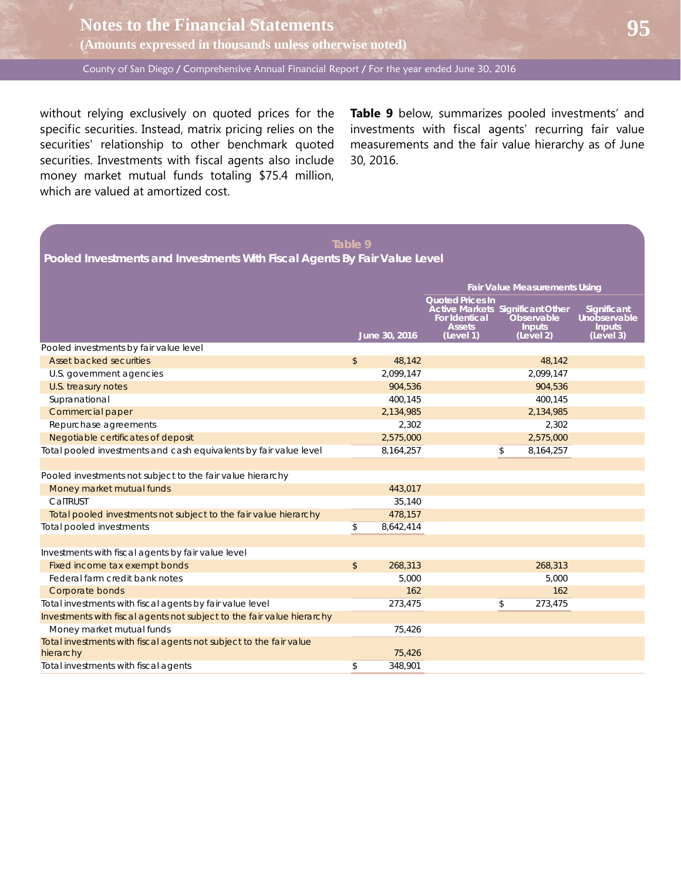without relying exclusively on quoted prices for the specific securities. Instead, matrix pricing relies on the securities' relationship to other benchmark quoted securities. Investments with fiscal agents also include money market mutual funds totaling $75.4 million, which are valued at amortized cost.

**Table 9** below, summarizes pooled investments' and investments with fiscal agents' recurring fair value measurements and the fair value hierarchy as of June 30, 2016.

**Table 9**

**Pooled Investments and Investments With Fiscal Agents By Fair Value Level**

| | | Fair Value Measurements Using | | |
|---|---|---|---|---|
| | June 30, 2016 | Quoted Prices In Active Markets For Identical Assets (Level 1) | Significant Other Observable Inputs (Level 2) | Significant Unobservable Inputs (Level 3) |
| Pooled investments by fair value level | | | | |
| Asset backed securities | $ 48,142 | | 48,142 | |
| U.S. government agencies | 2,099,147 | | 2,099,147 | |
| U.S. treasury notes | 904,536 | | 904,536 | |
| Supranational | 400,145 | | 400,145 | |
| Commercial paper | 2,134,985 | | 2,134,985 | |
| Repurchase agreements | 2,302 | | 2,302 | |
| Negotiable certificates of deposit | 2,575,000 | | 2,575,000 | |
| Total pooled investments and cash equivalents by fair value level | 8,164,257 | | $ 8,164,257 | |
| | | | | |
| Pooled investments not subject to the fair value hierarchy | | | | |
| Money market mutual funds | 443,017 | | | |
| CalTRUST | 35,140 | | | |
| Total pooled investments not subject to the fair value hierarchy | 478,157 | | | |
| Total pooled investments | $ 8,642,414 | | | |
| | | | | |
| Investments with fiscal agents by fair value level | | | | |
| Fixed income tax exempt bonds | $ 268,313 | | 268,313 | |
| Federal farm credit bank notes | 5,000 | | 5,000 | |
| Corporate bonds | 162 | | 162 | |
| Total investments with fiscal agents by fair value level | 273,475 | | $ 273,475 | |
| Investments with fiscal agents not subject to the fair value hierarchy | | | | |
| Money market mutual funds | 75,426 | | | |
| Total investments with fiscal agents not subject to the fair value hierarchy | 75,426 | | | |
| Total investments with fiscal agents | $ 348,901 | | | |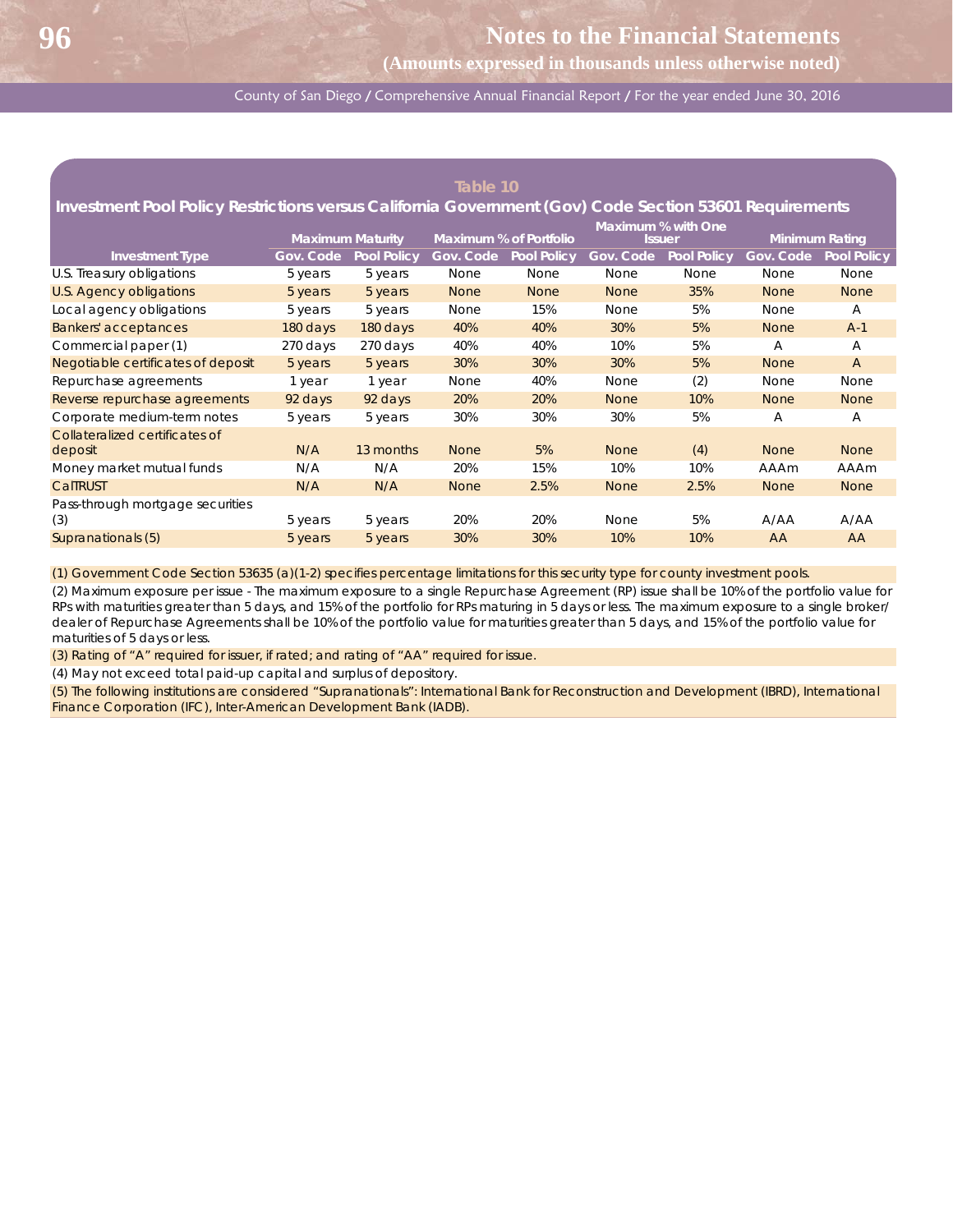## Table 10

### Investment Pool Policy Restrictions versus California Government (Gov) Code Section 53601 Requirements

| Investment Type | Maximum Maturity | | Maximum % of Portfolio | | Maximum % with One Issuer | | Minimum Rating | |
|---|---|---|---|---|---|---|---|---|
| | Gov. Code | Pool Policy | Gov. Code | Pool Policy | Gov. Code | Pool Policy | Gov. Code | Pool Policy |
| U.S. Treasury obligations | 5 years | 5 years | None | None | None | None | None | None |
| U.S. Agency obligations | 5 years | 5 years | None | None | None | 35% | None | None |
| Local agency obligations | 5 years | 5 years | None | 15% | None | 5% | None | A |
| Bankers' acceptances | 180 days | 180 days | 40% | 40% | 30% | 5% | None | A-1 |
| Commercial paper (1) | 270 days | 270 days | 40% | 40% | 10% | 5% | A | A |
| Negotiable certificates of deposit | 5 years | 5 years | 30% | 30% | 30% | 5% | None | A |
| Repurchase agreements | 1 year | 1 year | None | 40% | None | (2) | None | None |
| Reverse repurchase agreements | 92 days | 92 days | 20% | 20% | None | 10% | None | None |
| Corporate medium-term notes | 5 years | 5 years | 30% | 30% | 30% | 5% | A | A |
| Collateralized certificates of deposit | N/A | 13 months | None | 5% | None | (4) | None | None |
| Money market mutual funds | N/A | N/A | 20% | 15% | 10% | 10% | AAAm | AAAm |
| CalTRUST | N/A | N/A | None | 2.5% | None | 2.5% | None | None |
| Pass-through mortgage securities (3) | 5 years | 5 years | 20% | 20% | None | 5% | A/AA | A/AA |
| Supranationals (5) | 5 years | 5 years | 30% | 30% | 10% | 10% | AA | AA |

(1) Government Code Section 53635 (a)(1-2) specifies percentage limitations for this security type for county investment pools.

(2) Maximum exposure per issue - The maximum exposure to a single Repurchase Agreement (RP) issue shall be 10% of the portfolio value for RPs with maturities greater than 5 days, and 15% of the portfolio for RPs maturing in 5 days or less. The maximum exposure to a single broker/dealer of Repurchase Agreements shall be 10% of the portfolio value for maturities greater than 5 days, and 15% of the portfolio value for maturities of 5 days or less.

(3) Rating of "A" required for issuer, if rated; and rating of "AA" required for issue.

(4) May not exceed total paid-up capital and surplus of depository.

(5) The following institutions are considered "Supranationals": International Bank for Reconstruction and Development (IBRD), International Finance Corporation (IFC), Inter-American Development Bank (IADB).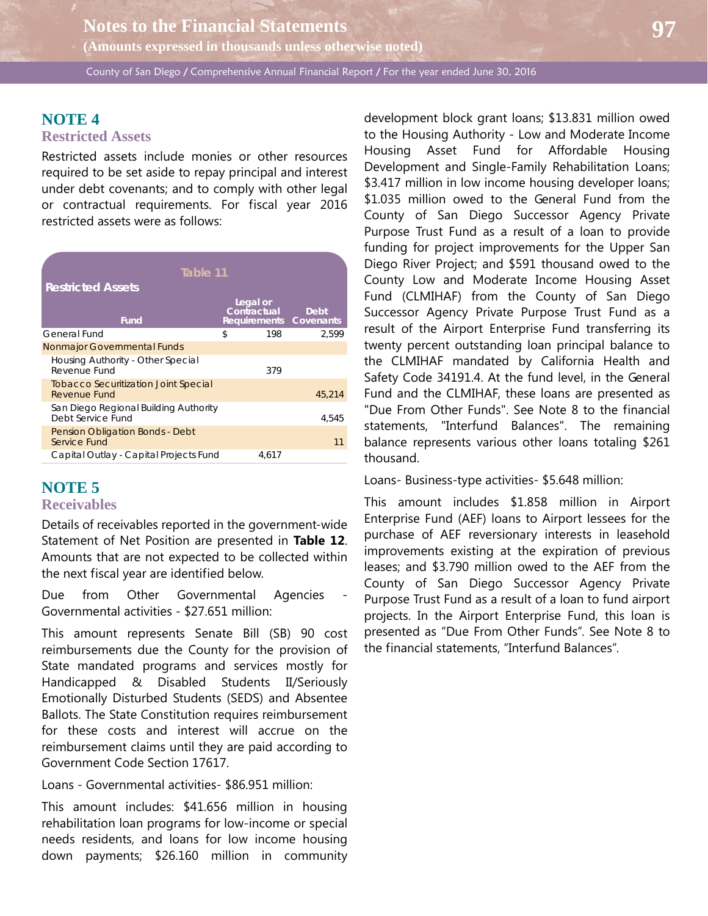## NOTE 4

### Restricted Assets

Restricted assets include monies or other resources required to be set aside to repay principal and interest under debt covenants; and to comply with other legal or contractual requirements. For fiscal year 2016 restricted assets were as follows:

**Table 11**

**Restricted Assets**

| Fund | | Legal or Contractual Requirements | Debt Covenants |
|---|---|---|---|
| General Fund | $ | 198 | 2,599 |
| Nonmajor Governmental Funds | | | |
| Housing Authority - Other Special Revenue Fund | | 379 | |
| Tobacco Securitization Joint Special Revenue Fund | | | 45,214 |
| San Diego Regional Building Authority Debt Service Fund | | | 4,545 |
| Pension Obligation Bonds - Debt Service Fund | | | 11 |
| Capital Outlay - Capital Projects Fund | | 4,617 | |

## NOTE 5

### Receivables

Details of receivables reported in the government-wide Statement of Net Position are presented in **Table 12**. Amounts that are not expected to be collected within the next fiscal year are identified below.

Due from Other Governmental Agencies - Governmental activities - $27.651 million:

This amount represents Senate Bill (SB) 90 cost reimbursements due the County for the provision of State mandated programs and services mostly for Handicapped & Disabled Students II/Seriously Emotionally Disturbed Students (SEDS) and Absentee Ballots. The State Constitution requires reimbursement for these costs and interest will accrue on the reimbursement claims until they are paid according to Government Code Section 17617.

Loans - Governmental activities- $86.951 million:

This amount includes: $41.656 million in housing rehabilitation loan programs for low-income or special needs residents, and loans for low income housing down payments; $26.160 million in community development block grant loans; $13.831 million owed to the Housing Authority - Low and Moderate Income Housing Asset Fund for Affordable Housing Development and Single-Family Rehabilitation Loans; $3.417 million in low income housing developer loans; $1.035 million owed to the General Fund from the County of San Diego Successor Agency Private Purpose Trust Fund as a result of a loan to provide funding for project improvements for the Upper San Diego River Project; and $591 thousand owed to the County Low and Moderate Income Housing Asset Fund (CLMIHAF) from the County of San Diego Successor Agency Private Purpose Trust Fund as a result of the Airport Enterprise Fund transferring its twenty percent outstanding loan principal balance to the CLMIHAF mandated by California Health and Safety Code 34191.4. At the fund level, in the General Fund and the CLMIHAF, these loans are presented as "Due From Other Funds". See Note 8 to the financial statements, "Interfund Balances". The remaining balance represents various other loans totaling $261 thousand.

Loans- Business-type activities- $5.648 million:

This amount includes $1.858 million in Airport Enterprise Fund (AEF) loans to Airport lessees for the purchase of AEF reversionary interests in leasehold improvements existing at the expiration of previous leases; and $3.790 million owed to the AEF from the County of San Diego Successor Agency Private Purpose Trust Fund as a result of a loan to fund airport projects. In the Airport Enterprise Fund, this loan is presented as “Due From Other Funds”. See Note 8 to the financial statements, “Interfund Balances”.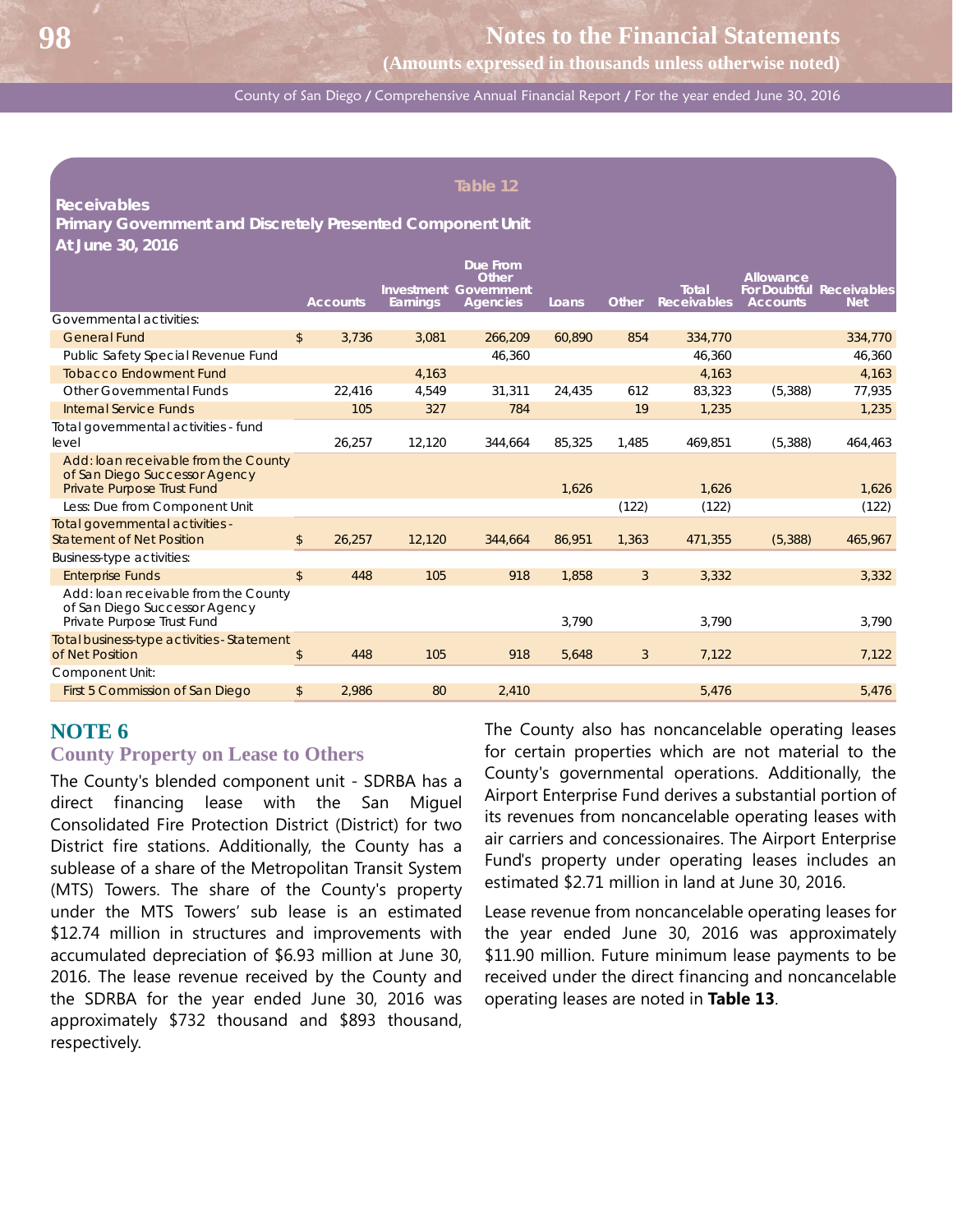**Table 12**

**Receivables**
**Primary Government and Discretely Presented Component Unit**
**At June 30, 2016**

| | | Accounts | Investment Earnings | Due From Other Government Agencies | Loans | Other | Total Receivables | Allowance For Doubtful Accounts | Receivables Net |
|---|---|---|---|---|---|---|---|---|---|
| Governmental activities: | | | | | | | | | |
| General Fund | $ | 3,736 | 3,081 | 266,209 | 60,890 | 854 | 334,770 | | 334,770 |
| Public Safety Special Revenue Fund | | | | 46,360 | | | 46,360 | | 46,360 |
| Tobacco Endowment Fund | | | 4,163 | | | | 4,163 | | 4,163 |
| Other Governmental Funds | | 22,416 | 4,549 | 31,311 | 24,435 | 612 | 83,323 | (5,388) | 77,935 |
| Internal Service Funds | | 105 | 327 | 784 | | 19 | 1,235 | | 1,235 |
| Total governmental activities - fund level | | 26,257 | 12,120 | 344,664 | 85,325 | 1,485 | 469,851 | (5,388) | 464,463 |
| Add: loan receivable from the County of San Diego Successor Agency Private Purpose Trust Fund | | | | | 1,626 | | 1,626 | | 1,626 |
| Less: Due from Component Unit | | | | | | (122) | (122) | | (122) |
| Total governmental activities - Statement of Net Position | $ | 26,257 | 12,120 | 344,664 | 86,951 | 1,363 | 471,355 | (5,388) | 465,967 |
| Business-type activities: | | | | | | | | | |
| Enterprise Funds | $ | 448 | 105 | 918 | 1,858 | 3 | 3,332 | | 3,332 |
| Add: loan receivable from the County of San Diego Successor Agency Private Purpose Trust Fund | | | | | 3,790 | | 3,790 | | 3,790 |
| Total business-type activities - Statement of Net Position | $ | 448 | 105 | 918 | 5,648 | 3 | 7,122 | | 7,122 |
| Component Unit: | | | | | | | | | |
| First 5 Commission of San Diego | $ | 2,986 | 80 | 2,410 | | | 5,476 | | 5,476 |

## NOTE 6

### County Property on Lease to Others

The County's blended component unit - SDRBA has a direct financing lease with the San Miguel Consolidated Fire Protection District (District) for two District fire stations. Additionally, the County has a sublease of a share of the Metropolitan Transit System (MTS) Towers. The share of the County's property under the MTS Towers' sub lease is an estimated $12.74 million in structures and improvements with accumulated depreciation of $6.93 million at June 30, 2016. The lease revenue received by the County and the SDRBA for the year ended June 30, 2016 was approximately $732 thousand and $893 thousand, respectively.

The County also has noncancelable operating leases for certain properties which are not material to the County's governmental operations. Additionally, the Airport Enterprise Fund derives a substantial portion of its revenues from noncancelable operating leases with air carriers and concessionaires. The Airport Enterprise Fund's property under operating leases includes an estimated $2.71 million in land at June 30, 2016.

Lease revenue from noncancelable operating leases for the year ended June 30, 2016 was approximately $11.90 million. Future minimum lease payments to be received under the direct financing and noncancelable operating leases are noted in **Table 13**.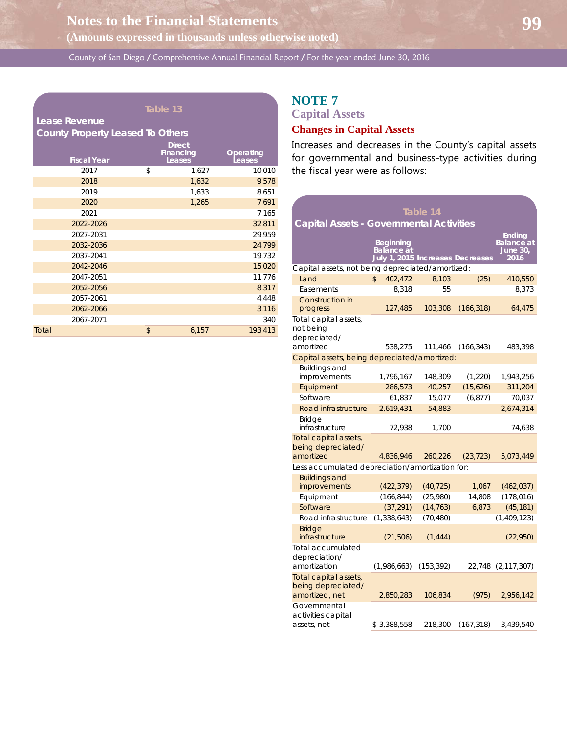**Table 13**

**Lease Revenue**

**County Property Leased To Others**

| Fiscal Year | Direct Financing Leases | Operating Leases |
|---|---|---|
| 2017 | $ 1,627 | 10,010 |
| 2018 | 1,632 | 9,578 |
| 2019 | 1,633 | 8,651 |
| 2020 | 1,265 | 7,691 |
| 2021 | | 7,165 |
| 2022-2026 | | 32,811 |
| 2027-2031 | | 29,959 |
| 2032-2036 | | 24,799 |
| 2037-2041 | | 19,732 |
| 2042-2046 | | 15,020 |
| 2047-2051 | | 11,776 |
| 2052-2056 | | 8,317 |
| 2057-2061 | | 4,448 |
| 2062-2066 | | 3,116 |
| 2067-2071 | | 340 |
| Total | $ 6,157 | 193,413 |

# NOTE 7

## Capital Assets

### Changes in Capital Assets

Increases and decreases in the County's capital assets for governmental and business-type activities during the fiscal year were as follows:

**Table 14**

**Capital Assets - Governmental Activities**

| | Beginning Balance at July 1, 2015 | Increases | Decreases | Ending Balance at June 30, 2016 |
|---|---|---|---|---|
| Capital assets, not being depreciated/amortized: | | | | |
| Land | $ 402,472 | 8,103 | (25) | 410,550 |
| Easements | 8,318 | 55 | | 8,373 |
| Construction in progress | 127,485 | 103,308 | (166,318) | 64,475 |
| Total capital assets, not being depreciated/amortized | 538,275 | 111,466 | (166,343) | 483,398 |
| Capital assets, being depreciated/amortized: | | | | |
| Buildings and improvements | 1,796,167 | 148,309 | (1,220) | 1,943,256 |
| Equipment | 286,573 | 40,257 | (15,626) | 311,204 |
| Software | 61,837 | 15,077 | (6,877) | 70,037 |
| Road infrastructure | 2,619,431 | 54,883 | | 2,674,314 |
| Bridge infrastructure | 72,938 | 1,700 | | 74,638 |
| Total capital assets, being depreciated/amortized | 4,836,946 | 260,226 | (23,723) | 5,073,449 |
| Less accumulated depreciation/amortization for: | | | | |
| Buildings and improvements | (422,379) | (40,725) | 1,067 | (462,037) |
| Equipment | (166,844) | (25,980) | 14,808 | (178,016) |
| Software | (37,291) | (14,763) | 6,873 | (45,181) |
| Road infrastructure | (1,338,643) | (70,480) | | (1,409,123) |
| Bridge infrastructure | (21,506) | (1,444) | | (22,950) |
| Total accumulated depreciation/amortization | (1,986,663) | (153,392) | 22,748 | (2,117,307) |
| Total capital assets, being depreciated/amortized, net | 2,850,283 | 106,834 | (975) | 2,956,142 |
| Governmental activities capital assets, net | $ 3,388,558 | 218,300 | (167,318) | 3,439,540 |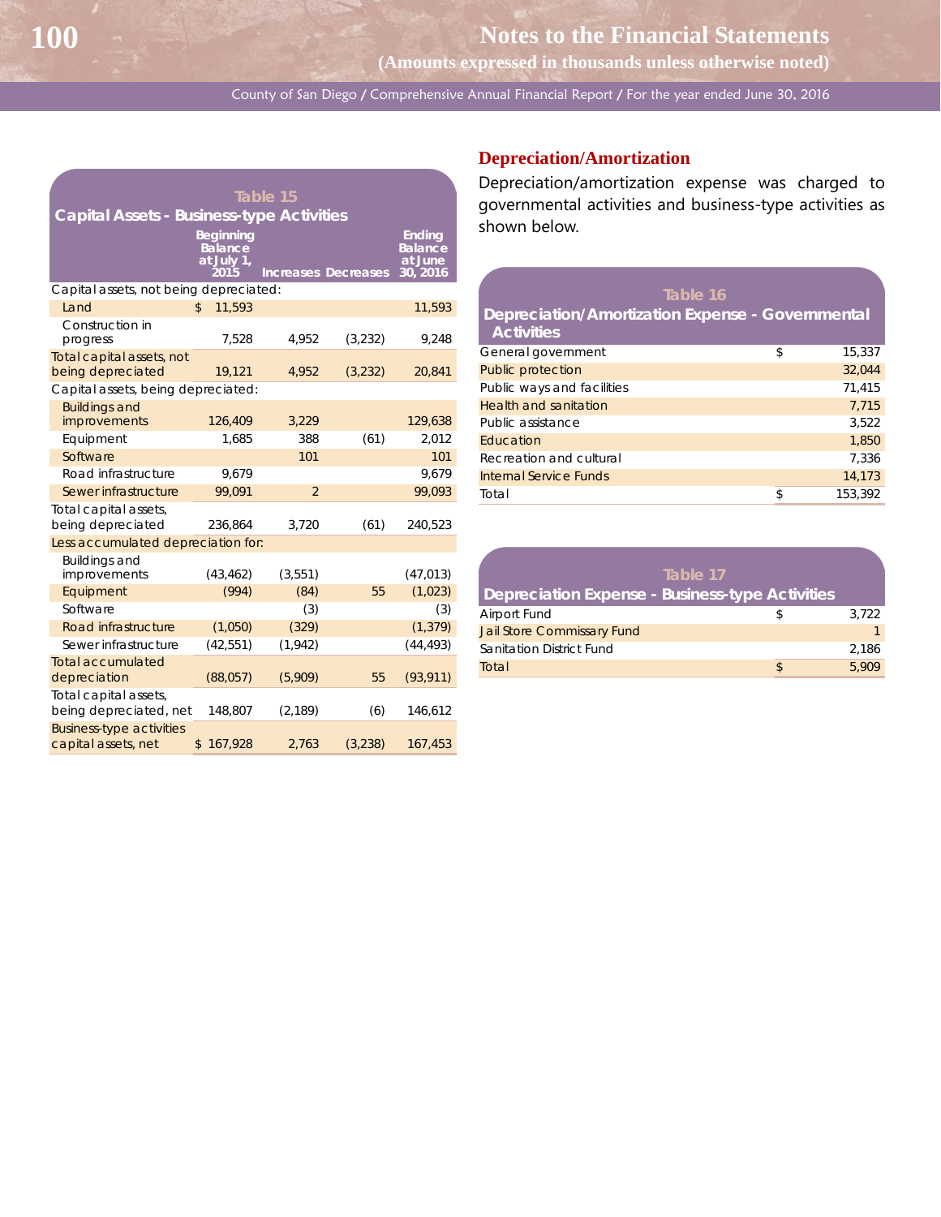**Table 15**
**Capital Assets - Business-type Activities**

| | Beginning Balance at July 1, 2015 | Increases | Decreases | Ending Balance at June 30, 2016 |
|---|---|---|---|---|
| Capital assets, not being depreciated: | | | | |
| Land | $ 11,593 | | | 11,593 |
| Construction in progress | 7,528 | 4,952 | (3,232) | 9,248 |
| Total capital assets, not being depreciated | 19,121 | 4,952 | (3,232) | 20,841 |
| Capital assets, being depreciated: | | | | |
| Buildings and improvements | 126,409 | 3,229 | | 129,638 |
| Equipment | 1,685 | 388 | (61) | 2,012 |
| Software | | 101 | | 101 |
| Road infrastructure | 9,679 | | | 9,679 |
| Sewer infrastructure | 99,091 | 2 | | 99,093 |
| Total capital assets, being depreciated | 236,864 | 3,720 | (61) | 240,523 |
| Less accumulated depreciation for: | | | | |
| Buildings and improvements | (43,462) | (3,551) | | (47,013) |
| Equipment | (994) | (84) | 55 | (1,023) |
| Software | | (3) | | (3) |
| Road infrastructure | (1,050) | (329) | | (1,379) |
| Sewer infrastructure | (42,551) | (1,942) | | (44,493) |
| Total accumulated depreciation | (88,057) | (5,909) | 55 | (93,911) |
| Total capital assets, being depreciated, net | 148,807 | (2,189) | (6) | 146,612 |
| Business-type activities capital assets, net | $ 167,928 | 2,763 | (3,238) | 167,453 |

## Depreciation/Amortization

Depreciation/amortization expense was charged to governmental activities and business-type activities as shown below.

**Table 16**
**Depreciation/Amortization Expense - Governmental Activities**

| | |
|---|---|
| General government | $ 15,337 |
| Public protection | 32,044 |
| Public ways and facilities | 71,415 |
| Health and sanitation | 7,715 |
| Public assistance | 3,522 |
| Education | 1,850 |
| Recreation and cultural | 7,336 |
| Internal Service Funds | 14,173 |
| Total | $ 153,392 |

**Table 17**
**Depreciation Expense - Business-type Activities**

| | |
|---|---|
| Airport Fund | $ 3,722 |
| Jail Store Commissary Fund | 1 |
| Sanitation District Fund | 2,186 |
| Total | $ 5,909 |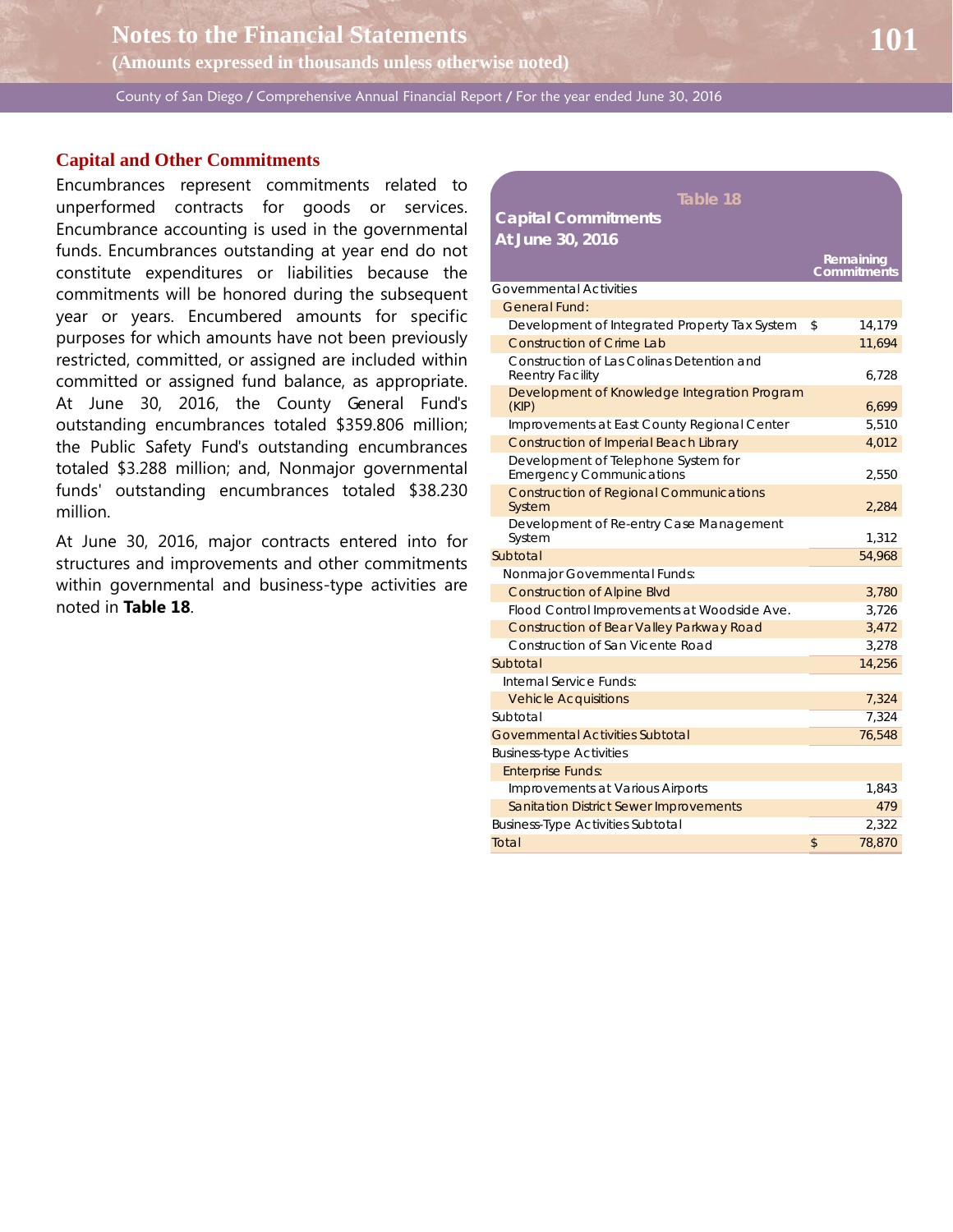## Capital and Other Commitments

Encumbrances represent commitments related to unperformed contracts for goods or services. Encumbrance accounting is used in the governmental funds. Encumbrances outstanding at year end do not constitute expenditures or liabilities because the commitments will be honored during the subsequent year or years. Encumbered amounts for specific purposes for which amounts have not been previously restricted, committed, or assigned are included within committed or assigned fund balance, as appropriate. At June 30, 2016, the County General Fund's outstanding encumbrances totaled $359.806 million; the Public Safety Fund's outstanding encumbrances totaled $3.288 million; and, Nonmajor governmental funds' outstanding encumbrances totaled $38.230 million.

At June 30, 2016, major contracts entered into for structures and improvements and other commitments within governmental and business-type activities are noted in **Table 18**.

**Table 18**
**Capital Commitments**
**At June 30, 2016**

| | Remaining Commitments |
|---|---|
| Governmental Activities | |
| General Fund: | |
| Development of Integrated Property Tax System | $ 14,179 |
| Construction of Crime Lab | 11,694 |
| Construction of Las Colinas Detention and Reentry Facility | 6,728 |
| Development of Knowledge Integration Program (KIP) | 6,699 |
| Improvements at East County Regional Center | 5,510 |
| Construction of Imperial Beach Library | 4,012 |
| Development of Telephone System for Emergency Communications | 2,550 |
| Construction of Regional Communications System | 2,284 |
| Development of Re-entry Case Management System | 1,312 |
| Subtotal | 54,968 |
| Nonmajor Governmental Funds: | |
| Construction of Alpine Blvd | 3,780 |
| Flood Control Improvements at Woodside Ave. | 3,726 |
| Construction of Bear Valley Parkway Road | 3,472 |
| Construction of San Vicente Road | 3,278 |
| Subtotal | 14,256 |
| Internal Service Funds: | |
| Vehicle Acquisitions | 7,324 |
| Subtotal | 7,324 |
| Governmental Activities Subtotal | 76,548 |
| Business-type Activities | |
| Enterprise Funds: | |
| Improvements at Various Airports | 1,843 |
| Sanitation District Sewer Improvements | 479 |
| Business-Type Activities Subtotal | 2,322 |
| Total | $ 78,870 |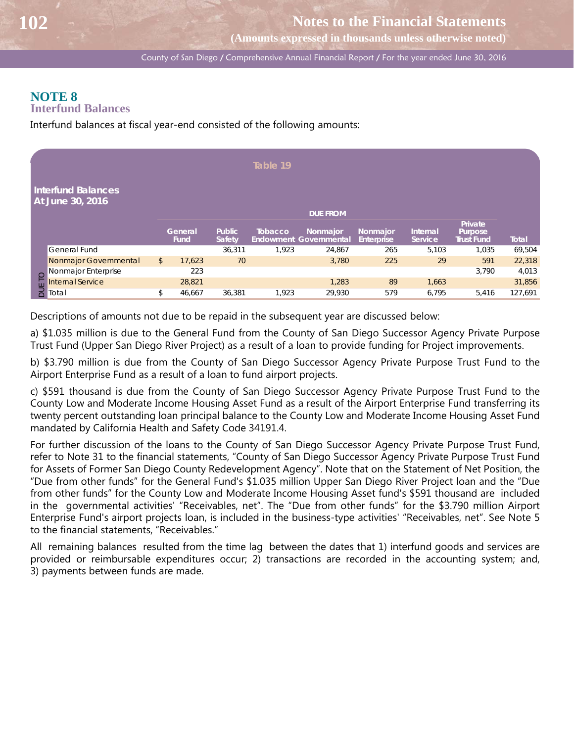# NOTE 8

## Interfund Balances

Interfund balances at fiscal year-end consisted of the following amounts:

**Table 19**

**Interfund Balances At June 30, 2016**

| | DUE FROM | | | | | | | |
|---|---|---|---|---|---|---|---|---|
| DUE TO | General Fund | Public Safety | Tobacco Endowment | Nonmajor Governmental | Nonmajor Enterprise | Internal Service | Private Purpose Trust Fund | Total |
| General Fund | | 36,311 | 1,923 | 24,867 | 265 | 5,103 | 1,035 | 69,504 |
| Nonmajor Governmental | $ 17,623 | 70 | | 3,780 | 225 | 29 | 591 | 22,318 |
| Nonmajor Enterprise | 223 | | | | | | 3,790 | 4,013 |
| Internal Service | 28,821 | | | 1,283 | 89 | 1,663 | | 31,856 |
| Total | $ 46,667 | 36,381 | 1,923 | 29,930 | 579 | 6,795 | 5,416 | 127,691 |

Descriptions of amounts not due to be repaid in the subsequent year are discussed below:

a) $1.035 million is due to the General Fund from the County of San Diego Successor Agency Private Purpose Trust Fund (Upper San Diego River Project) as a result of a loan to provide funding for Project improvements.

b) $3.790 million is due from the County of San Diego Successor Agency Private Purpose Trust Fund to the Airport Enterprise Fund as a result of a loan to fund airport projects.

c) $591 thousand is due from the County of San Diego Successor Agency Private Purpose Trust Fund to the County Low and Moderate Income Housing Asset Fund as a result of the Airport Enterprise Fund transferring its twenty percent outstanding loan principal balance to the County Low and Moderate Income Housing Asset Fund mandated by California Health and Safety Code 34191.4.

For further discussion of the loans to the County of San Diego Successor Agency Private Purpose Trust Fund, refer to Note 31 to the financial statements, "County of San Diego Successor Agency Private Purpose Trust Fund for Assets of Former San Diego County Redevelopment Agency". Note that on the Statement of Net Position, the "Due from other funds" for the General Fund's $1.035 million Upper San Diego River Project loan and the "Due from other funds" for the County Low and Moderate Income Housing Asset fund's $591 thousand are included in the governmental activities' "Receivables, net". The "Due from other funds" for the $3.790 million Airport Enterprise Fund's airport projects loan, is included in the business-type activities' "Receivables, net". See Note 5 to the financial statements, "Receivables."

All remaining balances resulted from the time lag between the dates that 1) interfund goods and services are provided or reimbursable expenditures occur; 2) transactions are recorded in the accounting system; and, 3) payments between funds are made.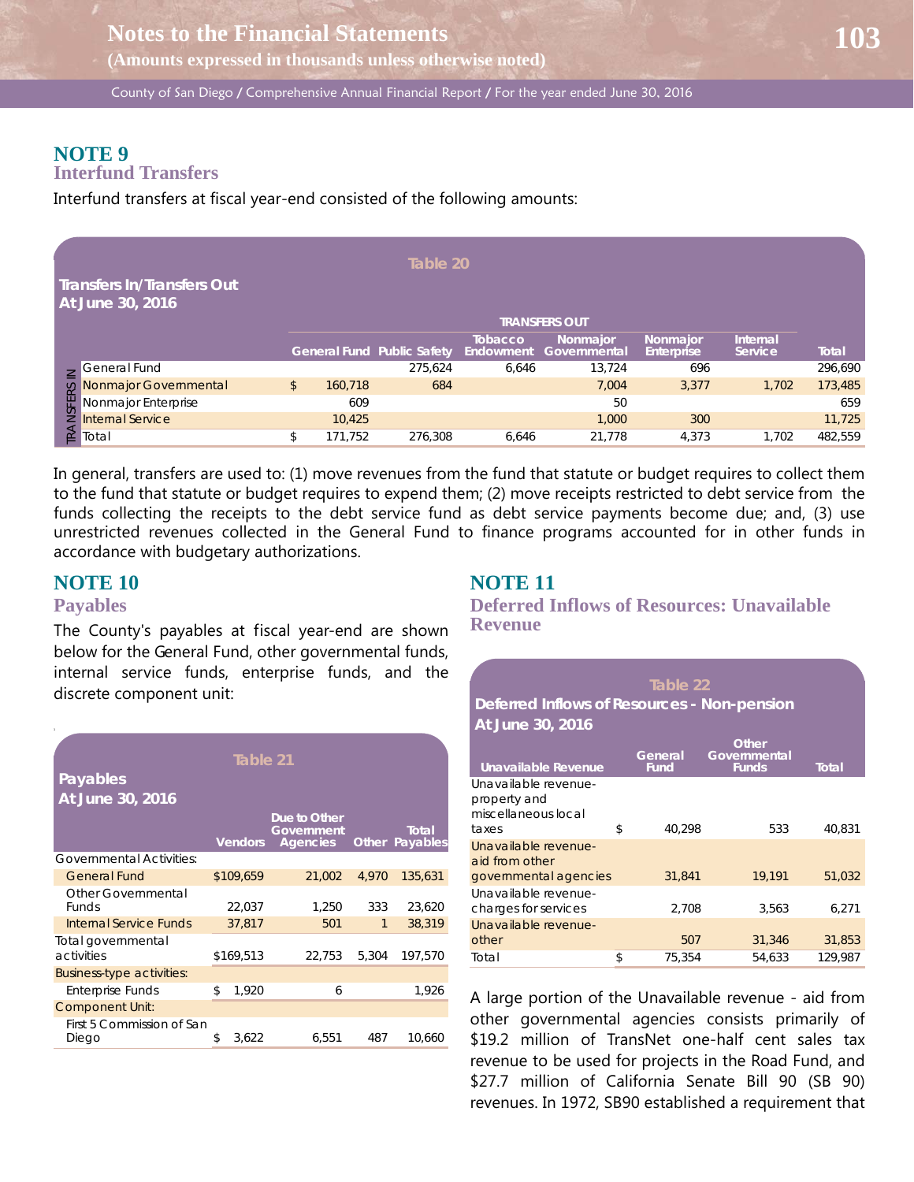## NOTE 9
### Interfund Transfers

Interfund transfers at fiscal year-end consisted of the following amounts:

**Table 20**

**Transfers In/Transfers Out At June 30, 2016**

| | | TRANSFERS OUT | | | | | | |
|---|---|---|---|---|---|---|---|---|
| | | General Fund | Public Safety | Tobacco Endowment | Nonmajor Governmental | Nonmajor Enterprise | Internal Service | Total |
| TRANSFERS IN | General Fund | | 275,624 | 6,646 | 13,724 | 696 | | 296,690 |
| | Nonmajor Governmental | $ 160,718 | 684 | | 7,004 | 3,377 | 1,702 | 173,485 |
| | Nonmajor Enterprise | 609 | | | 50 | | | 659 |
| | Internal Service | 10,425 | | | 1,000 | 300 | | 11,725 |
| | Total | $ 171,752 | 276,308 | 6,646 | 21,778 | 4,373 | 1,702 | 482,559 |

In general, transfers are used to: (1) move revenues from the fund that statute or budget requires to collect them to the fund that statute or budget requires to expend them; (2) move receipts restricted to debt service from the funds collecting the receipts to the debt service fund as debt service payments become due; and, (3) use unrestricted revenues collected in the General Fund to finance programs accounted for in other funds in accordance with budgetary authorizations.

## NOTE 10
### Payables

The County's payables at fiscal year-end are shown below for the General Fund, other governmental funds, internal service funds, enterprise funds, and the discrete component unit:

**Table 21**

**Payables At June 30, 2016**

| | Vendors | Due to Other Government Agencies | Other | Total Payables |
|---|---|---|---|---|
| Governmental Activities: | | | | |
| General Fund | $109,659 | 21,002 | 4,970 | 135,631 |
| Other Governmental Funds | 22,037 | 1,250 | 333 | 23,620 |
| Internal Service Funds | 37,817 | 501 | 1 | 38,319 |
| Total governmental activities | $169,513 | 22,753 | 5,304 | 197,570 |
| Business-type activities: | | | | |
| Enterprise Funds | $ 1,920 | 6 | | 1,926 |
| Component Unit: | | | | |
| First 5 Commission of San Diego | $ 3,622 | 6,551 | 487 | 10,660 |

## NOTE 11
### Deferred Inflows of Resources: Unavailable Revenue

**Table 22**

**Deferred Inflows of Resources - Non-pension At June 30, 2016**

| Unavailable Revenue | General Fund | Other Governmental Funds | Total |
|---|---|---|---|
| Unavailable revenue-property and miscellaneous local taxes | $ 40,298 | 533 | 40,831 |
| Unavailable revenue-aid from other governmental agencies | 31,841 | 19,191 | 51,032 |
| Unavailable revenue-charges for services | 2,708 | 3,563 | 6,271 |
| Unavailable revenue-other | 507 | 31,346 | 31,853 |
| Total | $ 75,354 | 54,633 | 129,987 |

A large portion of the Unavailable revenue - aid from other governmental agencies consists primarily of $19.2 million of TransNet one-half cent sales tax revenue to be used for projects in the Road Fund, and $27.7 million of California Senate Bill 90 (SB 90) revenues. In 1972, SB90 established a requirement that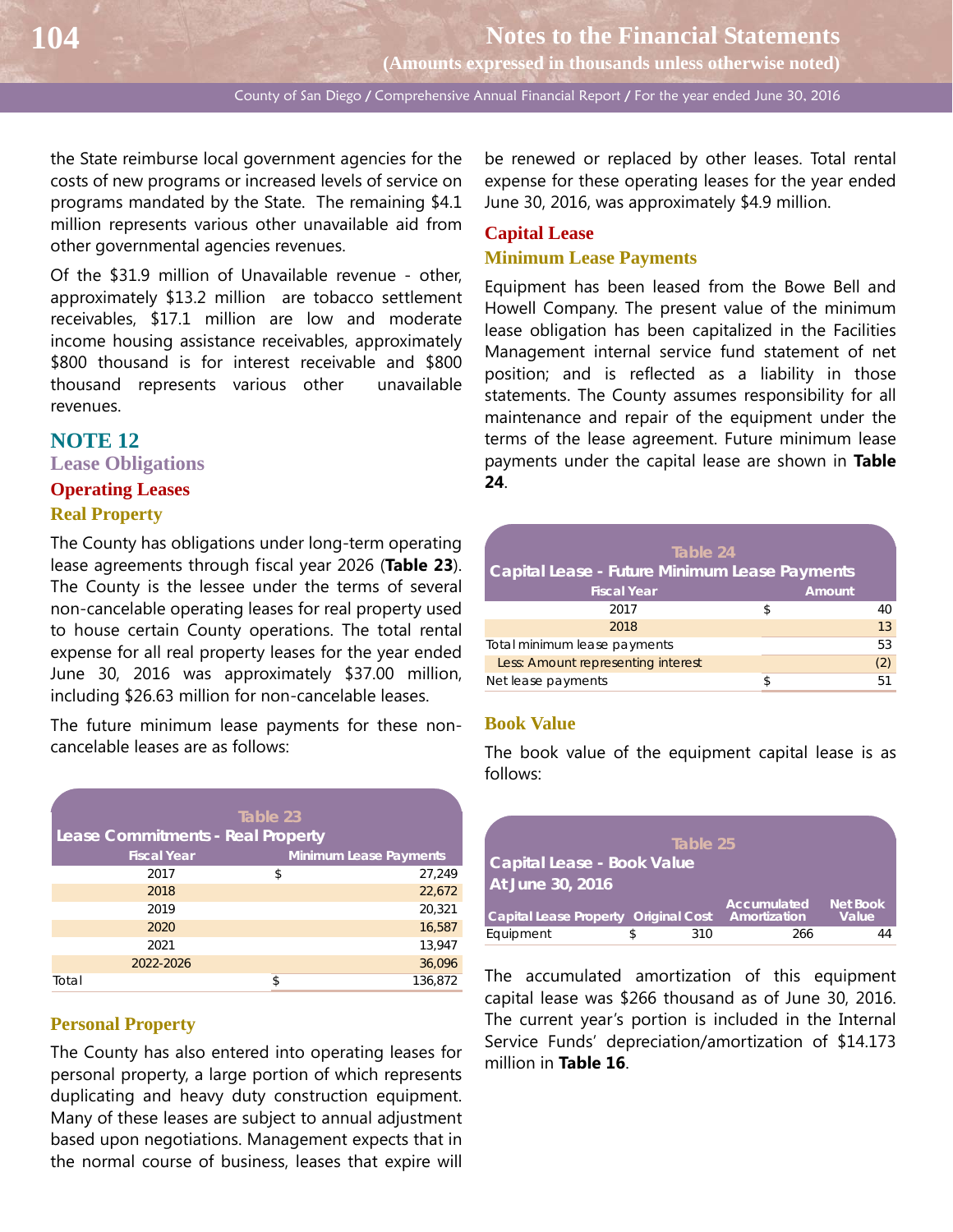the State reimburse local government agencies for the costs of new programs or increased levels of service on programs mandated by the State. The remaining $4.1 million represents various other unavailable aid from other governmental agencies revenues.

Of the $31.9 million of Unavailable revenue - other, approximately $13.2 million are tobacco settlement receivables, $17.1 million are low and moderate income housing assistance receivables, approximately $800 thousand is for interest receivable and $800 thousand represents various other unavailable revenues.

## NOTE 12

### Lease Obligations

### Operating Leases

#### Real Property

The County has obligations under long-term operating lease agreements through fiscal year 2026 (**Table 23**). The County is the lessee under the terms of several non-cancelable operating leases for real property used to house certain County operations. The total rental expense for all real property leases for the year ended June 30, 2016 was approximately $37.00 million, including $26.63 million for non-cancelable leases.

The future minimum lease payments for these non-cancelable leases are as follows:

**Table 23**
**Lease Commitments - Real Property**

| Fiscal Year | Minimum Lease Payments |
|---|---|
| 2017 | $ 27,249 |
| 2018 | 22,672 |
| 2019 | 20,321 |
| 2020 | 16,587 |
| 2021 | 13,947 |
| 2022-2026 | 36,096 |
| Total | $ 136,872 |

#### Personal Property

The County has also entered into operating leases for personal property, a large portion of which represents duplicating and heavy duty construction equipment. Many of these leases are subject to annual adjustment based upon negotiations. Management expects that in the normal course of business, leases that expire will be renewed or replaced by other leases. Total rental expense for these operating leases for the year ended June 30, 2016, was approximately $4.9 million.

### Capital Lease

#### Minimum Lease Payments

Equipment has been leased from the Bowe Bell and Howell Company. The present value of the minimum lease obligation has been capitalized in the Facilities Management internal service fund statement of net position; and is reflected as a liability in those statements. The County assumes responsibility for all maintenance and repair of the equipment under the terms of the lease agreement. Future minimum lease payments under the capital lease are shown in **Table 24**.

**Table 24**
**Capital Lease - Future Minimum Lease Payments**

| Fiscal Year | Amount |
|---|---|
| 2017 | $ 40 |
| 2018 | 13 |
| Total minimum lease payments | 53 |
| Less: Amount representing interest | (2) |
| Net lease payments | $ 51 |

#### Book Value

The book value of the equipment capital lease is as follows:

**Table 25**
**Capital Lease - Book Value**
**At June 30, 2016**

| Capital Lease Property | Original Cost | Accumulated Amortization | Net Book Value |
|---|---|---|---|
| Equipment | $ 310 | 266 | 44 |

The accumulated amortization of this equipment capital lease was $266 thousand as of June 30, 2016. The current year's portion is included in the Internal Service Funds' depreciation/amortization of $14.173 million in **Table 16**.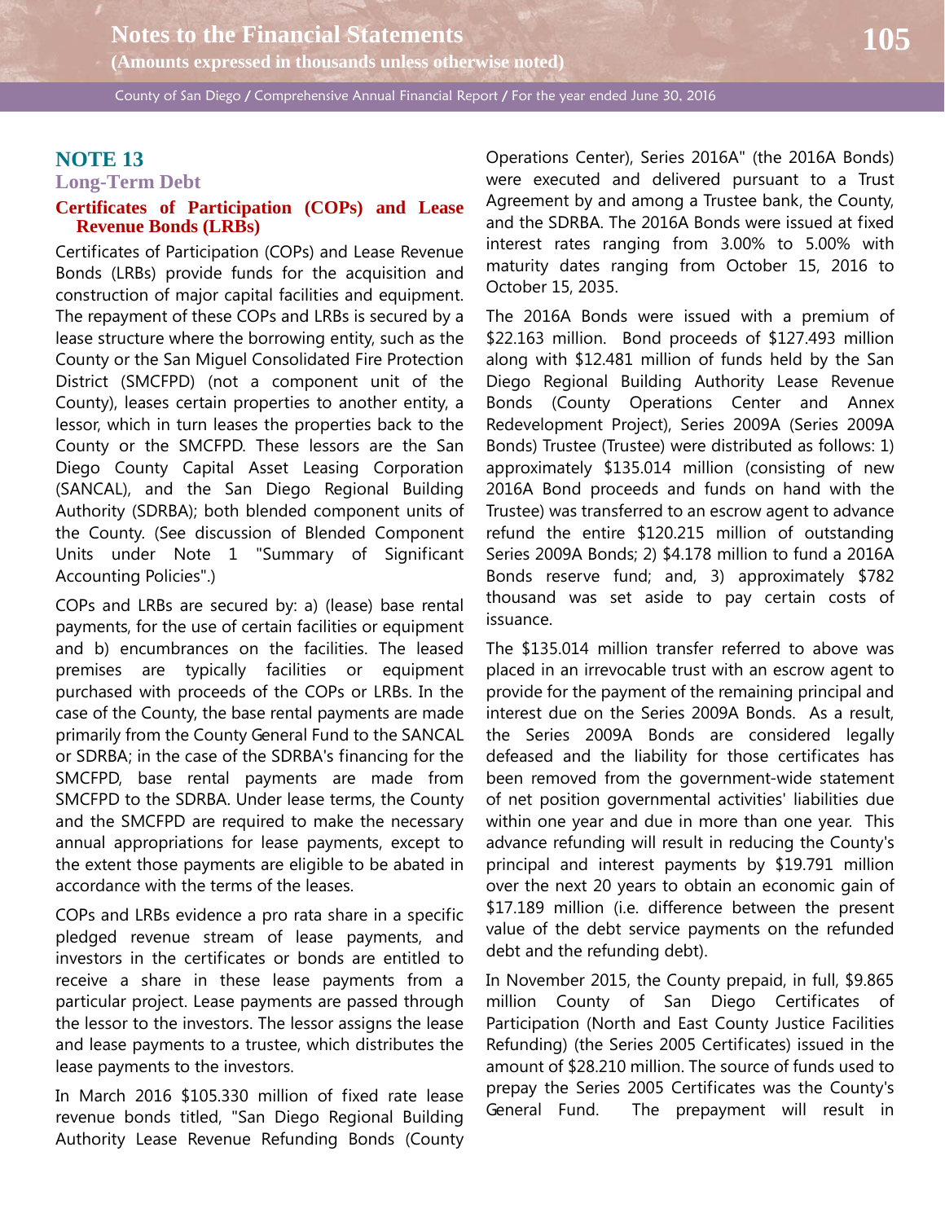## NOTE 13

### Long-Term Debt

#### Certificates of Participation (COPs) and Lease Revenue Bonds (LRBs)

Certificates of Participation (COPs) and Lease Revenue Bonds (LRBs) provide funds for the acquisition and construction of major capital facilities and equipment. The repayment of these COPs and LRBs is secured by a lease structure where the borrowing entity, such as the County or the San Miguel Consolidated Fire Protection District (SMCFPD) (not a component unit of the County), leases certain properties to another entity, a lessor, which in turn leases the properties back to the County or the SMCFPD. These lessors are the San Diego County Capital Asset Leasing Corporation (SANCAL), and the San Diego Regional Building Authority (SDRBA); both blended component units of the County. (See discussion of Blended Component Units under Note 1 "Summary of Significant Accounting Policies".)

COPs and LRBs are secured by: a) (lease) base rental payments, for the use of certain facilities or equipment and b) encumbrances on the facilities. The leased premises are typically facilities or equipment purchased with proceeds of the COPs or LRBs. In the case of the County, the base rental payments are made primarily from the County General Fund to the SANCAL or SDRBA; in the case of the SDRBA's financing for the SMCFPD, base rental payments are made from SMCFPD to the SDRBA. Under lease terms, the County and the SMCFPD are required to make the necessary annual appropriations for lease payments, except to the extent those payments are eligible to be abated in accordance with the terms of the leases.

COPs and LRBs evidence a pro rata share in a specific pledged revenue stream of lease payments, and investors in the certificates or bonds are entitled to receive a share in these lease payments from a particular project. Lease payments are passed through the lessor to the investors. The lessor assigns the lease and lease payments to a trustee, which distributes the lease payments to the investors.

In March 2016 $105.330 million of fixed rate lease revenue bonds titled, "San Diego Regional Building Authority Lease Revenue Refunding Bonds (County Operations Center), Series 2016A" (the 2016A Bonds) were executed and delivered pursuant to a Trust Agreement by and among a Trustee bank, the County, and the SDRBA. The 2016A Bonds were issued at fixed interest rates ranging from 3.00% to 5.00% with maturity dates ranging from October 15, 2016 to October 15, 2035.

The 2016A Bonds were issued with a premium of $22.163 million. Bond proceeds of $127.493 million along with $12.481 million of funds held by the San Diego Regional Building Authority Lease Revenue Bonds (County Operations Center and Annex Redevelopment Project), Series 2009A (Series 2009A Bonds) Trustee (Trustee) were distributed as follows: 1) approximately $135.014 million (consisting of new 2016A Bond proceeds and funds on hand with the Trustee) was transferred to an escrow agent to advance refund the entire $120.215 million of outstanding Series 2009A Bonds; 2) $4.178 million to fund a 2016A Bonds reserve fund; and, 3) approximately $782 thousand was set aside to pay certain costs of issuance.

The $135.014 million transfer referred to above was placed in an irrevocable trust with an escrow agent to provide for the payment of the remaining principal and interest due on the Series 2009A Bonds. As a result, the Series 2009A Bonds are considered legally defeased and the liability for those certificates has been removed from the government-wide statement of net position governmental activities' liabilities due within one year and due in more than one year. This advance refunding will result in reducing the County's principal and interest payments by $19.791 million over the next 20 years to obtain an economic gain of $17.189 million (i.e. difference between the present value of the debt service payments on the refunded debt and the refunding debt).

In November 2015, the County prepaid, in full, $9.865 million County of San Diego Certificates of Participation (North and East County Justice Facilities Refunding) (the Series 2005 Certificates) issued in the amount of $28.210 million. The source of funds used to prepay the Series 2005 Certificates was the County's General Fund. The prepayment will result in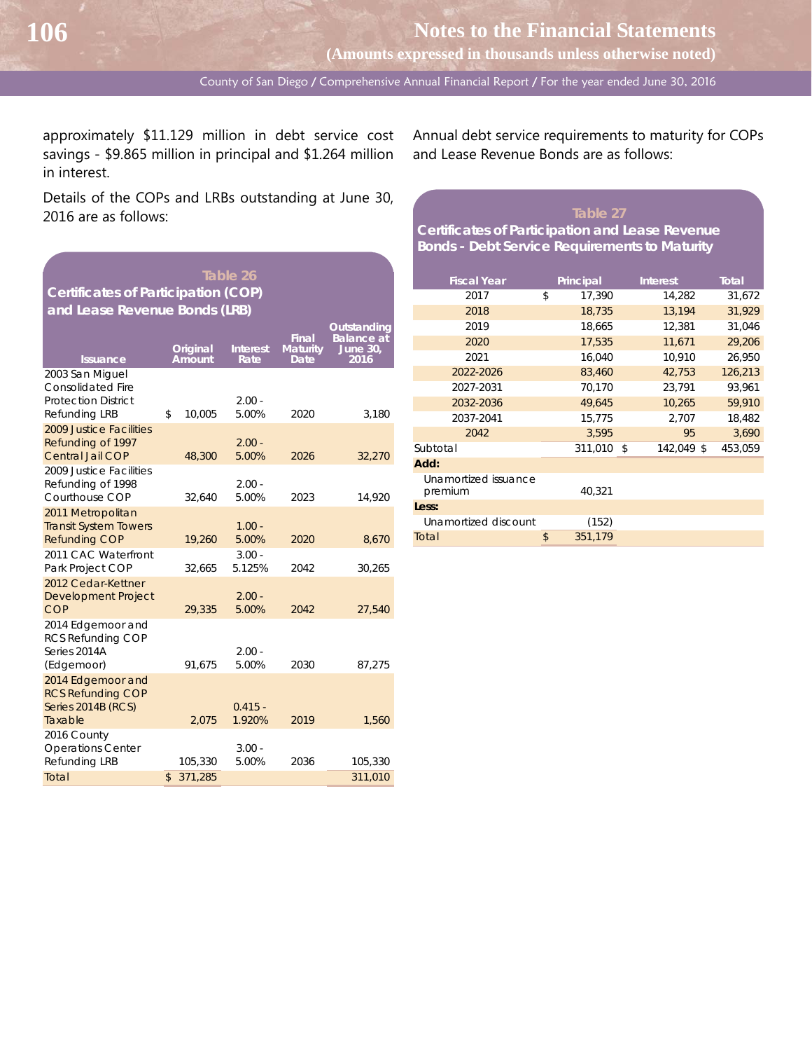approximately $11.129 million in debt service cost savings - $9.865 million in principal and $1.264 million in interest.

Details of the COPs and LRBs outstanding at June 30, 2016 are as follows:

**Table 26**
**Certificates of Participation (COP) and Lease Revenue Bonds (LRB)**

| Issuance | Original Amount | Interest Rate | Final Maturity Date | Outstanding Balance at June 30, 2016 |
|---|---|---|---|---|
| 2003 San Miguel Consolidated Fire Protection District Refunding LRB | $ 10,005 | 2.00 - 5.00% | 2020 | 3,180 |
| 2009 Justice Facilities Refunding of 1997 Central Jail COP | 48,300 | 2.00 - 5.00% | 2026 | 32,270 |
| 2009 Justice Facilities Refunding of 1998 Courthouse COP | 32,640 | 2.00 - 5.00% | 2023 | 14,920 |
| 2011 Metropolitan Transit System Towers Refunding COP | 19,260 | 1.00 - 5.00% | 2020 | 8,670 |
| 2011 CAC Waterfront Park Project COP | 32,665 | 3.00 - 5.125% | 2042 | 30,265 |
| 2012 Cedar-Kettner Development Project COP | 29,335 | 2.00 - 5.00% | 2042 | 27,540 |
| 2014 Edgemoor and RCS Refunding COP Series 2014A (Edgemoor) | 91,675 | 2.00 - 5.00% | 2030 | 87,275 |
| 2014 Edgemoor and RCS Refunding COP Series 2014B (RCS) Taxable | 2,075 | 0.415 - 1.920% | 2019 | 1,560 |
| 2016 County Operations Center Refunding LRB | 105,330 | 3.00 - 5.00% | 2036 | 105,330 |
| Total | $ 371,285 | | | 311,010 |

Annual debt service requirements to maturity for COPs and Lease Revenue Bonds are as follows:

**Table 27**
**Certificates of Participation and Lease Revenue Bonds - Debt Service Requirements to Maturity**

| Fiscal Year | Principal | Interest | Total |
|---|---|---|---|
| 2017 | $ 17,390 | 14,282 | 31,672 |
| 2018 | 18,735 | 13,194 | 31,929 |
| 2019 | 18,665 | 12,381 | 31,046 |
| 2020 | 17,535 | 11,671 | 29,206 |
| 2021 | 16,040 | 10,910 | 26,950 |
| 2022-2026 | 83,460 | 42,753 | 126,213 |
| 2027-2031 | 70,170 | 23,791 | 93,961 |
| 2032-2036 | 49,645 | 10,265 | 59,910 |
| 2037-2041 | 15,775 | 2,707 | 18,482 |
| 2042 | 3,595 | 95 | 3,690 |
| Subtotal | 311,010 | $ 142,049 | $ 453,059 |
| **Add:** | | | |
| Unamortized issuance premium | 40,321 | | |
| **Less:** | | | |
| Unamortized discount | (152) | | |
| Total | $ 351,179 | | |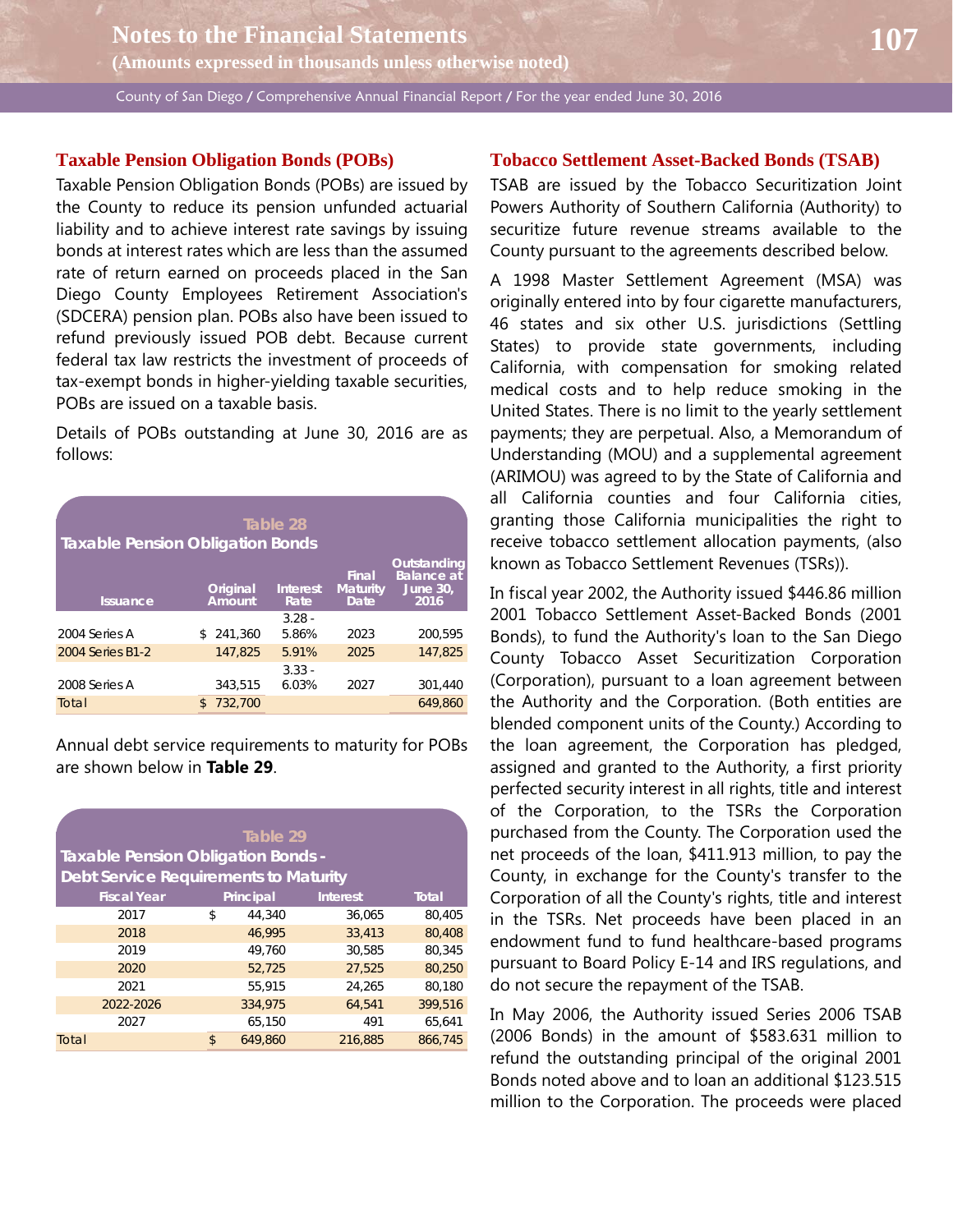## Taxable Pension Obligation Bonds (POBs)

Taxable Pension Obligation Bonds (POBs) are issued by the County to reduce its pension unfunded actuarial liability and to achieve interest rate savings by issuing bonds at interest rates which are less than the assumed rate of return earned on proceeds placed in the San Diego County Employees Retirement Association's (SDCERA) pension plan. POBs also have been issued to refund previously issued POB debt. Because current federal tax law restricts the investment of proceeds of tax-exempt bonds in higher-yielding taxable securities, POBs are issued on a taxable basis.

Details of POBs outstanding at June 30, 2016 are as follows:

**Table 28**
**Taxable Pension Obligation Bonds**

| Issuance | Original Amount | Interest Rate | Final Maturity Date | Outstanding Balance at June 30, 2016 |
|---|---|---|---|---|
| 2004 Series A | $ 241,360 | 3.28 - 5.86% | 2023 | 200,595 |
| 2004 Series B1-2 | 147,825 | 5.91% | 2025 | 147,825 |
| 2008 Series A | 343,515 | 3.33 - 6.03% | 2027 | 301,440 |
| Total | $ 732,700 | | | 649,860 |

Annual debt service requirements to maturity for POBs are shown below in **Table 29**.

**Table 29**
**Taxable Pension Obligation Bonds - Debt Service Requirements to Maturity**

| Fiscal Year | Principal | Interest | Total |
|---|---|---|---|
| 2017 | $ 44,340 | 36,065 | 80,405 |
| 2018 | 46,995 | 33,413 | 80,408 |
| 2019 | 49,760 | 30,585 | 80,345 |
| 2020 | 52,725 | 27,525 | 80,250 |
| 2021 | 55,915 | 24,265 | 80,180 |
| 2022-2026 | 334,975 | 64,541 | 399,516 |
| 2027 | 65,150 | 491 | 65,641 |
| Total | $ 649,860 | 216,885 | 866,745 |

## Tobacco Settlement Asset-Backed Bonds (TSAB)

TSAB are issued by the Tobacco Securitization Joint Powers Authority of Southern California (Authority) to securitize future revenue streams available to the County pursuant to the agreements described below.

A 1998 Master Settlement Agreement (MSA) was originally entered into by four cigarette manufacturers, 46 states and six other U.S. jurisdictions (Settling States) to provide state governments, including California, with compensation for smoking related medical costs and to help reduce smoking in the United States. There is no limit to the yearly settlement payments; they are perpetual. Also, a Memorandum of Understanding (MOU) and a supplemental agreement (ARIMOU) was agreed to by the State of California and all California counties and four California cities, granting those California municipalities the right to receive tobacco settlement allocation payments, (also known as Tobacco Settlement Revenues (TSRs)).

In fiscal year 2002, the Authority issued $446.86 million 2001 Tobacco Settlement Asset-Backed Bonds (2001 Bonds), to fund the Authority's loan to the San Diego County Tobacco Asset Securitization Corporation (Corporation), pursuant to a loan agreement between the Authority and the Corporation. (Both entities are blended component units of the County.) According to the loan agreement, the Corporation has pledged, assigned and granted to the Authority, a first priority perfected security interest in all rights, title and interest of the Corporation, to the TSRs the Corporation purchased from the County. The Corporation used the net proceeds of the loan, $411.913 million, to pay the County, in exchange for the County's transfer to the Corporation of all the County's rights, title and interest in the TSRs. Net proceeds have been placed in an endowment fund to fund healthcare-based programs pursuant to Board Policy E-14 and IRS regulations, and do not secure the repayment of the TSAB.

In May 2006, the Authority issued Series 2006 TSAB (2006 Bonds) in the amount of $583.631 million to refund the outstanding principal of the original 2001 Bonds noted above and to loan an additional $123.515 million to the Corporation. The proceeds were placed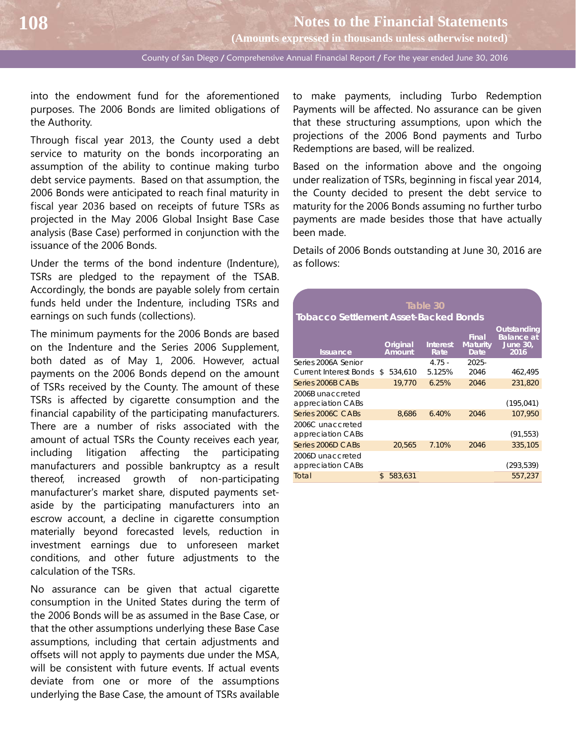into the endowment fund for the aforementioned purposes. The 2006 Bonds are limited obligations of the Authority.

Through fiscal year 2013, the County used a debt service to maturity on the bonds incorporating an assumption of the ability to continue making turbo debt service payments. Based on that assumption, the 2006 Bonds were anticipated to reach final maturity in fiscal year 2036 based on receipts of future TSRs as projected in the May 2006 Global Insight Base Case analysis (Base Case) performed in conjunction with the issuance of the 2006 Bonds.

Under the terms of the bond indenture (Indenture), TSRs are pledged to the repayment of the TSAB. Accordingly, the bonds are payable solely from certain funds held under the Indenture, including TSRs and earnings on such funds (collections).

The minimum payments for the 2006 Bonds are based on the Indenture and the Series 2006 Supplement, both dated as of May 1, 2006. However, actual payments on the 2006 Bonds depend on the amount of TSRs received by the County. The amount of these TSRs is affected by cigarette consumption and the financial capability of the participating manufacturers. There are a number of risks associated with the amount of actual TSRs the County receives each year, including litigation affecting the participating manufacturers and possible bankruptcy as a result thereof, increased growth of non-participating manufacturer's market share, disputed payments set-aside by the participating manufacturers into an escrow account, a decline in cigarette consumption materially beyond forecasted levels, reduction in investment earnings due to unforeseen market conditions, and other future adjustments to the calculation of the TSRs.

No assurance can be given that actual cigarette consumption in the United States during the term of the 2006 Bonds will be as assumed in the Base Case, or that the other assumptions underlying these Base Case assumptions, including that certain adjustments and offsets will not apply to payments due under the MSA, will be consistent with future events. If actual events deviate from one or more of the assumptions underlying the Base Case, the amount of TSRs available to make payments, including Turbo Redemption Payments will be affected. No assurance can be given that these structuring assumptions, upon which the projections of the 2006 Bond payments and Turbo Redemptions are based, will be realized.

Based on the information above and the ongoing under realization of TSRs, beginning in fiscal year 2014, the County decided to present the debt service to maturity for the 2006 Bonds assuming no further turbo payments are made besides those that have actually been made.

Details of 2006 Bonds outstanding at June 30, 2016 are as follows:

**Table 30**
**Tobacco Settlement Asset-Backed Bonds**

| Issuance | Original Amount | Interest Rate | Final Maturity Date | Outstanding Balance at June 30, 2016 |
|---|---|---|---|---|
| Series 2006A Senior Current Interest Bonds | $ 534,610 | 4.75 - 5.125% | 2025-2046 | 462,495 |
| Series 2006B CABs | 19,770 | 6.25% | 2046 | 231,820 |
| 2006B unaccreted appreciation CABs | | | | (195,041) |
| Series 2006C CABs | 8,686 | 6.40% | 2046 | 107,950 |
| 2006C unaccreted appreciation CABs | | | | (91,553) |
| Series 2006D CABs | 20,565 | 7.10% | 2046 | 335,105 |
| 2006D unaccreted appreciation CABs | | | | (293,539) |
| Total | $ 583,631 | | | 557,237 |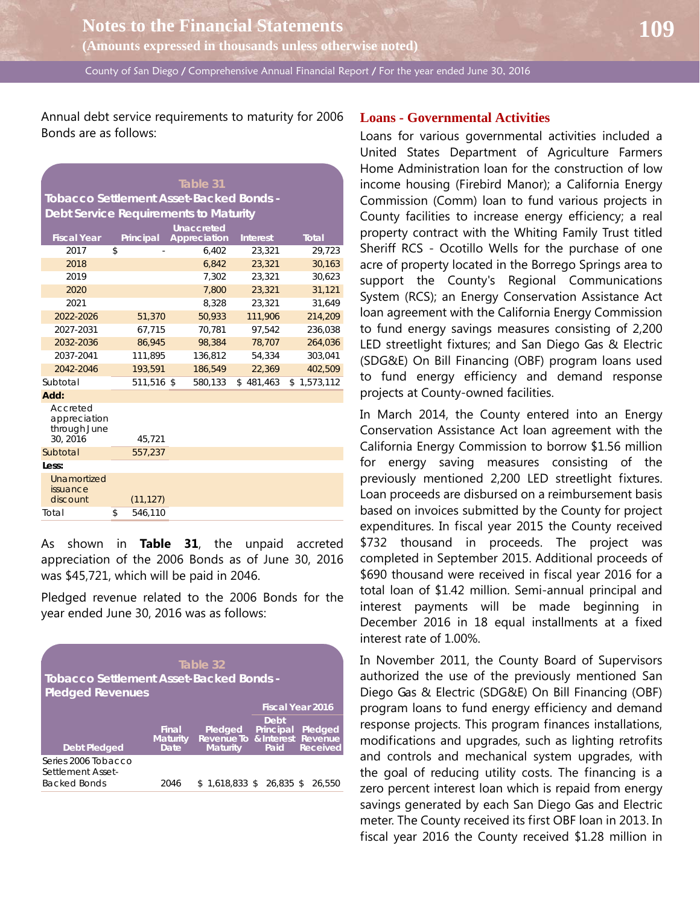Annual debt service requirements to maturity for 2006 Bonds are as follows:

**Table 31**
**Tobacco Settlement Asset-Backed Bonds - Debt Service Requirements to Maturity**

| Fiscal Year | Principal | Unaccreted Appreciation | Interest | Total |
|---|---|---|---|---|
| 2017 | $ - | 6,402 | 23,321 | 29,723 |
| 2018 | | 6,842 | 23,321 | 30,163 |
| 2019 | | 7,302 | 23,321 | 30,623 |
| 2020 | | 7,800 | 23,321 | 31,121 |
| 2021 | | 8,328 | 23,321 | 31,649 |
| 2022-2026 | 51,370 | 50,933 | 111,906 | 214,209 |
| 2027-2031 | 67,715 | 70,781 | 97,542 | 236,038 |
| 2032-2036 | 86,945 | 98,384 | 78,707 | 264,036 |
| 2037-2041 | 111,895 | 136,812 | 54,334 | 303,041 |
| 2042-2046 | 193,591 | 186,549 | 22,369 | 402,509 |
| Subtotal | 511,516 | $ 580,133 | $ 481,463 | $ 1,573,112 |
| **Add:** | | | | |
| Accreted appreciation through June 30, 2016 | 45,721 | | | |
| Subtotal | 557,237 | | | |
| **Less:** | | | | |
| Unamortized issuance discount | (11,127) | | | |
| Total | $ 546,110 | | | |

As shown in **Table 31**, the unpaid accreted appreciation of the 2006 Bonds as of June 30, 2016 was $45,721, which will be paid in 2046.

Pledged revenue related to the 2006 Bonds for the year ended June 30, 2016 was as follows:

**Table 32**
**Tobacco Settlement Asset-Backed Bonds - Pledged Revenues**

| | | | Fiscal Year 2016 | |
|---|---|---|---|---|
| Debt Pledged | Final Maturity Date | Pledged Revenue To Maturity | Debt Principal & Interest Paid | Pledged Revenue Received |
| Series 2006 Tobacco Settlement Asset-Backed Bonds | 2046 | $ 1,618,833 | $ 26,835 | $ 26,550 |

## Loans - Governmental Activities

Loans for various governmental activities included a United States Department of Agriculture Farmers Home Administration loan for the construction of low income housing (Firebird Manor); a California Energy Commission (Comm) loan to fund various projects in County facilities to increase energy efficiency; a real property contract with the Whiting Family Trust titled Sheriff RCS - Ocotillo Wells for the purchase of one acre of property located in the Borrego Springs area to support the County's Regional Communications System (RCS); an Energy Conservation Assistance Act loan agreement with the California Energy Commission to fund energy savings measures consisting of 2,200 LED streetlight fixtures; and San Diego Gas & Electric (SDG&E) On Bill Financing (OBF) program loans used to fund energy efficiency and demand response projects at County-owned facilities.

In March 2014, the County entered into an Energy Conservation Assistance Act loan agreement with the California Energy Commission to borrow $1.56 million for energy saving measures consisting of the previously mentioned 2,200 LED streetlight fixtures. Loan proceeds are disbursed on a reimbursement basis based on invoices submitted by the County for project expenditures. In fiscal year 2015 the County received $732 thousand in proceeds. The project was completed in September 2015. Additional proceeds of $690 thousand were received in fiscal year 2016 for a total loan of $1.42 million. Semi-annual principal and interest payments will be made beginning in December 2016 in 18 equal installments at a fixed interest rate of 1.00%.

In November 2011, the County Board of Supervisors authorized the use of the previously mentioned San Diego Gas & Electric (SDG&E) On Bill Financing (OBF) program loans to fund energy efficiency and demand response projects. This program finances installations, modifications and upgrades, such as lighting retrofits and controls and mechanical system upgrades, with the goal of reducing utility costs. The financing is a zero percent interest loan which is repaid from energy savings generated by each San Diego Gas and Electric meter. The County received its first OBF loan in 2013. In fiscal year 2016 the County received $1.28 million in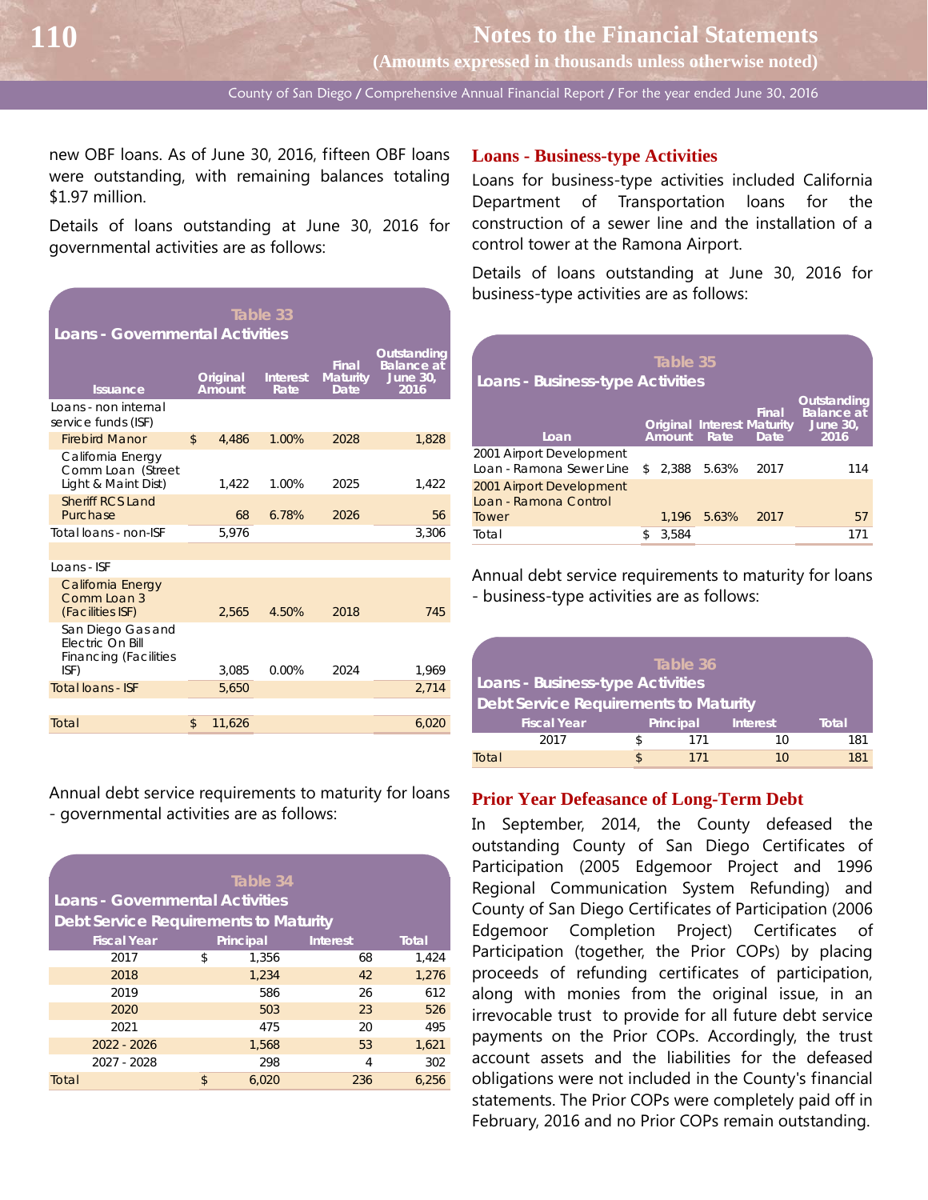new OBF loans. As of June 30, 2016, fifteen OBF loans were outstanding, with remaining balances totaling $1.97 million.

Details of loans outstanding at June 30, 2016 for governmental activities are as follows:

**Table 33**
**Loans - Governmental Activities**

| Issuance | Original Amount | Interest Rate | Final Maturity Date | Outstanding Balance at June 30, 2016 |
|---|---|---|---|---|
| Loans - non internal service funds (ISF) | | | | |
| Firebird Manor | $ 4,486 | 1.00% | 2028 | 1,828 |
| California Energy Comm Loan (Street Light & Maint Dist) | 1,422 | 1.00% | 2025 | 1,422 |
| Sheriff RCS Land Purchase | 68 | 6.78% | 2026 | 56 |
| Total loans - non-ISF | 5,976 | | | 3,306 |
| | | | | |
| Loans - ISF | | | | |
| California Energy Comm Loan 3 (Facilities ISF) | 2,565 | 4.50% | 2018 | 745 |
| San Diego Gas and Electric On Bill Financing (Facilities ISF) | 3,085 | 0.00% | 2024 | 1,969 |
| Total loans - ISF | 5,650 | | | 2,714 |
| | | | | |
| Total | $ 11,626 | | | 6,020 |

Annual debt service requirements to maturity for loans - governmental activities are as follows:

**Table 34**
**Loans - Governmental Activities**
**Debt Service Requirements to Maturity**

| Fiscal Year | Principal | Interest | Total |
|---|---|---|---|
| 2017 | $ 1,356 | 68 | 1,424 |
| 2018 | 1,234 | 42 | 1,276 |
| 2019 | 586 | 26 | 612 |
| 2020 | 503 | 23 | 526 |
| 2021 | 475 | 20 | 495 |
| 2022 - 2026 | 1,568 | 53 | 1,621 |
| 2027 - 2028 | 298 | 4 | 302 |
| Total | $ 6,020 | 236 | 6,256 |

## Loans - Business-type Activities

Loans for business-type activities included California Department of Transportation loans for the construction of a sewer line and the installation of a control tower at the Ramona Airport.

Details of loans outstanding at June 30, 2016 for business-type activities are as follows:

**Table 35**
**Loans - Business-type Activities**

| Loan | Original Amount | Interest Rate | Final Maturity Date | Outstanding Balance at June 30, 2016 |
|---|---|---|---|---|
| 2001 Airport Development Loan - Ramona Sewer Line | $ 2,388 | 5.63% | 2017 | 114 |
| 2001 Airport Development Loan - Ramona Control Tower | 1,196 | 5.63% | 2017 | 57 |
| Total | $ 3,584 | | | 171 |

Annual debt service requirements to maturity for loans - business-type activities are as follows:

**Table 36**
**Loans - Business-type Activities**
**Debt Service Requirements to Maturity**

| Fiscal Year | Principal | Interest | Total |
|---|---|---|---|
| 2017 | $ 171 | 10 | 181 |
| Total | $ 171 | 10 | 181 |

## Prior Year Defeasance of Long-Term Debt

In September, 2014, the County defeased the outstanding County of San Diego Certificates of Participation (2005 Edgemoor Project and 1996 Regional Communication System Refunding) and County of San Diego Certificates of Participation (2006 Edgemoor Completion Project) Certificates of Participation (together, the Prior COPs) by placing proceeds of refunding certificates of participation, along with monies from the original issue, in an irrevocable trust to provide for all future debt service payments on the Prior COPs. Accordingly, the trust account assets and the liabilities for the defeased obligations were not included in the County's financial statements. The Prior COPs were completely paid off in February, 2016 and no Prior COPs remain outstanding.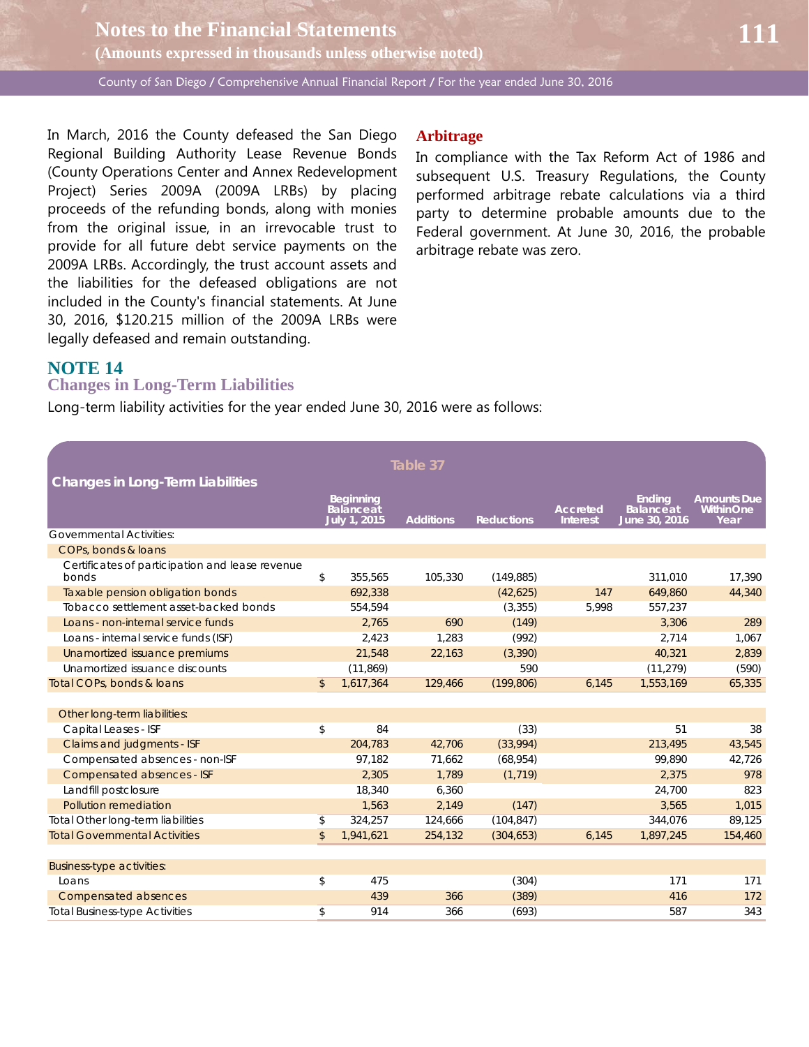In March, 2016 the County defeased the San Diego Regional Building Authority Lease Revenue Bonds (County Operations Center and Annex Redevelopment Project) Series 2009A (2009A LRBs) by placing proceeds of the refunding bonds, along with monies from the original issue, in an irrevocable trust to provide for all future debt service payments on the 2009A LRBs. Accordingly, the trust account assets and the liabilities for the defeased obligations are not included in the County's financial statements. At June 30, 2016, $120.215 million of the 2009A LRBs were legally defeased and remain outstanding.

### Arbitrage

In compliance with the Tax Reform Act of 1986 and subsequent U.S. Treasury Regulations, the County performed arbitrage rebate calculations via a third party to determine probable amounts due to the Federal government. At June 30, 2016, the probable arbitrage rebate was zero.

## NOTE 14
## Changes in Long-Term Liabilities

Long-term liability activities for the year ended June 30, 2016 were as follows:

**Table 37**

**Changes in Long-Term Liabilities**

| | Beginning Balance at July 1, 2015 | Additions | Reductions | Accreted Interest | Ending Balance at June 30, 2016 | Amounts Due Within One Year |
|---|---|---|---|---|---|---|
| Governmental Activities: | | | | | | |
| COPs, bonds & loans | | | | | | |
| Certificates of participation and lease revenue bonds | $ 355,565 | 105,330 | (149,885) | | 311,010 | 17,390 |
| Taxable pension obligation bonds | 692,338 | | (42,625) | 147 | 649,860 | 44,340 |
| Tobacco settlement asset-backed bonds | 554,594 | | (3,355) | 5,998 | 557,237 | |
| Loans - non-internal service funds | 2,765 | 690 | (149) | | 3,306 | 289 |
| Loans - internal service funds (ISF) | 2,423 | 1,283 | (992) | | 2,714 | 1,067 |
| Unamortized issuance premiums | 21,548 | 22,163 | (3,390) | | 40,321 | 2,839 |
| Unamortized issuance discounts | (11,869) | | 590 | | (11,279) | (590) |
| Total COPs, bonds & loans | $ 1,617,364 | 129,466 | (199,806) | 6,145 | 1,553,169 | 65,335 |
| | | | | | | |
| Other long-term liabilities: | | | | | | |
| Capital Leases - ISF | $ 84 | | (33) | | 51 | 38 |
| Claims and judgments - ISF | 204,783 | 42,706 | (33,994) | | 213,495 | 43,545 |
| Compensated absences - non-ISF | 97,182 | 71,662 | (68,954) | | 99,890 | 42,726 |
| Compensated absences - ISF | 2,305 | 1,789 | (1,719) | | 2,375 | 978 |
| Landfill postclosure | 18,340 | 6,360 | | | 24,700 | 823 |
| Pollution remediation | 1,563 | 2,149 | (147) | | 3,565 | 1,015 |
| Total Other long-term liabilities | $ 324,257 | 124,666 | (104,847) | | 344,076 | 89,125 |
| Total Governmental Activities | $ 1,941,621 | 254,132 | (304,653) | 6,145 | 1,897,245 | 154,460 |
| | | | | | | |
| Business-type activities: | | | | | | |
| Loans | $ 475 | | (304) | | 171 | 171 |
| Compensated absences | 439 | 366 | (389) | | 416 | 172 |
| Total Business-type Activities | $ 914 | 366 | (693) | | 587 | 343 |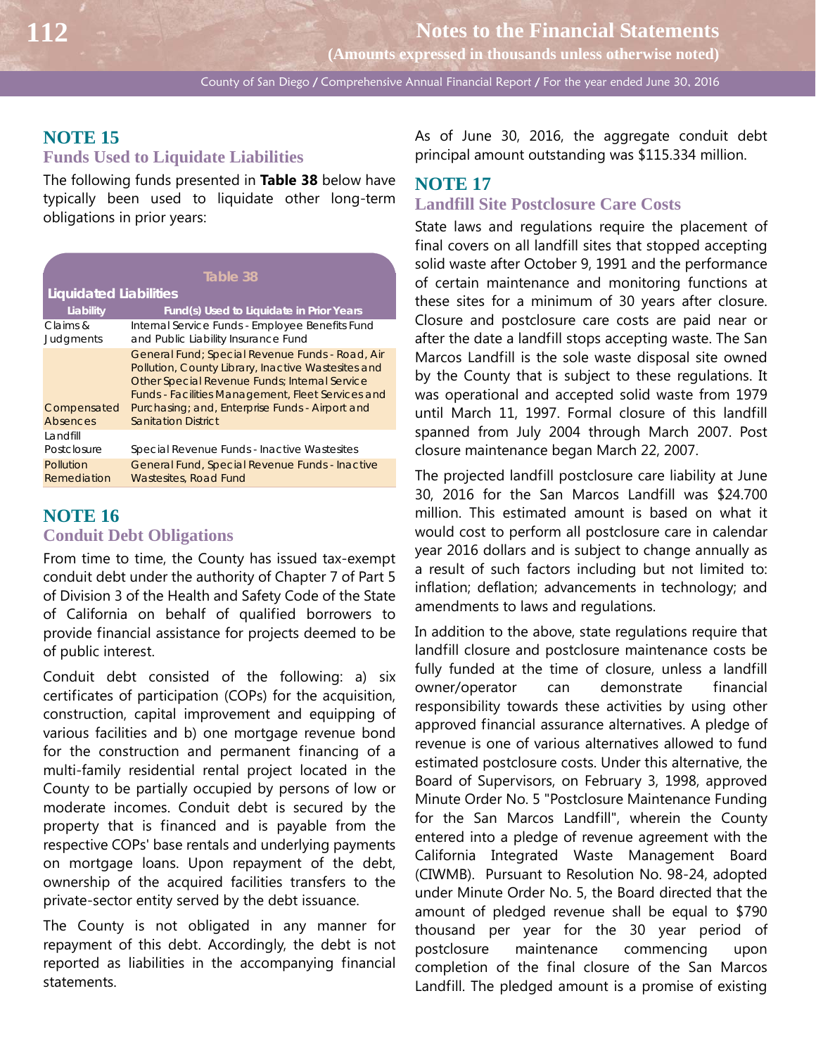## NOTE 15

### Funds Used to Liquidate Liabilities

The following funds presented in **Table 38** below have typically been used to liquidate other long-term obligations in prior years:

**Table 38**

**Liquidated Liabilities**

| Liability | Fund(s) Used to Liquidate in Prior Years |
|---|---|
| Claims & Judgments | Internal Service Funds - Employee Benefits Fund and Public Liability Insurance Fund |
| Compensated Absences | General Fund; Special Revenue Funds - Road, Air Pollution, County Library, Inactive Wastesites and Other Special Revenue Funds; Internal Service Funds - Facilities Management, Fleet Services and Purchasing; and, Enterprise Funds - Airport and Sanitation District |
| Landfill Postclosure | Special Revenue Funds - Inactive Wastesites |
| Pollution Remediation | General Fund, Special Revenue Funds - Inactive Wastesites, Road Fund |

## NOTE 16

### Conduit Debt Obligations

From time to time, the County has issued tax-exempt conduit debt under the authority of Chapter 7 of Part 5 of Division 3 of the Health and Safety Code of the State of California on behalf of qualified borrowers to provide financial assistance for projects deemed to be of public interest.

Conduit debt consisted of the following: a) six certificates of participation (COPs) for the acquisition, construction, capital improvement and equipping of various facilities and b) one mortgage revenue bond for the construction and permanent financing of a multi-family residential rental project located in the County to be partially occupied by persons of low or moderate incomes. Conduit debt is secured by the property that is financed and is payable from the respective COPs' base rentals and underlying payments on mortgage loans. Upon repayment of the debt, ownership of the acquired facilities transfers to the private-sector entity served by the debt issuance.

The County is not obligated in any manner for repayment of this debt. Accordingly, the debt is not reported as liabilities in the accompanying financial statements.

As of June 30, 2016, the aggregate conduit debt principal amount outstanding was $115.334 million.

## NOTE 17

### Landfill Site Postclosure Care Costs

State laws and regulations require the placement of final covers on all landfill sites that stopped accepting solid waste after October 9, 1991 and the performance of certain maintenance and monitoring functions at these sites for a minimum of 30 years after closure. Closure and postclosure care costs are paid near or after the date a landfill stops accepting waste. The San Marcos Landfill is the sole waste disposal site owned by the County that is subject to these regulations. It was operational and accepted solid waste from 1979 until March 11, 1997. Formal closure of this landfill spanned from July 2004 through March 2007. Post closure maintenance began March 22, 2007.

The projected landfill postclosure care liability at June 30, 2016 for the San Marcos Landfill was $24.700 million. This estimated amount is based on what it would cost to perform all postclosure care in calendar year 2016 dollars and is subject to change annually as a result of such factors including but not limited to: inflation; deflation; advancements in technology; and amendments to laws and regulations.

In addition to the above, state regulations require that landfill closure and postclosure maintenance costs be fully funded at the time of closure, unless a landfill owner/operator can demonstrate financial responsibility towards these activities by using other approved financial assurance alternatives. A pledge of revenue is one of various alternatives allowed to fund estimated postclosure costs. Under this alternative, the Board of Supervisors, on February 3, 1998, approved Minute Order No. 5 "Postclosure Maintenance Funding for the San Marcos Landfill", wherein the County entered into a pledge of revenue agreement with the California Integrated Waste Management Board (CIWMB). Pursuant to Resolution No. 98-24, adopted under Minute Order No. 5, the Board directed that the amount of pledged revenue shall be equal to $790 thousand per year for the 30 year period of postclosure maintenance commencing upon completion of the final closure of the San Marcos Landfill. The pledged amount is a promise of existing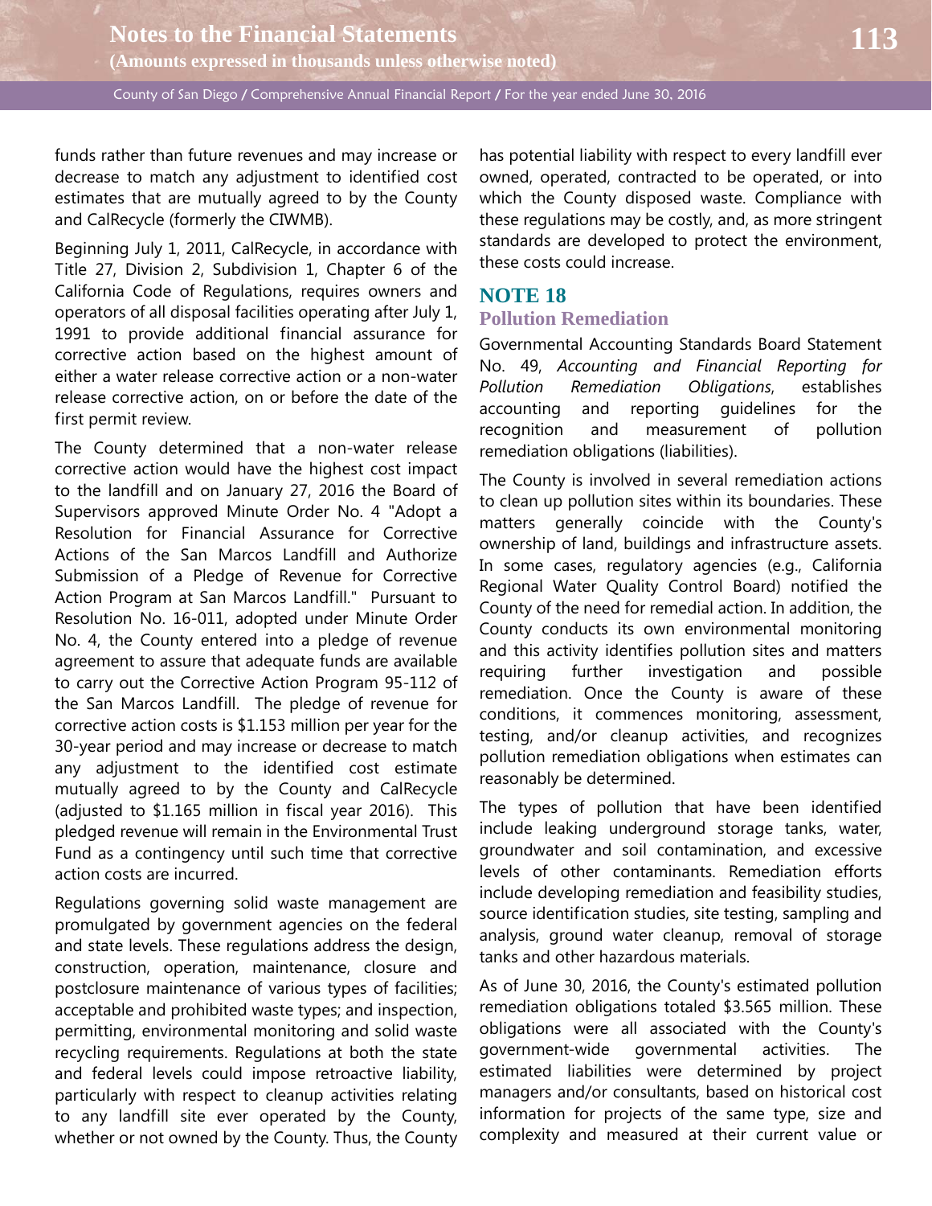funds rather than future revenues and may increase or decrease to match any adjustment to identified cost estimates that are mutually agreed to by the County and CalRecycle (formerly the CIWMB).

Beginning July 1, 2011, CalRecycle, in accordance with Title 27, Division 2, Subdivision 1, Chapter 6 of the California Code of Regulations, requires owners and operators of all disposal facilities operating after July 1, 1991 to provide additional financial assurance for corrective action based on the highest amount of either a water release corrective action or a non-water release corrective action, on or before the date of the first permit review.

The County determined that a non-water release corrective action would have the highest cost impact to the landfill and on January 27, 2016 the Board of Supervisors approved Minute Order No. 4 "Adopt a Resolution for Financial Assurance for Corrective Actions of the San Marcos Landfill and Authorize Submission of a Pledge of Revenue for Corrective Action Program at San Marcos Landfill." Pursuant to Resolution No. 16-011, adopted under Minute Order No. 4, the County entered into a pledge of revenue agreement to assure that adequate funds are available to carry out the Corrective Action Program 95-112 of the San Marcos Landfill. The pledge of revenue for corrective action costs is $1.153 million per year for the 30-year period and may increase or decrease to match any adjustment to the identified cost estimate mutually agreed to by the County and CalRecycle (adjusted to $1.165 million in fiscal year 2016). This pledged revenue will remain in the Environmental Trust Fund as a contingency until such time that corrective action costs are incurred.

Regulations governing solid waste management are promulgated by government agencies on the federal and state levels. These regulations address the design, construction, operation, maintenance, closure and postclosure maintenance of various types of facilities; acceptable and prohibited waste types; and inspection, permitting, environmental monitoring and solid waste recycling requirements. Regulations at both the state and federal levels could impose retroactive liability, particularly with respect to cleanup activities relating to any landfill site ever operated by the County, whether or not owned by the County. Thus, the County has potential liability with respect to every landfill ever owned, operated, contracted to be operated, or into which the County disposed waste. Compliance with these regulations may be costly, and, as more stringent standards are developed to protect the environment, these costs could increase.

## NOTE 18

### Pollution Remediation

Governmental Accounting Standards Board Statement No. 49, *Accounting and Financial Reporting for Pollution Remediation Obligations*, establishes accounting and reporting guidelines for the recognition and measurement of pollution remediation obligations (liabilities).

The County is involved in several remediation actions to clean up pollution sites within its boundaries. These matters generally coincide with the County's ownership of land, buildings and infrastructure assets. In some cases, regulatory agencies (e.g., California Regional Water Quality Control Board) notified the County of the need for remedial action. In addition, the County conducts its own environmental monitoring and this activity identifies pollution sites and matters requiring further investigation and possible remediation. Once the County is aware of these conditions, it commences monitoring, assessment, testing, and/or cleanup activities, and recognizes pollution remediation obligations when estimates can reasonably be determined.

The types of pollution that have been identified include leaking underground storage tanks, water, groundwater and soil contamination, and excessive levels of other contaminants. Remediation efforts include developing remediation and feasibility studies, source identification studies, site testing, sampling and analysis, ground water cleanup, removal of storage tanks and other hazardous materials.

As of June 30, 2016, the County's estimated pollution remediation obligations totaled $3.565 million. These obligations were all associated with the County's government-wide governmental activities. The estimated liabilities were determined by project managers and/or consultants, based on historical cost information for projects of the same type, size and complexity and measured at their current value or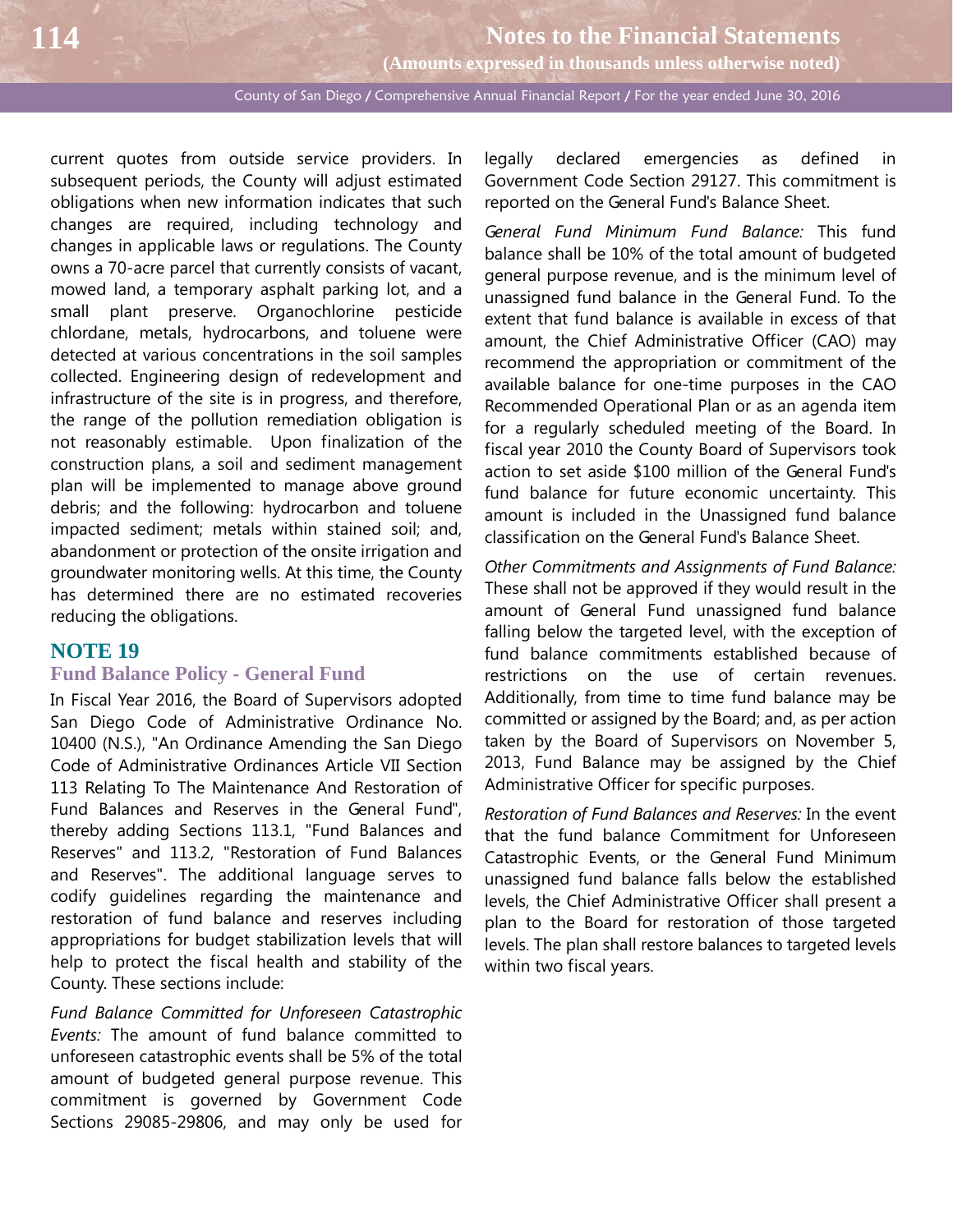current quotes from outside service providers. In subsequent periods, the County will adjust estimated obligations when new information indicates that such changes are required, including technology and changes in applicable laws or regulations. The County owns a 70-acre parcel that currently consists of vacant, mowed land, a temporary asphalt parking lot, and a small plant preserve. Organochlorine pesticide chlordane, metals, hydrocarbons, and toluene were detected at various concentrations in the soil samples collected. Engineering design of redevelopment and infrastructure of the site is in progress, and therefore, the range of the pollution remediation obligation is not reasonably estimable. Upon finalization of the construction plans, a soil and sediment management plan will be implemented to manage above ground debris; and the following: hydrocarbon and toluene impacted sediment; metals within stained soil; and, abandonment or protection of the onsite irrigation and groundwater monitoring wells. At this time, the County has determined there are no estimated recoveries reducing the obligations.

## NOTE 19

### Fund Balance Policy - General Fund

In Fiscal Year 2016, the Board of Supervisors adopted San Diego Code of Administrative Ordinance No. 10400 (N.S.), "An Ordinance Amending the San Diego Code of Administrative Ordinances Article VII Section 113 Relating To The Maintenance And Restoration of Fund Balances and Reserves in the General Fund", thereby adding Sections 113.1, "Fund Balances and Reserves" and 113.2, "Restoration of Fund Balances and Reserves". The additional language serves to codify guidelines regarding the maintenance and restoration of fund balance and reserves including appropriations for budget stabilization levels that will help to protect the fiscal health and stability of the County. These sections include:

*Fund Balance Committed for Unforeseen Catastrophic Events:* The amount of fund balance committed to unforeseen catastrophic events shall be 5% of the total amount of budgeted general purpose revenue. This commitment is governed by Government Code Sections 29085-29806, and may only be used for legally declared emergencies as defined in Government Code Section 29127. This commitment is reported on the General Fund's Balance Sheet.

*General Fund Minimum Fund Balance:* This fund balance shall be 10% of the total amount of budgeted general purpose revenue, and is the minimum level of unassigned fund balance in the General Fund. To the extent that fund balance is available in excess of that amount, the Chief Administrative Officer (CAO) may recommend the appropriation or commitment of the available balance for one-time purposes in the CAO Recommended Operational Plan or as an agenda item for a regularly scheduled meeting of the Board. In fiscal year 2010 the County Board of Supervisors took action to set aside $100 million of the General Fund's fund balance for future economic uncertainty. This amount is included in the Unassigned fund balance classification on the General Fund's Balance Sheet.

*Other Commitments and Assignments of Fund Balance:* These shall not be approved if they would result in the amount of General Fund unassigned fund balance falling below the targeted level, with the exception of fund balance commitments established because of restrictions on the use of certain revenues. Additionally, from time to time fund balance may be committed or assigned by the Board; and, as per action taken by the Board of Supervisors on November 5, 2013, Fund Balance may be assigned by the Chief Administrative Officer for specific purposes.

*Restoration of Fund Balances and Reserves:* In the event that the fund balance Commitment for Unforeseen Catastrophic Events, or the General Fund Minimum unassigned fund balance falls below the established levels, the Chief Administrative Officer shall present a plan to the Board for restoration of those targeted levels. The plan shall restore balances to targeted levels within two fiscal years.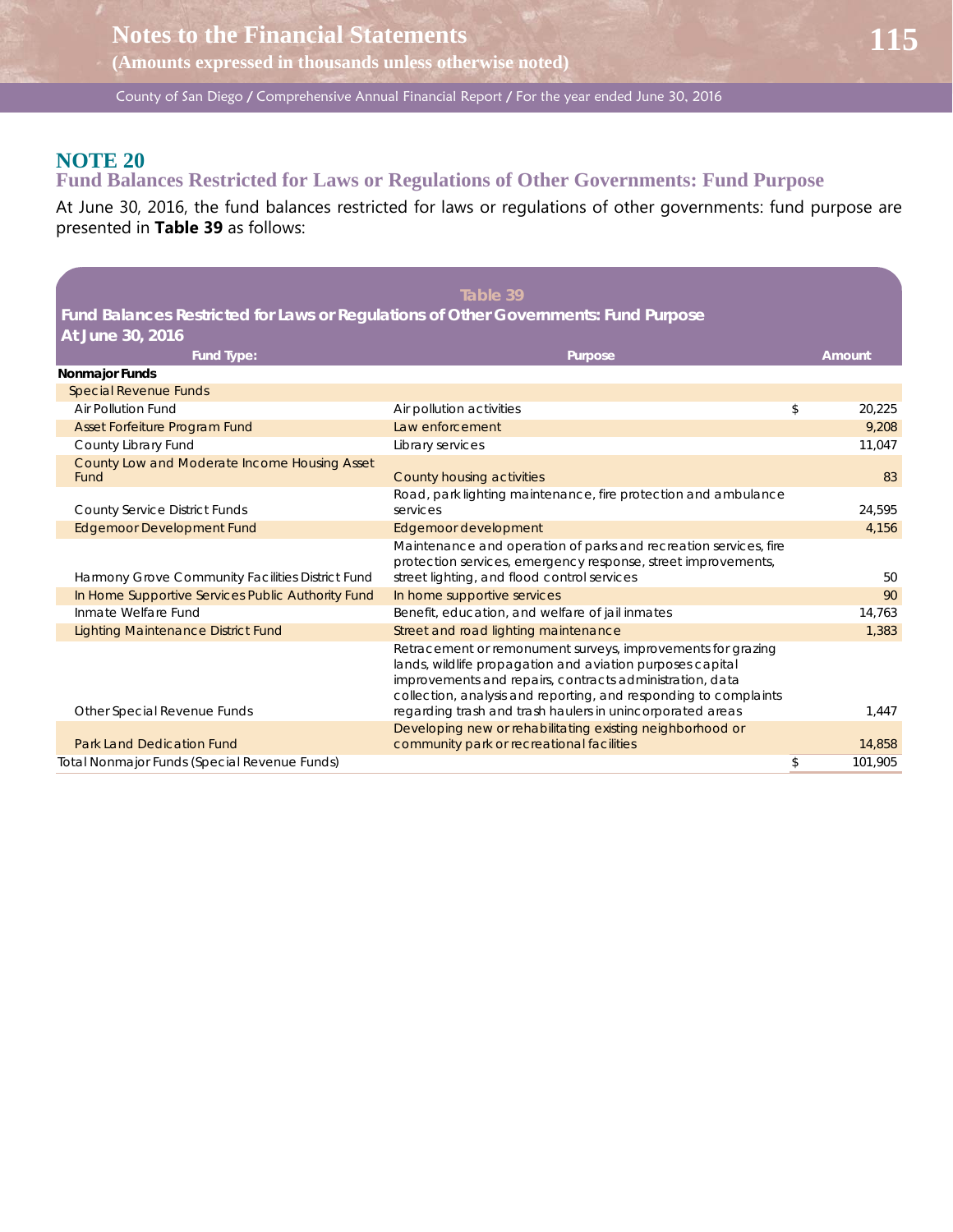## NOTE 20

### Fund Balances Restricted for Laws or Regulations of Other Governments: Fund Purpose

At June 30, 2016, the fund balances restricted for laws or regulations of other governments: fund purpose are presented in **Table 39** as follows:

**Table 39**

**Fund Balances Restricted for Laws or Regulations of Other Governments: Fund Purpose**
**At June 30, 2016**

| Fund Type: | Purpose | Amount |
|---|---|---|
| **Nonmajor Funds** | | |
| Special Revenue Funds | | |
| Air Pollution Fund | Air pollution activities | $ 20,225 |
| Asset Forfeiture Program Fund | Law enforcement | 9,208 |
| County Library Fund | Library services | 11,047 |
| County Low and Moderate Income Housing Asset Fund | County housing activities | 83 |
| County Service District Funds | Road, park lighting maintenance, fire protection and ambulance services | 24,595 |
| Edgemoor Development Fund | Edgemoor development | 4,156 |
| Harmony Grove Community Facilities District Fund | Maintenance and operation of parks and recreation services, fire protection services, emergency response, street improvements, street lighting, and flood control services | 50 |
| In Home Supportive Services Public Authority Fund | In home supportive services | 90 |
| Inmate Welfare Fund | Benefit, education, and welfare of jail inmates | 14,763 |
| Lighting Maintenance District Fund | Street and road lighting maintenance | 1,383 |
| Other Special Revenue Funds | Retracement or remonument surveys, improvements for grazing lands, wildlife propagation and aviation purposes capital improvements and repairs, contracts administration, data collection, analysis and reporting, and responding to complaints regarding trash and trash haulers in unincorporated areas | 1,447 |
| Park Land Dedication Fund | Developing new or rehabilitating existing neighborhood or community park or recreational facilities | 14,858 |
| Total Nonmajor Funds (Special Revenue Funds) | | $ 101,905 |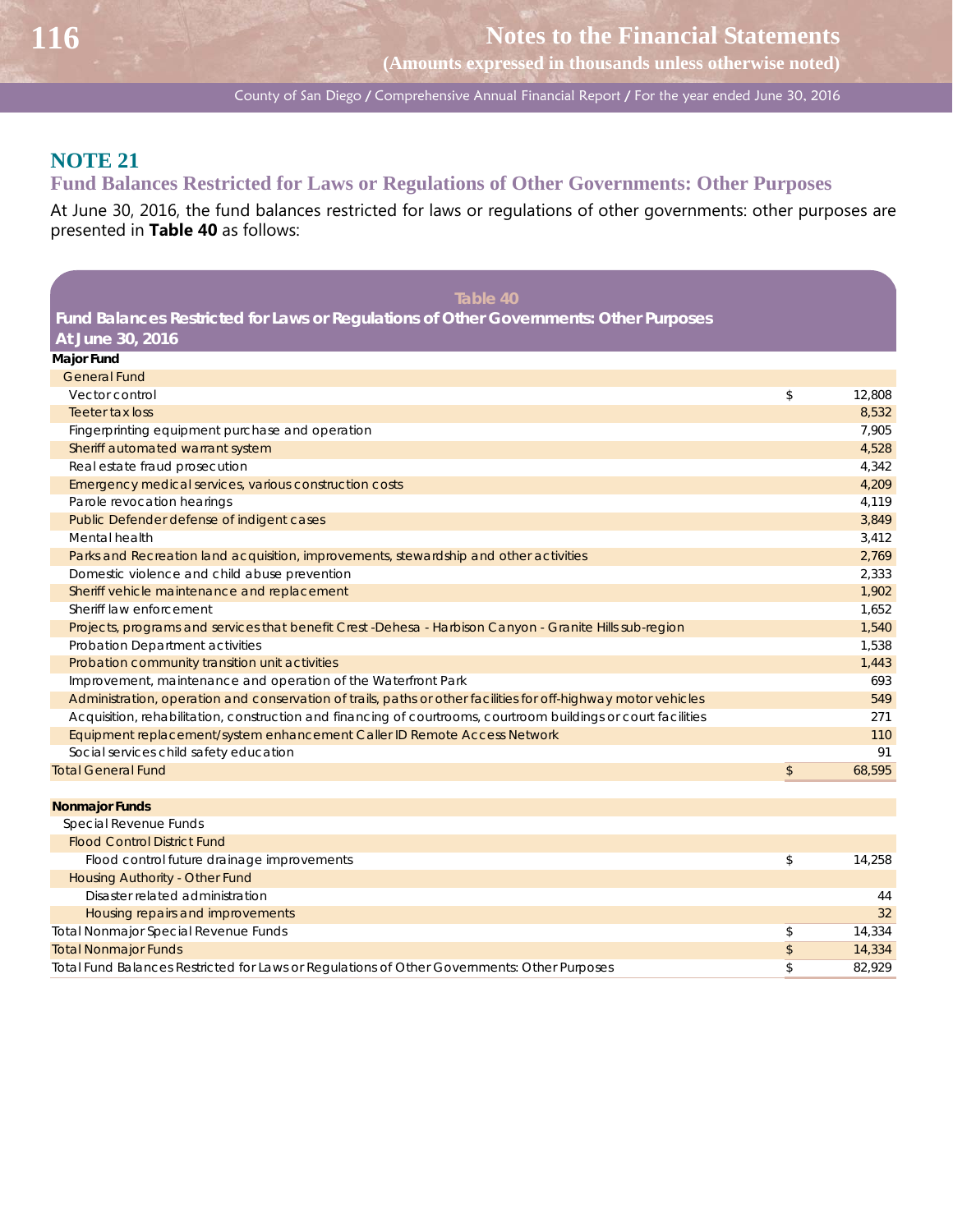## NOTE 21

### Fund Balances Restricted for Laws or Regulations of Other Governments: Other Purposes

At June 30, 2016, the fund balances restricted for laws or regulations of other governments: other purposes are presented in **Table 40** as follows:

**Table 40**
**Fund Balances Restricted for Laws or Regulations of Other Governments: Other Purposes**
**At June 30, 2016**

| | | |
|---|---|---|
| **Major Fund** | | |
| General Fund | | |
| Vector control | $ | 12,808 |
| Teeter tax loss | | 8,532 |
| Fingerprinting equipment purchase and operation | | 7,905 |
| Sheriff automated warrant system | | 4,528 |
| Real estate fraud prosecution | | 4,342 |
| Emergency medical services, various construction costs | | 4,209 |
| Parole revocation hearings | | 4,119 |
| Public Defender defense of indigent cases | | 3,849 |
| Mental health | | 3,412 |
| Parks and Recreation land acquisition, improvements, stewardship and other activities | | 2,769 |
| Domestic violence and child abuse prevention | | 2,333 |
| Sheriff vehicle maintenance and replacement | | 1,902 |
| Sheriff law enforcement | | 1,652 |
| Projects, programs and services that benefit Crest -Dehesa - Harbison Canyon - Granite Hills sub-region | | 1,540 |
| Probation Department activities | | 1,538 |
| Probation community transition unit activities | | 1,443 |
| Improvement, maintenance and operation of the Waterfront Park | | 693 |
| Administration, operation and conservation of trails, paths or other facilities for off-highway motor vehicles | | 549 |
| Acquisition, rehabilitation, construction and financing of courtrooms, courtroom buildings or court facilities | | 271 |
| Equipment replacement/system enhancement Caller ID Remote Access Network | | 110 |
| Social services child safety education | | 91 |
| Total General Fund | $ | 68,595 |
| | | |
| **Nonmajor Funds** | | |
| Special Revenue Funds | | |
| Flood Control District Fund | | |
| Flood control future drainage improvements | $ | 14,258 |
| Housing Authority - Other Fund | | |
| Disaster related administration | | 44 |
| Housing repairs and improvements | | 32 |
| Total Nonmajor Special Revenue Funds | $ | 14,334 |
| Total Nonmajor Funds | $ | 14,334 |
| Total Fund Balances Restricted for Laws or Regulations of Other Governments: Other Purposes | $ | 82,929 |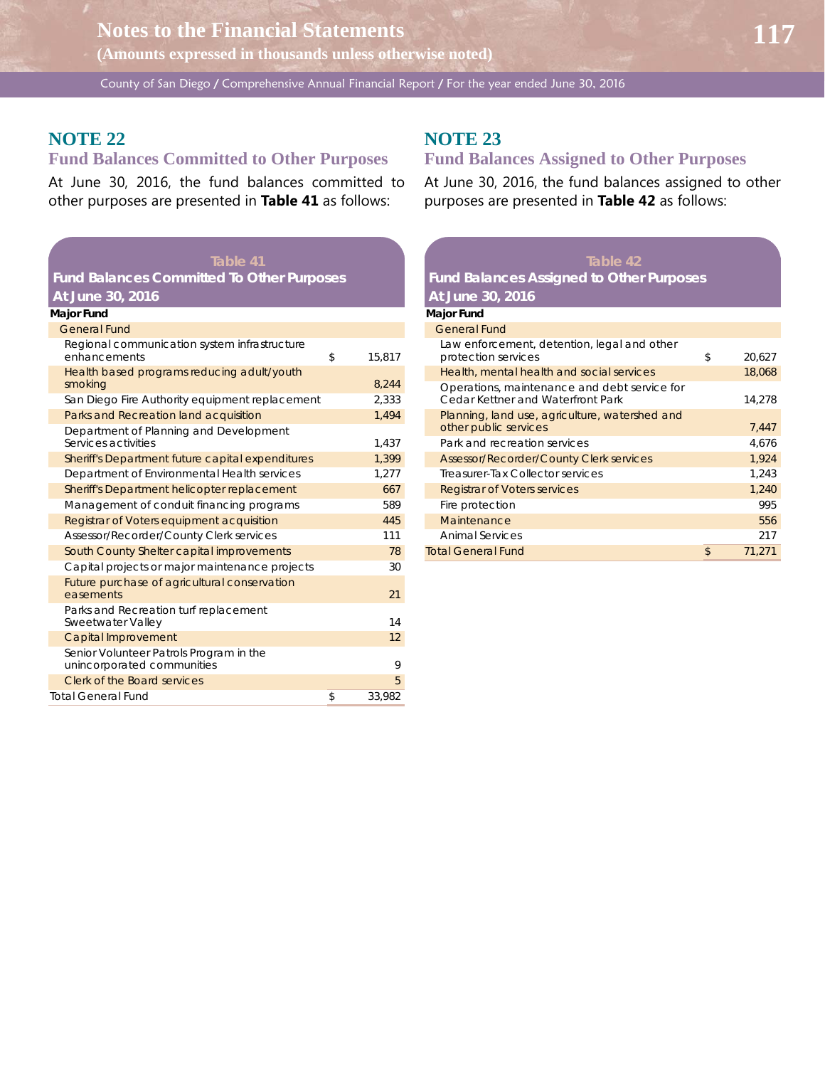## NOTE 22
### Fund Balances Committed to Other Purposes

At June 30, 2016, the fund balances committed to other purposes are presented in **Table 41** as follows:

**Table 41**
**Fund Balances Committed To Other Purposes**
**At June 30, 2016**

| Major Fund | | |
|---|---|---|
| General Fund | | |
| Regional communication system infrastructure enhancements | $ | 15,817 |
| Health based programs reducing adult/youth smoking | | 8,244 |
| San Diego Fire Authority equipment replacement | | 2,333 |
| Parks and Recreation land acquisition | | 1,494 |
| Department of Planning and Development Services activities | | 1,437 |
| Sheriff's Department future capital expenditures | | 1,399 |
| Department of Environmental Health services | | 1,277 |
| Sheriff's Department helicopter replacement | | 667 |
| Management of conduit financing programs | | 589 |
| Registrar of Voters equipment acquisition | | 445 |
| Assessor/Recorder/County Clerk services | | 111 |
| South County Shelter capital improvements | | 78 |
| Capital projects or major maintenance projects | | 30 |
| Future purchase of agricultural conservation easements | | 21 |
| Parks and Recreation turf replacement Sweetwater Valley | | 14 |
| Capital Improvement | | 12 |
| Senior Volunteer Patrols Program in the unincorporated communities | | 9 |
| Clerk of the Board services | | 5 |
| Total General Fund | $ | 33,982 |

## NOTE 23
### Fund Balances Assigned to Other Purposes

At June 30, 2016, the fund balances assigned to other purposes are presented in **Table 42** as follows:

**Table 42**
**Fund Balances Assigned to Other Purposes**
**At June 30, 2016**

| Major Fund | | |
|---|---|---|
| General Fund | | |
| Law enforcement, detention, legal and other protection services | $ | 20,627 |
| Health, mental health and social services | | 18,068 |
| Operations, maintenance and debt service for Cedar Kettner and Waterfront Park | | 14,278 |
| Planning, land use, agriculture, watershed and other public services | | 7,447 |
| Park and recreation services | | 4,676 |
| Assessor/Recorder/County Clerk services | | 1,924 |
| Treasurer-Tax Collector services | | 1,243 |
| Registrar of Voters services | | 1,240 |
| Fire protection | | 995 |
| Maintenance | | 556 |
| Animal Services | | 217 |
| Total General Fund | $ | 71,271 |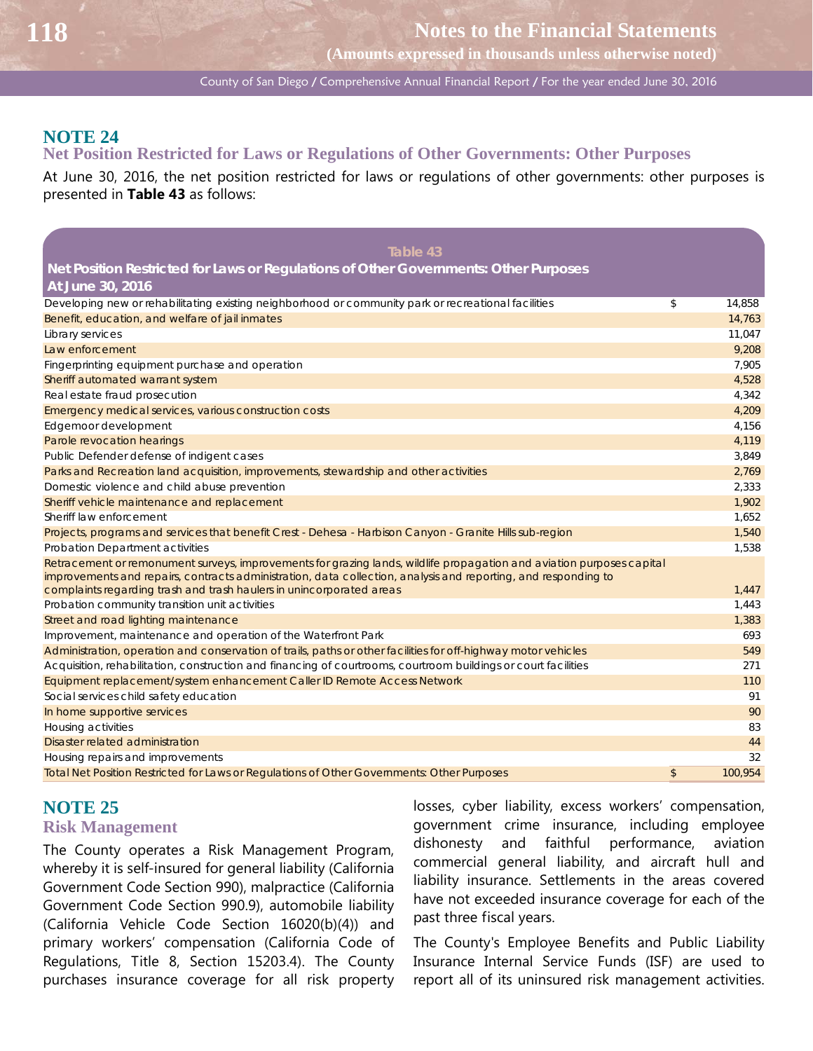## NOTE 24

### Net Position Restricted for Laws or Regulations of Other Governments: Other Purposes

At June 30, 2016, the net position restricted for laws or regulations of other governments: other purposes is presented in **Table 43** as follows:

**Table 43**
**Net Position Restricted for Laws or Regulations of Other Governments: Other Purposes**
**At June 30, 2016**

| | | |
|---|---|---|
| Developing new or rehabilitating existing neighborhood or community park or recreational facilities | $ | 14,858 |
| Benefit, education, and welfare of jail inmates | | 14,763 |
| Library services | | 11,047 |
| Law enforcement | | 9,208 |
| Fingerprinting equipment purchase and operation | | 7,905 |
| Sheriff automated warrant system | | 4,528 |
| Real estate fraud prosecution | | 4,342 |
| Emergency medical services, various construction costs | | 4,209 |
| Edgemoor development | | 4,156 |
| Parole revocation hearings | | 4,119 |
| Public Defender defense of indigent cases | | 3,849 |
| Parks and Recreation land acquisition, improvements, stewardship and other activities | | 2,769 |
| Domestic violence and child abuse prevention | | 2,333 |
| Sheriff vehicle maintenance and replacement | | 1,902 |
| Sheriff law enforcement | | 1,652 |
| Projects, programs and services that benefit Crest - Dehesa - Harbison Canyon - Granite Hills sub-region | | 1,540 |
| Probation Department activities | | 1,538 |
| Retracement or remonument surveys, improvements for grazing lands, wildlife propagation and aviation purposes capital improvements and repairs, contracts administration, data collection, analysis and reporting, and responding to complaints regarding trash and trash haulers in unincorporated areas | | 1,447 |
| Probation community transition unit activities | | 1,443 |
| Street and road lighting maintenance | | 1,383 |
| Improvement, maintenance and operation of the Waterfront Park | | 693 |
| Administration, operation and conservation of trails, paths or other facilities for off-highway motor vehicles | | 549 |
| Acquisition, rehabilitation, construction and financing of courtrooms, courtroom buildings or court facilities | | 271 |
| Equipment replacement/system enhancement Caller ID Remote Access Network | | 110 |
| Social services child safety education | | 91 |
| In home supportive services | | 90 |
| Housing activities | | 83 |
| Disaster related administration | | 44 |
| Housing repairs and improvements | | 32 |
| Total Net Position Restricted for Laws or Regulations of Other Governments: Other Purposes | $ | 100,954 |

## NOTE 25

### Risk Management

The County operates a Risk Management Program, whereby it is self-insured for general liability (California Government Code Section 990), malpractice (California Government Code Section 990.9), automobile liability (California Vehicle Code Section 16020(b)(4)) and primary workers' compensation (California Code of Regulations, Title 8, Section 15203.4). The County purchases insurance coverage for all risk property losses, cyber liability, excess workers' compensation, government crime insurance, including employee dishonesty and faithful performance, aviation commercial general liability, and aircraft hull and liability insurance. Settlements in the areas covered have not exceeded insurance coverage for each of the past three fiscal years.

The County's Employee Benefits and Public Liability Insurance Internal Service Funds (ISF) are used to report all of its uninsured risk management activities.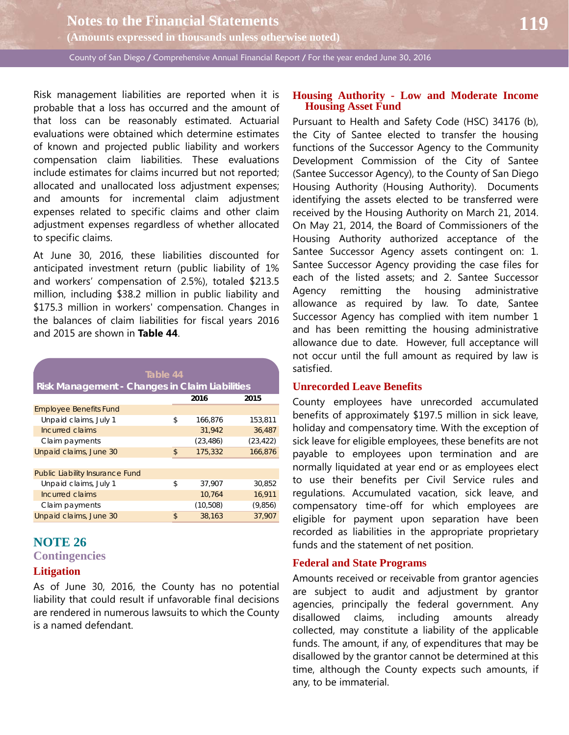Risk management liabilities are reported when it is probable that a loss has occurred and the amount of that loss can be reasonably estimated. Actuarial evaluations were obtained which determine estimates of known and projected public liability and workers compensation claim liabilities. These evaluations include estimates for claims incurred but not reported; allocated and unallocated loss adjustment expenses; and amounts for incremental claim adjustment expenses related to specific claims and other claim adjustment expenses regardless of whether allocated to specific claims.

At June 30, 2016, these liabilities discounted for anticipated investment return (public liability of 1% and workers' compensation of 2.5%), totaled $213.5 million, including $38.2 million in public liability and $175.3 million in workers' compensation. Changes in the balances of claim liabilities for fiscal years 2016 and 2015 are shown in **Table 44**.

**Table 44**
**Risk Management - Changes in Claim Liabilities**

| | | 2016 | 2015 |
|---|---|---|---|
| Employee Benefits Fund | | | |
| Unpaid claims, July 1 | $ | 166,876 | 153,811 |
| Incurred claims | | 31,942 | 36,487 |
| Claim payments | | (23,486) | (23,422) |
| Unpaid claims, June 30 | $ | 175,332 | 166,876 |
| | | | |
| Public Liability Insurance Fund | | | |
| Unpaid claims, July 1 | $ | 37,907 | 30,852 |
| Incurred claims | | 10,764 | 16,911 |
| Claim payments | | (10,508) | (9,856) |
| Unpaid claims, June 30 | $ | 38,163 | 37,907 |

## NOTE 26

### Contingencies

### Litigation

As of June 30, 2016, the County has no potential liability that could result if unfavorable final decisions are rendered in numerous lawsuits to which the County is a named defendant.

### Housing Authority - Low and Moderate Income Housing Asset Fund

Pursuant to Health and Safety Code (HSC) 34176 (b), the City of Santee elected to transfer the housing functions of the Successor Agency to the Community Development Commission of the City of Santee (Santee Successor Agency), to the County of San Diego Housing Authority (Housing Authority). Documents identifying the assets elected to be transferred were received by the Housing Authority on March 21, 2014. On May 21, 2014, the Board of Commissioners of the Housing Authority authorized acceptance of the Santee Successor Agency assets contingent on: 1. Santee Successor Agency providing the case files for each of the listed assets; and 2. Santee Successor Agency remitting the housing administrative allowance as required by law. To date, Santee Successor Agency has complied with item number 1 and has been remitting the housing administrative allowance due to date. However, full acceptance will not occur until the full amount as required by law is satisfied.

### Unrecorded Leave Benefits

County employees have unrecorded accumulated benefits of approximately $197.5 million in sick leave, holiday and compensatory time. With the exception of sick leave for eligible employees, these benefits are not payable to employees upon termination and are normally liquidated at year end or as employees elect to use their benefits per Civil Service rules and regulations. Accumulated vacation, sick leave, and compensatory time-off for which employees are eligible for payment upon separation have been recorded as liabilities in the appropriate proprietary funds and the statement of net position.

### Federal and State Programs

Amounts received or receivable from grantor agencies are subject to audit and adjustment by grantor agencies, principally the federal government. Any disallowed claims, including amounts already collected, may constitute a liability of the applicable funds. The amount, if any, of expenditures that may be disallowed by the grantor cannot be determined at this time, although the County expects such amounts, if any, to be immaterial.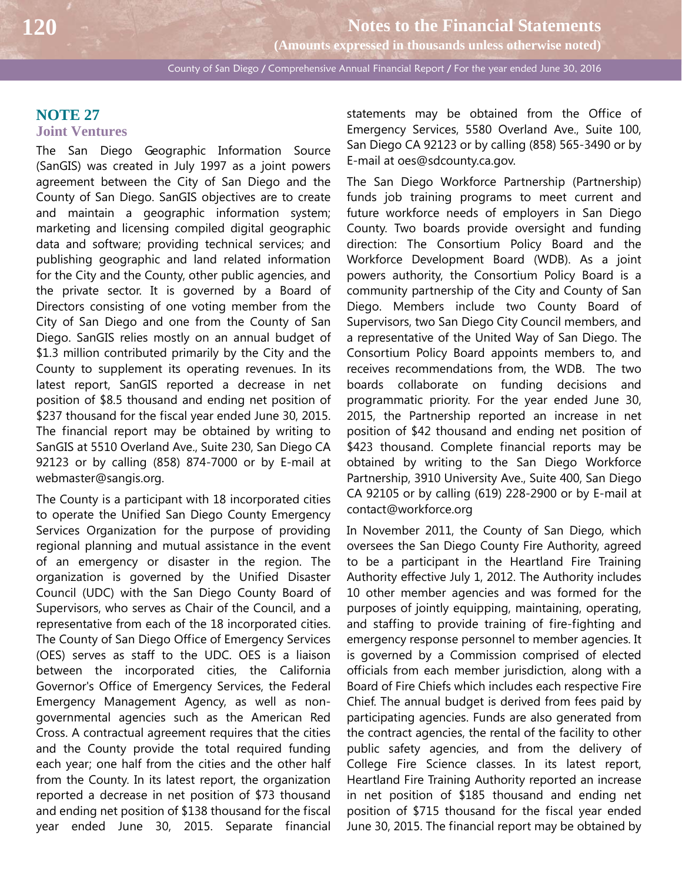## NOTE 27
### Joint Ventures

The San Diego Geographic Information Source (SanGIS) was created in July 1997 as a joint powers agreement between the City of San Diego and the County of San Diego. SanGIS objectives are to create and maintain a geographic information system; marketing and licensing compiled digital geographic data and software; providing technical services; and publishing geographic and land related information for the City and the County, other public agencies, and the private sector. It is governed by a Board of Directors consisting of one voting member from the City of San Diego and one from the County of San Diego. SanGIS relies mostly on an annual budget of $1.3 million contributed primarily by the City and the County to supplement its operating revenues. In its latest report, SanGIS reported a decrease in net position of $8.5 thousand and ending net position of $237 thousand for the fiscal year ended June 30, 2015. The financial report may be obtained by writing to SanGIS at 5510 Overland Ave., Suite 230, San Diego CA 92123 or by calling (858) 874-7000 or by E-mail at webmaster@sangis.org.

The County is a participant with 18 incorporated cities to operate the Unified San Diego County Emergency Services Organization for the purpose of providing regional planning and mutual assistance in the event of an emergency or disaster in the region. The organization is governed by the Unified Disaster Council (UDC) with the San Diego County Board of Supervisors, who serves as Chair of the Council, and a representative from each of the 18 incorporated cities. The County of San Diego Office of Emergency Services (OES) serves as staff to the UDC. OES is a liaison between the incorporated cities, the California Governor's Office of Emergency Services, the Federal Emergency Management Agency, as well as non-governmental agencies such as the American Red Cross. A contractual agreement requires that the cities and the County provide the total required funding each year; one half from the cities and the other half from the County. In its latest report, the organization reported a decrease in net position of $73 thousand and ending net position of $138 thousand for the fiscal year ended June 30, 2015. Separate financial statements may be obtained from the Office of Emergency Services, 5580 Overland Ave., Suite 100, San Diego CA 92123 or by calling (858) 565-3490 or by E-mail at oes@sdcounty.ca.gov.

The San Diego Workforce Partnership (Partnership) funds job training programs to meet current and future workforce needs of employers in San Diego County. Two boards provide oversight and funding direction: The Consortium Policy Board and the Workforce Development Board (WDB). As a joint powers authority, the Consortium Policy Board is a community partnership of the City and County of San Diego. Members include two County Board of Supervisors, two San Diego City Council members, and a representative of the United Way of San Diego. The Consortium Policy Board appoints members to, and receives recommendations from, the WDB. The two boards collaborate on funding decisions and programmatic priority. For the year ended June 30, 2015, the Partnership reported an increase in net position of $42 thousand and ending net position of $423 thousand. Complete financial reports may be obtained by writing to the San Diego Workforce Partnership, 3910 University Ave., Suite 400, San Diego CA 92105 or by calling (619) 228-2900 or by E-mail at contact@workforce.org

In November 2011, the County of San Diego, which oversees the San Diego County Fire Authority, agreed to be a participant in the Heartland Fire Training Authority effective July 1, 2012. The Authority includes 10 other member agencies and was formed for the purposes of jointly equipping, maintaining, operating, and staffing to provide training of fire-fighting and emergency response personnel to member agencies. It is governed by a Commission comprised of elected officials from each member jurisdiction, along with a Board of Fire Chiefs which includes each respective Fire Chief. The annual budget is derived from fees paid by participating agencies. Funds are also generated from the contract agencies, the rental of the facility to other public safety agencies, and from the delivery of College Fire Science classes. In its latest report, Heartland Fire Training Authority reported an increase in net position of $185 thousand and ending net position of $715 thousand for the fiscal year ended June 30, 2015. The financial report may be obtained by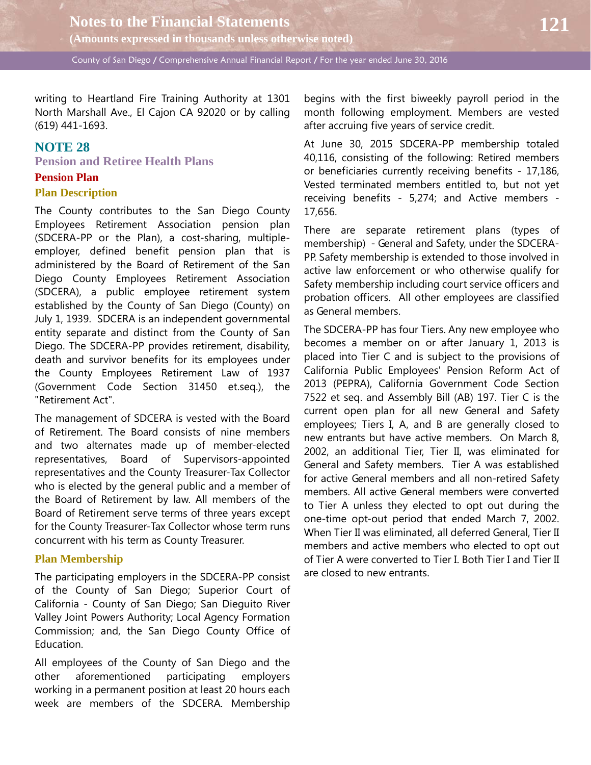writing to Heartland Fire Training Authority at 1301 North Marshall Ave., El Cajon CA 92020 or by calling (619) 441-1693.

## NOTE 28

### Pension and Retiree Health Plans

### Pension Plan

#### Plan Description

The County contributes to the San Diego County Employees Retirement Association pension plan (SDCERA-PP or the Plan), a cost-sharing, multiple-employer, defined benefit pension plan that is administered by the Board of Retirement of the San Diego County Employees Retirement Association (SDCERA), a public employee retirement system established by the County of San Diego (County) on July 1, 1939. SDCERA is an independent governmental entity separate and distinct from the County of San Diego. The SDCERA-PP provides retirement, disability, death and survivor benefits for its employees under the County Employees Retirement Law of 1937 (Government Code Section 31450 et.seq.), the "Retirement Act".

The management of SDCERA is vested with the Board of Retirement. The Board consists of nine members and two alternates made up of member-elected representatives, Board of Supervisors-appointed representatives and the County Treasurer-Tax Collector who is elected by the general public and a member of the Board of Retirement by law. All members of the Board of Retirement serve terms of three years except for the County Treasurer-Tax Collector whose term runs concurrent with his term as County Treasurer.

#### Plan Membership

The participating employers in the SDCERA-PP consist of the County of San Diego; Superior Court of California - County of San Diego; San Dieguito River Valley Joint Powers Authority; Local Agency Formation Commission; and, the San Diego County Office of Education.

All employees of the County of San Diego and the other aforementioned participating employers working in a permanent position at least 20 hours each week are members of the SDCERA. Membership begins with the first biweekly payroll period in the month following employment. Members are vested after accruing five years of service credit.

At June 30, 2015 SDCERA-PP membership totaled 40,116, consisting of the following: Retired members or beneficiaries currently receiving benefits - 17,186, Vested terminated members entitled to, but not yet receiving benefits - 5,274; and Active members - 17,656.

There are separate retirement plans (types of membership) - General and Safety, under the SDCERA-PP. Safety membership is extended to those involved in active law enforcement or who otherwise qualify for Safety membership including court service officers and probation officers. All other employees are classified as General members.

The SDCERA-PP has four Tiers. Any new employee who becomes a member on or after January 1, 2013 is placed into Tier C and is subject to the provisions of California Public Employees' Pension Reform Act of 2013 (PEPRA), California Government Code Section 7522 et seq. and Assembly Bill (AB) 197. Tier C is the current open plan for all new General and Safety employees; Tiers I, A, and B are generally closed to new entrants but have active members. On March 8, 2002, an additional Tier, Tier II, was eliminated for General and Safety members. Tier A was established for active General members and all non-retired Safety members. All active General members were converted to Tier A unless they elected to opt out during the one-time opt-out period that ended March 7, 2002. When Tier II was eliminated, all deferred General, Tier II members and active members who elected to opt out of Tier A were converted to Tier I. Both Tier I and Tier II are closed to new entrants.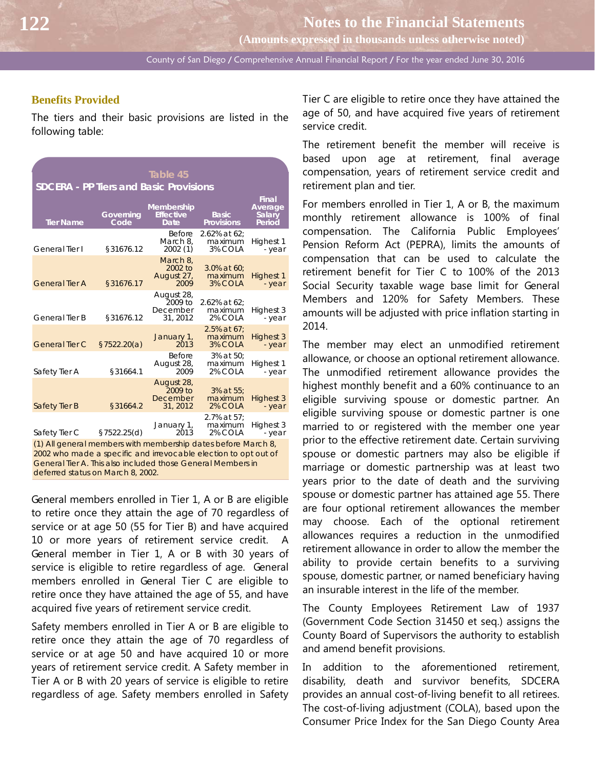### Benefits Provided

The tiers and their basic provisions are listed in the following table:

**Table 45**
**SDCERA - PP Tiers and Basic Provisions**

| Tier Name | Governing Code | Membership Effective Date | Basic Provisions | Final Average Salary Period |
|---|---|---|---|---|
| General Tier I | §31676.12 | Before March 8, 2002 (1) | 2.62% at 62; maximum 3% COLA | Highest 1 - year |
| General Tier A | §31676.17 | March 8, 2002 to August 27, 2009 | 3.0% at 60; maximum 3% COLA | Highest 1 - year |
| General Tier B | §31676.12 | August 28, 2009 to December 31, 2012 | 2.62% at 62; maximum 2% COLA | Highest 3 - year |
| General Tier C | §7522.20(a) | January 1, 2013 | 2.5% at 67; maximum 3% COLA | Highest 3 - year |
| Safety Tier A | §31664.1 | Before August 28, 2009 | 3% at 50; maximum 2% COLA | Highest 1 - year |
| Safety Tier B | §31664.2 | August 28, 2009 to December 31, 2012 | 3% at 55; maximum 2% COLA | Highest 3 - year |
| Safety Tier C | §7522.25(d) | January 1, 2013 | 2.7% at 57; maximum 2% COLA | Highest 3 - year |

(1) All general members with membership dates before March 8, 2002 who made a specific and irrevocable election to opt out of General Tier A. This also included those General Members in deferred status on March 8, 2002.

General members enrolled in Tier 1, A or B are eligible to retire once they attain the age of 70 regardless of service or at age 50 (55 for Tier B) and have acquired 10 or more years of retirement service credit. A General member in Tier 1, A or B with 30 years of service is eligible to retire regardless of age. General members enrolled in General Tier C are eligible to retire once they have attained the age of 55, and have acquired five years of retirement service credit.

Safety members enrolled in Tier A or B are eligible to retire once they attain the age of 70 regardless of service or at age 50 and have acquired 10 or more years of retirement service credit. A Safety member in Tier A or B with 20 years of service is eligible to retire regardless of age. Safety members enrolled in Safety Tier C are eligible to retire once they have attained the age of 50, and have acquired five years of retirement service credit.

The retirement benefit the member will receive is based upon age at retirement, final average compensation, years of retirement service credit and retirement plan and tier.

For members enrolled in Tier 1, A or B, the maximum monthly retirement allowance is 100% of final compensation. The California Public Employees' Pension Reform Act (PEPRA), limits the amounts of compensation that can be used to calculate the retirement benefit for Tier C to 100% of the 2013 Social Security taxable wage base limit for General Members and 120% for Safety Members. These amounts will be adjusted with price inflation starting in 2014.

The member may elect an unmodified retirement allowance, or choose an optional retirement allowance. The unmodified retirement allowance provides the highest monthly benefit and a 60% continuance to an eligible surviving spouse or domestic partner. An eligible surviving spouse or domestic partner is one married to or registered with the member one year prior to the effective retirement date. Certain surviving spouse or domestic partners may also be eligible if marriage or domestic partnership was at least two years prior to the date of death and the surviving spouse or domestic partner has attained age 55. There are four optional retirement allowances the member may choose. Each of the optional retirement allowances requires a reduction in the unmodified retirement allowance in order to allow the member the ability to provide certain benefits to a surviving spouse, domestic partner, or named beneficiary having an insurable interest in the life of the member.

The County Employees Retirement Law of 1937 (Government Code Section 31450 et seq.) assigns the County Board of Supervisors the authority to establish and amend benefit provisions.

In addition to the aforementioned retirement, disability, death and survivor benefits, SDCERA provides an annual cost-of-living benefit to all retirees. The cost-of-living adjustment (COLA), based upon the Consumer Price Index for the San Diego County Area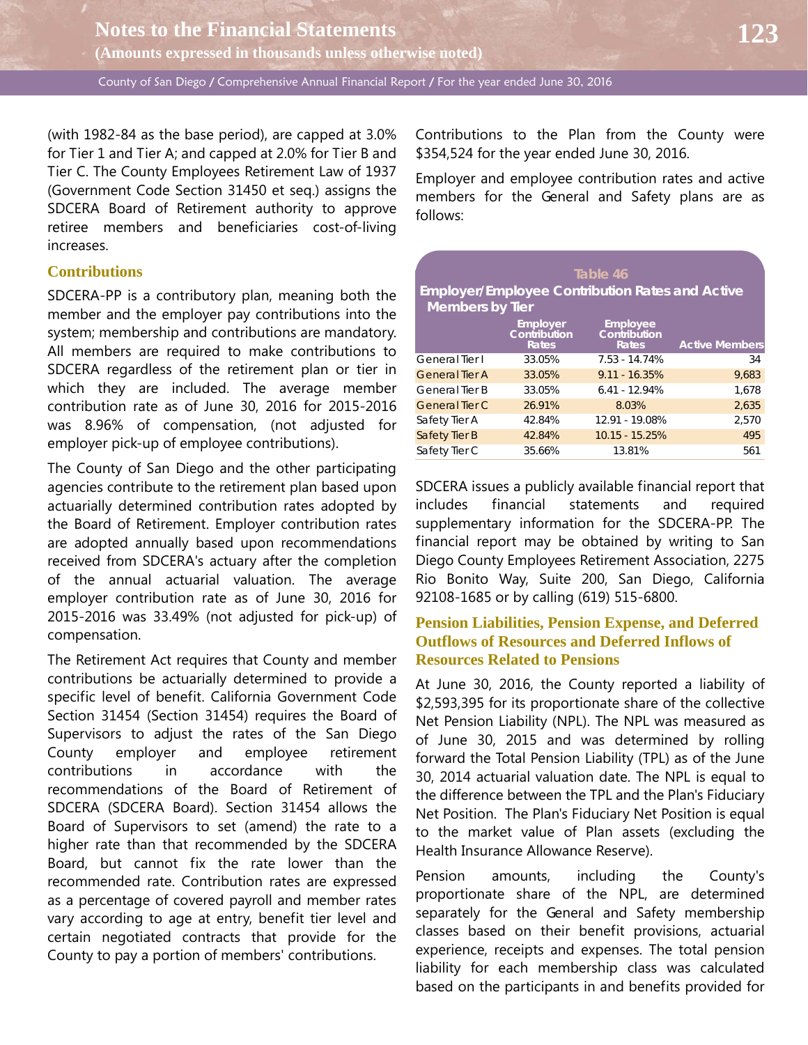(with 1982-84 as the base period), are capped at 3.0% for Tier 1 and Tier A; and capped at 2.0% for Tier B and Tier C. The County Employees Retirement Law of 1937 (Government Code Section 31450 et seq.) assigns the SDCERA Board of Retirement authority to approve retiree members and beneficiaries cost-of-living increases.

### Contributions

SDCERA-PP is a contributory plan, meaning both the member and the employer pay contributions into the system; membership and contributions are mandatory. All members are required to make contributions to SDCERA regardless of the retirement plan or tier in which they are included. The average member contribution rate as of June 30, 2016 for 2015-2016 was 8.96% of compensation, (not adjusted for employer pick-up of employee contributions).

The County of San Diego and the other participating agencies contribute to the retirement plan based upon actuarially determined contribution rates adopted by the Board of Retirement. Employer contribution rates are adopted annually based upon recommendations received from SDCERA's actuary after the completion of the annual actuarial valuation. The average employer contribution rate as of June 30, 2016 for 2015-2016 was 33.49% (not adjusted for pick-up) of compensation.

The Retirement Act requires that County and member contributions be actuarially determined to provide a specific level of benefit. California Government Code Section 31454 (Section 31454) requires the Board of Supervisors to adjust the rates of the San Diego County employer and employee retirement contributions in accordance with the recommendations of the Board of Retirement of SDCERA (SDCERA Board). Section 31454 allows the Board of Supervisors to set (amend) the rate to a higher rate than that recommended by the SDCERA Board, but cannot fix the rate lower than the recommended rate. Contribution rates are expressed as a percentage of covered payroll and member rates vary according to age at entry, benefit tier level and certain negotiated contracts that provide for the County to pay a portion of members' contributions.

Contributions to the Plan from the County were $354,524 for the year ended June 30, 2016.

Employer and employee contribution rates and active members for the General and Safety plans are as follows:

**Table 46**
**Employer/Employee Contribution Rates and Active Members by Tier**

| | Employer Contribution Rates | Employee Contribution Rates | Active Members |
|---|---|---|---|
| General Tier I | 33.05% | 7.53 - 14.74% | 34 |
| General Tier A | 33.05% | 9.11 - 16.35% | 9,683 |
| General Tier B | 33.05% | 6.41 - 12.94% | 1,678 |
| General Tier C | 26.91% | 8.03% | 2,635 |
| Safety Tier A | 42.84% | 12.91 - 19.08% | 2,570 |
| Safety Tier B | 42.84% | 10.15 - 15.25% | 495 |
| Safety Tier C | 35.66% | 13.81% | 561 |

SDCERA issues a publicly available financial report that includes financial statements and required supplementary information for the SDCERA-PP. The financial report may be obtained by writing to San Diego County Employees Retirement Association, 2275 Rio Bonito Way, Suite 200, San Diego, California 92108-1685 or by calling (619) 515-6800.

### Pension Liabilities, Pension Expense, and Deferred Outflows of Resources and Deferred Inflows of Resources Related to Pensions

At June 30, 2016, the County reported a liability of $2,593,395 for its proportionate share of the collective Net Pension Liability (NPL). The NPL was measured as of June 30, 2015 and was determined by rolling forward the Total Pension Liability (TPL) as of the June 30, 2014 actuarial valuation date. The NPL is equal to the difference between the TPL and the Plan's Fiduciary Net Position. The Plan's Fiduciary Net Position is equal to the market value of Plan assets (excluding the Health Insurance Allowance Reserve).

Pension amounts, including the County's proportionate share of the NPL, are determined separately for the General and Safety membership classes based on their benefit provisions, actuarial experience, receipts and expenses. The total pension liability for each membership class was calculated based on the participants in and benefits provided for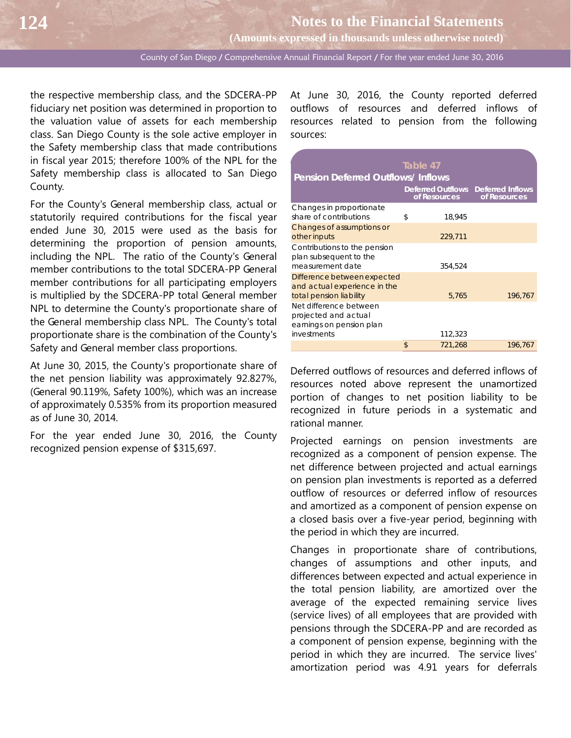the respective membership class, and the SDCERA-PP fiduciary net position was determined in proportion to the valuation value of assets for each membership class. San Diego County is the sole active employer in the Safety membership class that made contributions in fiscal year 2015; therefore 100% of the NPL for the Safety membership class is allocated to San Diego County.

For the County's General membership class, actual or statutorily required contributions for the fiscal year ended June 30, 2015 were used as the basis for determining the proportion of pension amounts, including the NPL. The ratio of the County's General member contributions to the total SDCERA-PP General member contributions for all participating employers is multiplied by the SDCERA-PP total General member NPL to determine the County's proportionate share of the General membership class NPL. The County's total proportionate share is the combination of the County's Safety and General member class proportions.

At June 30, 2015, the County's proportionate share of the net pension liability was approximately 92.827%, (General 90.119%, Safety 100%), which was an increase of approximately 0.535% from its proportion measured as of June 30, 2014.

For the year ended June 30, 2016, the County recognized pension expense of $315,697.

At June 30, 2016, the County reported deferred outflows of resources and deferred inflows of resources related to pension from the following sources:

**Table 47**
**Pension Deferred Outflows/ Inflows**

| | Deferred Outflows of Resources | Deferred Inflows of Resources |
|---|---|---|
| Changes in proportionate share of contributions | $ 18,945 | |
| Changes of assumptions or other inputs | 229,711 | |
| Contributions to the pension plan subsequent to the measurement date | 354,524 | |
| Difference between expected and actual experience in the total pension liability | 5,765 | 196,767 |
| Net difference between projected and actual earnings on pension plan investments | 112,323 | |
| | $ 721,268 | 196,767 |

Deferred outflows of resources and deferred inflows of resources noted above represent the unamortized portion of changes to net position liability to be recognized in future periods in a systematic and rational manner.

Projected earnings on pension investments are recognized as a component of pension expense. The net difference between projected and actual earnings on pension plan investments is reported as a deferred outflow of resources or deferred inflow of resources and amortized as a component of pension expense on a closed basis over a five-year period, beginning with the period in which they are incurred.

Changes in proportionate share of contributions, changes of assumptions and other inputs, and differences between expected and actual experience in the total pension liability, are amortized over the average of the expected remaining service lives (service lives) of all employees that are provided with pensions through the SDCERA-PP and are recorded as a component of pension expense, beginning with the period in which they are incurred. The service lives' amortization period was 4.91 years for deferrals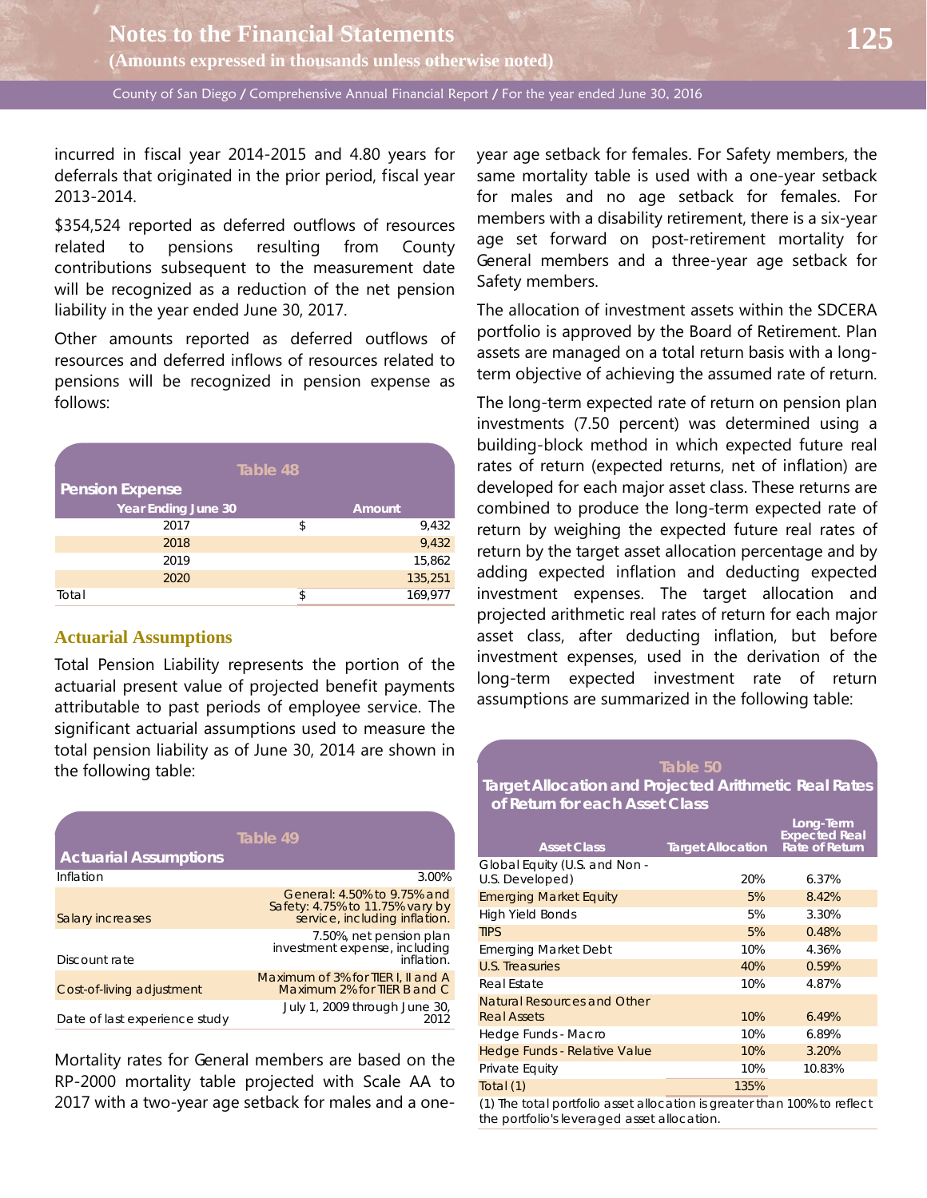incurred in fiscal year 2014-2015 and 4.80 years for deferrals that originated in the prior period, fiscal year 2013-2014.

$354,524 reported as deferred outflows of resources related to pensions resulting from County contributions subsequent to the measurement date will be recognized as a reduction of the net pension liability in the year ended June 30, 2017.

Other amounts reported as deferred outflows of resources and deferred inflows of resources related to pensions will be recognized in pension expense as follows:

**Table 48**

**Pension Expense**

| Year Ending June 30 | | Amount |
|---|---|---|
| 2017 | $ | 9,432 |
| 2018 | | 9,432 |
| 2019 | | 15,862 |
| 2020 | | 135,251 |
| Total | $ | 169,977 |

### Actuarial Assumptions

Total Pension Liability represents the portion of the actuarial present value of projected benefit payments attributable to past periods of employee service. The significant actuarial assumptions used to measure the total pension liability as of June 30, 2014 are shown in the following table:

**Table 49**

**Actuarial Assumptions**

| | |
|---|---|
| Inflation | 3.00% |
| Salary increases | General: 4.50% to 9.75% and Safety: 4.75% to 11.75% vary by service, including inflation. |
| Discount rate | 7.50%, net pension plan investment expense, including inflation. |
| Cost-of-living adjustment | Maximum of 3% for TIER I, II and A Maximum 2% for TIER B and C |
| Date of last experience study | July 1, 2009 through June 30, 2012 |

Mortality rates for General members are based on the RP-2000 mortality table projected with Scale AA to 2017 with a two-year age setback for males and a one-year age setback for females. For Safety members, the same mortality table is used with a one-year setback for males and no age setback for females. For members with a disability retirement, there is a six-year age set forward on post-retirement mortality for General members and a three-year age setback for Safety members.

The allocation of investment assets within the SDCERA portfolio is approved by the Board of Retirement. Plan assets are managed on a total return basis with a long-term objective of achieving the assumed rate of return.

The long-term expected rate of return on pension plan investments (7.50 percent) was determined using a building-block method in which expected future real rates of return (expected returns, net of inflation) are developed for each major asset class. These returns are combined to produce the long-term expected rate of return by weighing the expected future real rates of return by the target asset allocation percentage and by adding expected inflation and deducting expected investment expenses. The target allocation and projected arithmetic real rates of return for each major asset class, after deducting inflation, but before investment expenses, used in the derivation of the long-term expected investment rate of return assumptions are summarized in the following table:

**Table 50**

**Target Allocation and Projected Arithmetic Real Rates of Return for each Asset Class**

| Asset Class | Target Allocation | Long-Term Expected Real Rate of Return |
|---|---|---|
| Global Equity (U.S. and Non - U.S. Developed) | 20% | 6.37% |
| Emerging Market Equity | 5% | 8.42% |
| High Yield Bonds | 5% | 3.30% |
| TIPS | 5% | 0.48% |
| Emerging Market Debt | 10% | 4.36% |
| U.S. Treasuries | 40% | 0.59% |
| Real Estate | 10% | 4.87% |
| Natural Resources and Other Real Assets | 10% | 6.49% |
| Hedge Funds - Macro | 10% | 6.89% |
| Hedge Funds - Relative Value | 10% | 3.20% |
| Private Equity | 10% | 10.83% |
| Total (1) | 135% | |

(1) The total portfolio asset allocation is greater than 100% to reflect the portfolio's leveraged asset allocation.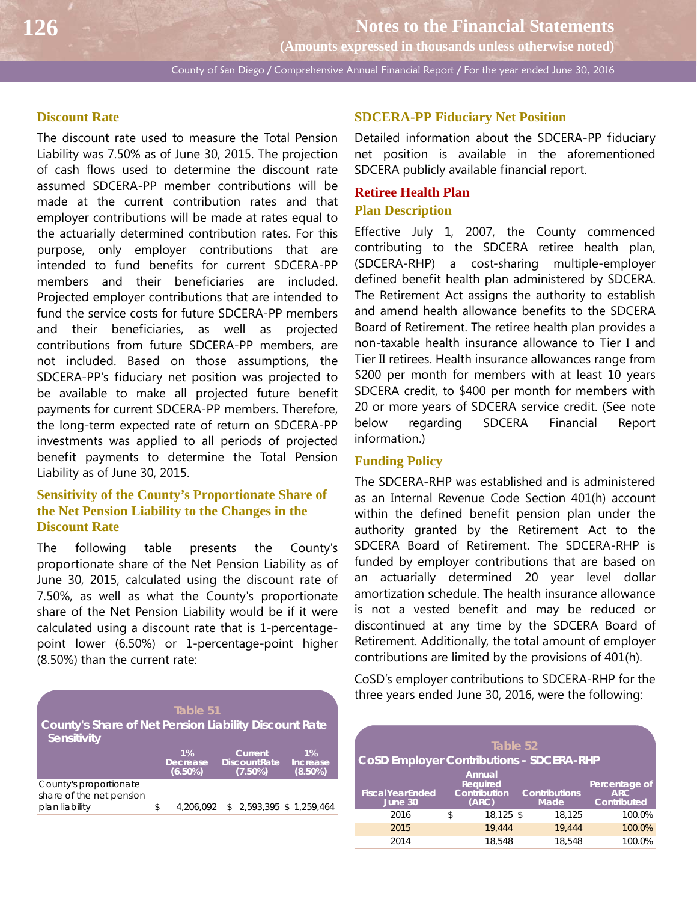### Discount Rate

The discount rate used to measure the Total Pension Liability was 7.50% as of June 30, 2015. The projection of cash flows used to determine the discount rate assumed SDCERA-PP member contributions will be made at the current contribution rates and that employer contributions will be made at rates equal to the actuarially determined contribution rates. For this purpose, only employer contributions that are intended to fund benefits for current SDCERA-PP members and their beneficiaries are included. Projected employer contributions that are intended to fund the service costs for future SDCERA-PP members and their beneficiaries, as well as projected contributions from future SDCERA-PP members, are not included. Based on those assumptions, the SDCERA-PP's fiduciary net position was projected to be available to make all projected future benefit payments for current SDCERA-PP members. Therefore, the long-term expected rate of return on SDCERA-PP investments was applied to all periods of projected benefit payments to determine the Total Pension Liability as of June 30, 2015.

### Sensitivity of the County's Proportionate Share of the Net Pension Liability to the Changes in the Discount Rate

The following table presents the County's proportionate share of the Net Pension Liability as of June 30, 2015, calculated using the discount rate of 7.50%, as well as what the County's proportionate share of the Net Pension Liability would be if it were calculated using a discount rate that is 1-percentage-point lower (6.50%) or 1-percentage-point higher (8.50%) than the current rate:

**Table 51**
**County's Share of Net Pension Liability Discount Rate Sensitivity**

| | 1% Decrease (6.50%) | Current Discount Rate (7.50%) | 1% Increase (8.50%) |
|---|---|---|---|
| County's proportionate share of the net pension plan liability | $ 4,206,092 | $ 2,593,395 | $ 1,259,464 |

### SDCERA-PP Fiduciary Net Position

Detailed information about the SDCERA-PP fiduciary net position is available in the aforementioned SDCERA publicly available financial report.

## Retiree Health Plan

### Plan Description

Effective July 1, 2007, the County commenced contributing to the SDCERA retiree health plan, (SDCERA-RHP) a cost-sharing multiple-employer defined benefit health plan administered by SDCERA. The Retirement Act assigns the authority to establish and amend health allowance benefits to the SDCERA Board of Retirement. The retiree health plan provides a non-taxable health insurance allowance to Tier I and Tier II retirees. Health insurance allowances range from $200 per month for members with at least 10 years SDCERA credit, to $400 per month for members with 20 or more years of SDCERA service credit. (See note below regarding SDCERA Financial Report information.)

### Funding Policy

The SDCERA-RHP was established and is administered as an Internal Revenue Code Section 401(h) account within the defined benefit pension plan under the authority granted by the Retirement Act to the SDCERA Board of Retirement. The SDCERA-RHP is funded by employer contributions that are based on an actuarially determined 20 year level dollar amortization schedule. The health insurance allowance is not a vested benefit and may be reduced or discontinued at any time by the SDCERA Board of Retirement. Additionally, the total amount of employer contributions are limited by the provisions of 401(h).

CoSD's employer contributions to SDCERA-RHP for the three years ended June 30, 2016, were the following:

**Table 52**
**CoSD Employer Contributions - SDCERA-RHP**

| Fiscal Year Ended June 30 | Annual Required Contribution (ARC) | Contributions Made | Percentage of ARC Contributed |
|---|---|---|---|
| 2016 | $ 18,125 | $ 18,125 | 100.0% |
| 2015 | 19,444 | 19,444 | 100.0% |
| 2014 | 18,548 | 18,548 | 100.0% |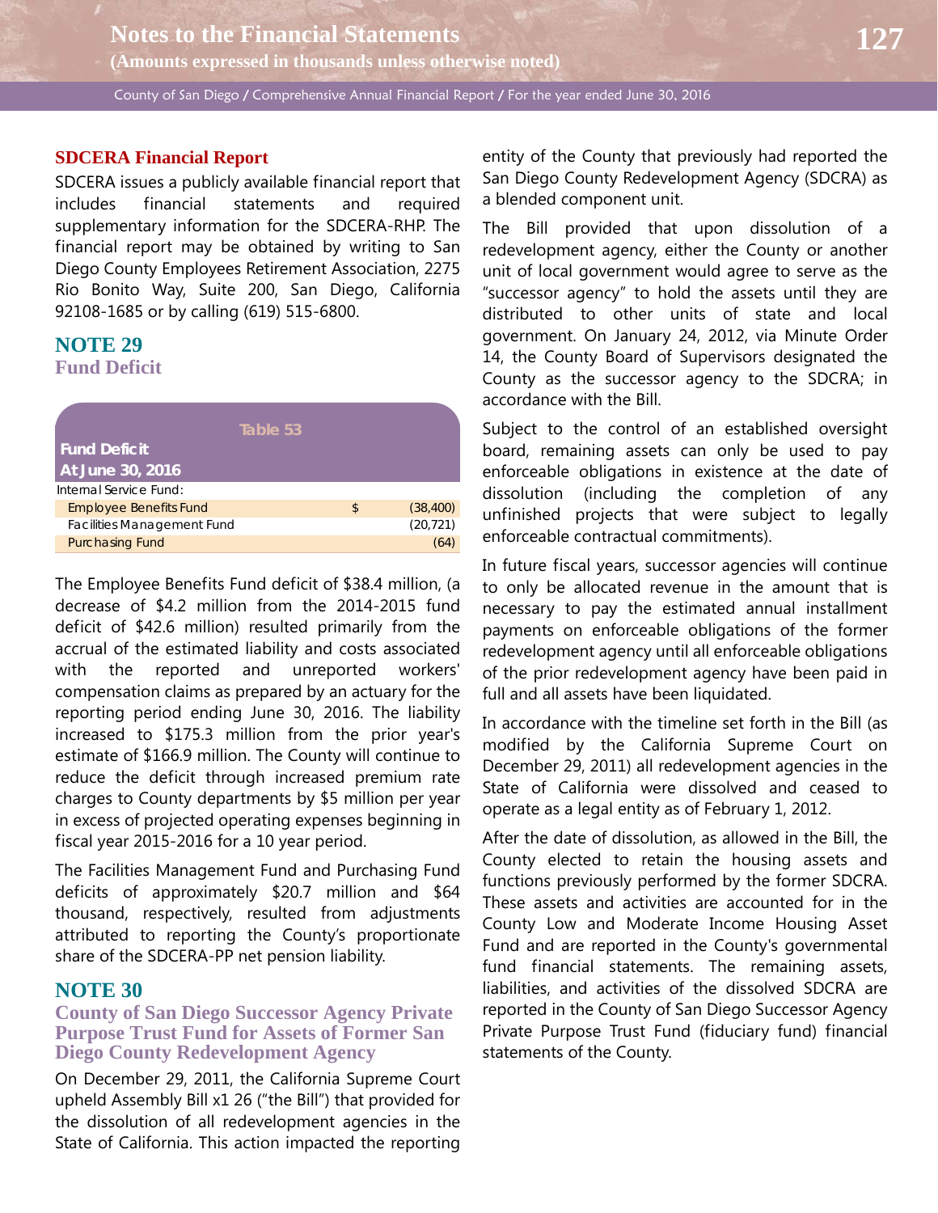### SDCERA Financial Report

SDCERA issues a publicly available financial report that includes financial statements and required supplementary information for the SDCERA-RHP. The financial report may be obtained by writing to San Diego County Employees Retirement Association, 2275 Rio Bonito Way, Suite 200, San Diego, California 92108-1685 or by calling (619) 515-6800.

## NOTE 29
### Fund Deficit

**Table 53**

| Fund Deficit At June 30, 2016 | | |
|---|---|---|
| Internal Service Fund: | | |
| Employee Benefits Fund | $ | (38,400) |
| Facilities Management Fund | | (20,721) |
| Purchasing Fund | | (64) |

The Employee Benefits Fund deficit of $38.4 million, (a decrease of $4.2 million from the 2014-2015 fund deficit of $42.6 million) resulted primarily from the accrual of the estimated liability and costs associated with the reported and unreported workers' compensation claims as prepared by an actuary for the reporting period ending June 30, 2016. The liability increased to $175.3 million from the prior year's estimate of $166.9 million. The County will continue to reduce the deficit through increased premium rate charges to County departments by $5 million per year in excess of projected operating expenses beginning in fiscal year 2015-2016 for a 10 year period.

The Facilities Management Fund and Purchasing Fund deficits of approximately $20.7 million and $64 thousand, respectively, resulted from adjustments attributed to reporting the County's proportionate share of the SDCERA-PP net pension liability.

## NOTE 30
### County of San Diego Successor Agency Private Purpose Trust Fund for Assets of Former San Diego County Redevelopment Agency

On December 29, 2011, the California Supreme Court upheld Assembly Bill x1 26 ("the Bill") that provided for the dissolution of all redevelopment agencies in the State of California. This action impacted the reporting entity of the County that previously had reported the San Diego County Redevelopment Agency (SDCRA) as a blended component unit.

The Bill provided that upon dissolution of a redevelopment agency, either the County or another unit of local government would agree to serve as the "successor agency" to hold the assets until they are distributed to other units of state and local government. On January 24, 2012, via Minute Order 14, the County Board of Supervisors designated the County as the successor agency to the SDCRA; in accordance with the Bill.

Subject to the control of an established oversight board, remaining assets can only be used to pay enforceable obligations in existence at the date of dissolution (including the completion of any unfinished projects that were subject to legally enforceable contractual commitments).

In future fiscal years, successor agencies will continue to only be allocated revenue in the amount that is necessary to pay the estimated annual installment payments on enforceable obligations of the former redevelopment agency until all enforceable obligations of the prior redevelopment agency have been paid in full and all assets have been liquidated.

In accordance with the timeline set forth in the Bill (as modified by the California Supreme Court on December 29, 2011) all redevelopment agencies in the State of California were dissolved and ceased to operate as a legal entity as of February 1, 2012.

After the date of dissolution, as allowed in the Bill, the County elected to retain the housing assets and functions previously performed by the former SDCRA. These assets and activities are accounted for in the County Low and Moderate Income Housing Asset Fund and are reported in the County's governmental fund financial statements. The remaining assets, liabilities, and activities of the dissolved SDCRA are reported in the County of San Diego Successor Agency Private Purpose Trust Fund (fiduciary fund) financial statements of the County.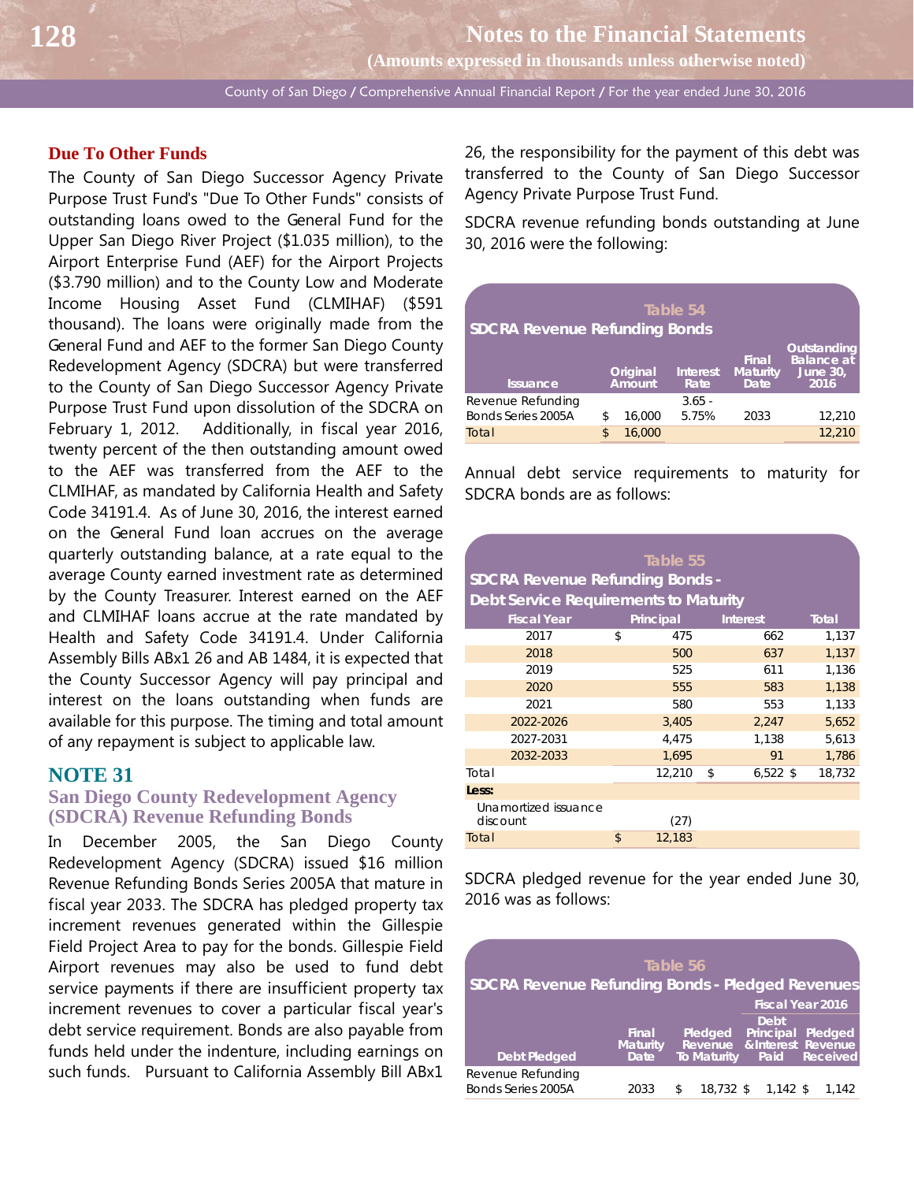### Due To Other Funds

The County of San Diego Successor Agency Private Purpose Trust Fund's "Due To Other Funds" consists of outstanding loans owed to the General Fund for the Upper San Diego River Project ($1.035 million), to the Airport Enterprise Fund (AEF) for the Airport Projects ($3.790 million) and to the County Low and Moderate Income Housing Asset Fund (CLMIHAF) ($591 thousand). The loans were originally made from the General Fund and AEF to the former San Diego County Redevelopment Agency (SDCRA) but were transferred to the County of San Diego Successor Agency Private Purpose Trust Fund upon dissolution of the SDCRA on February 1, 2012. Additionally, in fiscal year 2016, twenty percent of the then outstanding amount owed to the AEF was transferred from the AEF to the CLMIHAF, as mandated by California Health and Safety Code 34191.4. As of June 30, 2016, the interest earned on the General Fund loan accrues on the average quarterly outstanding balance, at a rate equal to the average County earned investment rate as determined by the County Treasurer. Interest earned on the AEF and CLMIHAF loans accrue at the rate mandated by Health and Safety Code 34191.4. Under California Assembly Bills ABx1 26 and AB 1484, it is expected that the County Successor Agency will pay principal and interest on the loans outstanding when funds are available for this purpose. The timing and total amount of any repayment is subject to applicable law.

## NOTE 31

### San Diego County Redevelopment Agency (SDCRA) Revenue Refunding Bonds

In December 2005, the San Diego County Redevelopment Agency (SDCRA) issued $16 million Revenue Refunding Bonds Series 2005A that mature in fiscal year 2033. The SDCRA has pledged property tax increment revenues generated within the Gillespie Field Project Area to pay for the bonds. Gillespie Field Airport revenues may also be used to fund debt service payments if there are insufficient property tax increment revenues to cover a particular fiscal year's debt service requirement. Bonds are also payable from funds held under the indenture, including earnings on such funds. Pursuant to California Assembly Bill ABx1 26, the responsibility for the payment of this debt was transferred to the County of San Diego Successor Agency Private Purpose Trust Fund.

SDCRA revenue refunding bonds outstanding at June 30, 2016 were the following:

**Table 54**
**SDCRA Revenue Refunding Bonds**

| Issuance | Original Amount | Interest Rate | Final Maturity Date | Outstanding Balance at June 30, 2016 |
|---|---|---|---|---|
| Revenue Refunding Bonds Series 2005A | $ 16,000 | 3.65 - 5.75% | 2033 | 12,210 |
| Total | $ 16,000 | | | 12,210 |

Annual debt service requirements to maturity for SDCRA bonds are as follows:

**Table 55**
**SDCRA Revenue Refunding Bonds - Debt Service Requirements to Maturity**

| Fiscal Year | Principal | Interest | Total |
|---|---|---|---|
| 2017 | $ 475 | 662 | 1,137 |
| 2018 | 500 | 637 | 1,137 |
| 2019 | 525 | 611 | 1,136 |
| 2020 | 555 | 583 | 1,138 |
| 2021 | 580 | 553 | 1,133 |
| 2022-2026 | 3,405 | 2,247 | 5,652 |
| 2027-2031 | 4,475 | 1,138 | 5,613 |
| 2032-2033 | 1,695 | 91 | 1,786 |
| Total | 12,210 | $ 6,522 | $ 18,732 |
| **Less:** | | | |
| Unamortized issuance discount | (27) | | |
| Total | $ 12,183 | | |

SDCRA pledged revenue for the year ended June 30, 2016 was as follows:

**Table 56**
**SDCRA Revenue Refunding Bonds - Pledged Revenues**

| | | | Fiscal Year 2016 | |
|---|---|---|---|---|
| Debt Pledged | Final Maturity Date | Pledged Revenue To Maturity | Debt Principal & Interest Paid | Pledged Revenue Received |
| Revenue Refunding Bonds Series 2005A | 2033 | $ 18,732 | $ 1,142 | $ 1,142 |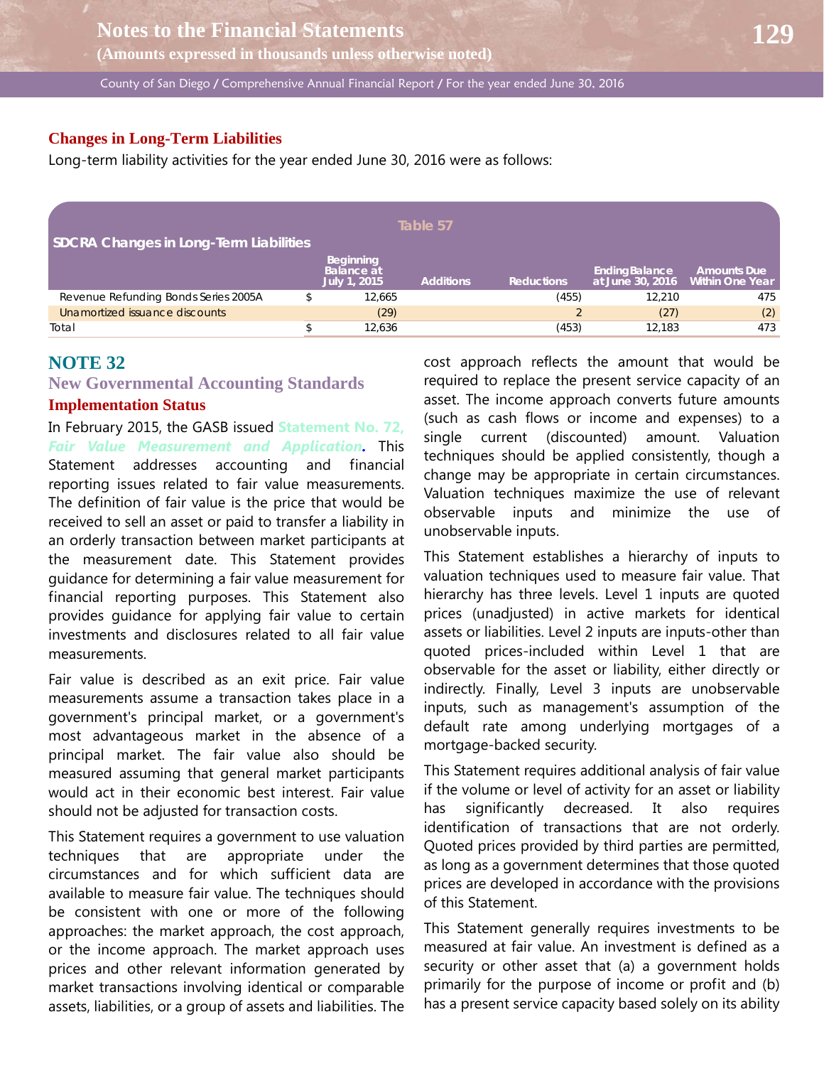## Changes in Long-Term Liabilities

Long-term liability activities for the year ended June 30, 2016 were as follows:

**Table 57**

| SDCRA Changes in Long-Term Liabilities | Beginning Balance at July 1, 2015 | Additions | Reductions | Ending Balance at June 30, 2016 | Amounts Due Within One Year |
|---|---|---|---|---|---|
| Revenue Refunding Bonds Series 2005A | $ 12,665 | | (455) | 12,210 | 475 |
| Unamortized issuance discounts | (29) | | 2 | (27) | (2) |
| Total | $ 12,636 | | (453) | 12,183 | 473 |

# NOTE 32

## New Governmental Accounting Standards

### Implementation Status

In February 2015, the GASB issued **Statement No. 72, *Fair Value Measurement and Application*.** This Statement addresses accounting and financial reporting issues related to fair value measurements. The definition of fair value is the price that would be received to sell an asset or paid to transfer a liability in an orderly transaction between market participants at the measurement date. This Statement provides guidance for determining a fair value measurement for financial reporting purposes. This Statement also provides guidance for applying fair value to certain investments and disclosures related to all fair value measurements.

Fair value is described as an exit price. Fair value measurements assume a transaction takes place in a government's principal market, or a government's most advantageous market in the absence of a principal market. The fair value also should be measured assuming that general market participants would act in their economic best interest. Fair value should not be adjusted for transaction costs.

This Statement requires a government to use valuation techniques that are appropriate under the circumstances and for which sufficient data are available to measure fair value. The techniques should be consistent with one or more of the following approaches: the market approach, the cost approach, or the income approach. The market approach uses prices and other relevant information generated by market transactions involving identical or comparable assets, liabilities, or a group of assets and liabilities. The cost approach reflects the amount that would be required to replace the present service capacity of an asset. The income approach converts future amounts (such as cash flows or income and expenses) to a single current (discounted) amount. Valuation techniques should be applied consistently, though a change may be appropriate in certain circumstances. Valuation techniques maximize the use of relevant observable inputs and minimize the use of unobservable inputs.

This Statement establishes a hierarchy of inputs to valuation techniques used to measure fair value. That hierarchy has three levels. Level 1 inputs are quoted prices (unadjusted) in active markets for identical assets or liabilities. Level 2 inputs are inputs-other than quoted prices-included within Level 1 that are observable for the asset or liability, either directly or indirectly. Finally, Level 3 inputs are unobservable inputs, such as management's assumption of the default rate among underlying mortgages of a mortgage-backed security.

This Statement requires additional analysis of fair value if the volume or level of activity for an asset or liability has significantly decreased. It also requires identification of transactions that are not orderly. Quoted prices provided by third parties are permitted, as long as a government determines that those quoted prices are developed in accordance with the provisions of this Statement.

This Statement generally requires investments to be measured at fair value. An investment is defined as a security or other asset that (a) a government holds primarily for the purpose of income or profit and (b) has a present service capacity based solely on its ability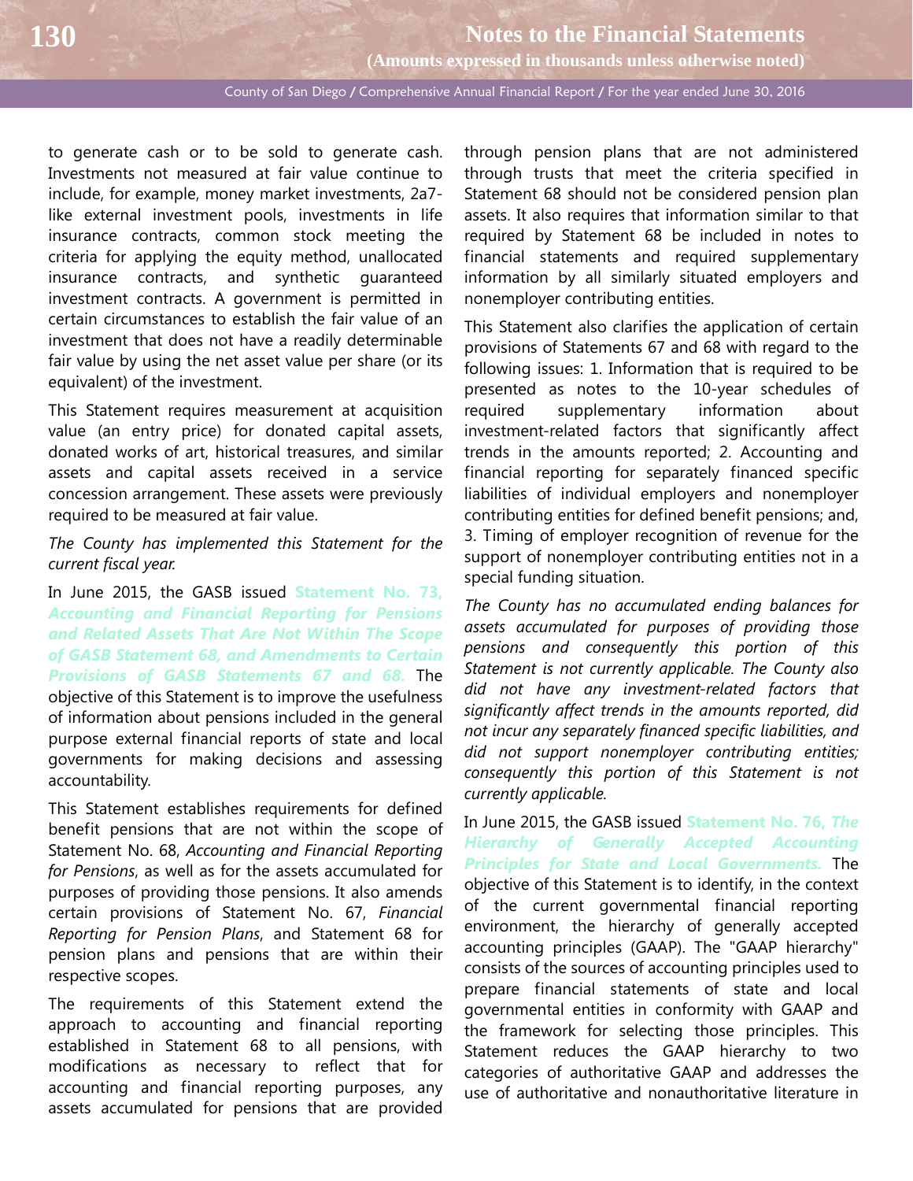to generate cash or to be sold to generate cash. Investments not measured at fair value continue to include, for example, money market investments, 2a7-like external investment pools, investments in life insurance contracts, common stock meeting the criteria for applying the equity method, unallocated insurance contracts, and synthetic guaranteed investment contracts. A government is permitted in certain circumstances to establish the fair value of an investment that does not have a readily determinable fair value by using the net asset value per share (or its equivalent) of the investment.

This Statement requires measurement at acquisition value (an entry price) for donated capital assets, donated works of art, historical treasures, and similar assets and capital assets received in a service concession arrangement. These assets were previously required to be measured at fair value.

*The County has implemented this Statement for the current fiscal year.*

In June 2015, the GASB issued **Statement No. 73, *Accounting and Financial Reporting for Pensions and Related Assets That Are Not Within The Scope of GASB Statement 68, and Amendments to Certain Provisions of GASB Statements 67 and 68.*** The objective of this Statement is to improve the usefulness of information about pensions included in the general purpose external financial reports of state and local governments for making decisions and assessing accountability.

This Statement establishes requirements for defined benefit pensions that are not within the scope of Statement No. 68, *Accounting and Financial Reporting for Pensions*, as well as for the assets accumulated for purposes of providing those pensions. It also amends certain provisions of Statement No. 67, *Financial Reporting for Pension Plans*, and Statement 68 for pension plans and pensions that are within their respective scopes.

The requirements of this Statement extend the approach to accounting and financial reporting established in Statement 68 to all pensions, with modifications as necessary to reflect that for accounting and financial reporting purposes, any assets accumulated for pensions that are provided through pension plans that are not administered through trusts that meet the criteria specified in Statement 68 should not be considered pension plan assets. It also requires that information similar to that required by Statement 68 be included in notes to financial statements and required supplementary information by all similarly situated employers and nonemployer contributing entities.

This Statement also clarifies the application of certain provisions of Statements 67 and 68 with regard to the following issues: 1. Information that is required to be presented as notes to the 10-year schedules of required supplementary information about investment-related factors that significantly affect trends in the amounts reported; 2. Accounting and financial reporting for separately financed specific liabilities of individual employers and nonemployer contributing entities for defined benefit pensions; and, 3. Timing of employer recognition of revenue for the support of nonemployer contributing entities not in a special funding situation.

*The County has no accumulated ending balances for assets accumulated for purposes of providing those pensions and consequently this portion of this Statement is not currently applicable. The County also did not have any investment-related factors that significantly affect trends in the amounts reported, did not incur any separately financed specific liabilities, and did not support nonemployer contributing entities; consequently this portion of this Statement is not currently applicable.*

In June 2015, the GASB issued **Statement No. 76, *The Hierarchy of Generally Accepted Accounting Principles for State and Local Governments.*** The objective of this Statement is to identify, in the context of the current governmental financial reporting environment, the hierarchy of generally accepted accounting principles (GAAP). The "GAAP hierarchy" consists of the sources of accounting principles used to prepare financial statements of state and local governmental entities in conformity with GAAP and the framework for selecting those principles. This Statement reduces the GAAP hierarchy to two categories of authoritative GAAP and addresses the use of authoritative and nonauthoritative literature in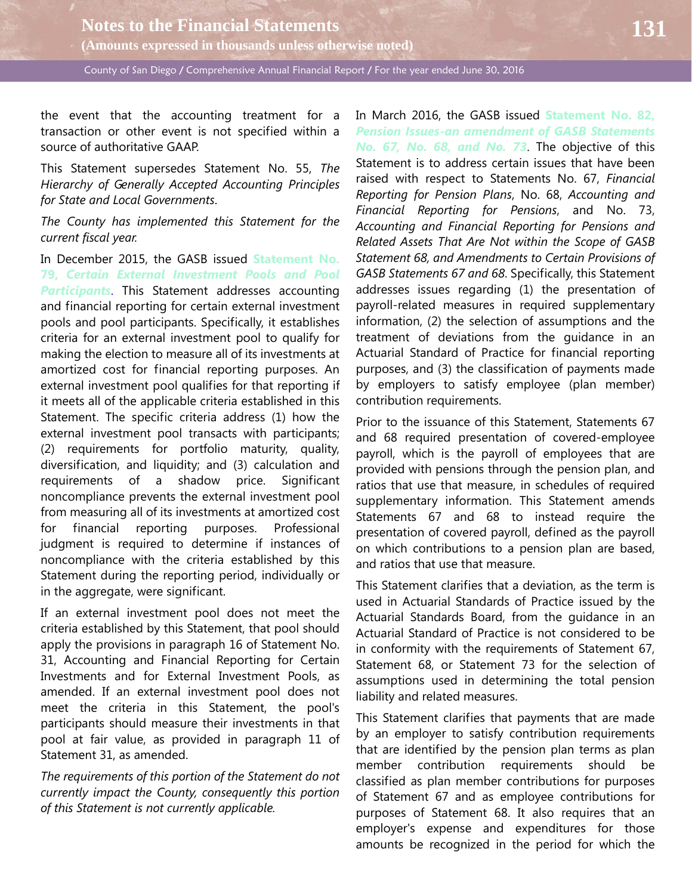the event that the accounting treatment for a transaction or other event is not specified within a source of authoritative GAAP.

This Statement supersedes Statement No. 55, *The Hierarchy of Generally Accepted Accounting Principles for State and Local Governments*.

*The County has implemented this Statement for the current fiscal year.*

In December 2015, the GASB issued **Statement No. 79, *Certain External Investment Pools and Pool Participants***. This Statement addresses accounting and financial reporting for certain external investment pools and pool participants. Specifically, it establishes criteria for an external investment pool to qualify for making the election to measure all of its investments at amortized cost for financial reporting purposes. An external investment pool qualifies for that reporting if it meets all of the applicable criteria established in this Statement. The specific criteria address (1) how the external investment pool transacts with participants; (2) requirements for portfolio maturity, quality, diversification, and liquidity; and (3) calculation and requirements of a shadow price. Significant noncompliance prevents the external investment pool from measuring all of its investments at amortized cost for financial reporting purposes. Professional judgment is required to determine if instances of noncompliance with the criteria established by this Statement during the reporting period, individually or in the aggregate, were significant.

If an external investment pool does not meet the criteria established by this Statement, that pool should apply the provisions in paragraph 16 of Statement No. 31, Accounting and Financial Reporting for Certain Investments and for External Investment Pools, as amended. If an external investment pool does not meet the criteria in this Statement, the pool's participants should measure their investments in that pool at fair value, as provided in paragraph 11 of Statement 31, as amended.

*The requirements of this portion of the Statement do not currently impact the County, consequently this portion of this Statement is not currently applicable.*

In March 2016, the GASB issued **Statement No. 82, *Pension Issues-an amendment of GASB Statements No. 67, No. 68, and No. 73***. The objective of this Statement is to address certain issues that have been raised with respect to Statements No. 67, *Financial Reporting for Pension Plans*, No. 68, *Accounting and Financial Reporting for Pensions*, and No. 73, *Accounting and Financial Reporting for Pensions and Related Assets That Are Not within the Scope of GASB Statement 68, and Amendments to Certain Provisions of GASB Statements 67 and 68*. Specifically, this Statement addresses issues regarding (1) the presentation of payroll-related measures in required supplementary information, (2) the selection of assumptions and the treatment of deviations from the guidance in an Actuarial Standard of Practice for financial reporting purposes, and (3) the classification of payments made by employers to satisfy employee (plan member) contribution requirements.

Prior to the issuance of this Statement, Statements 67 and 68 required presentation of covered-employee payroll, which is the payroll of employees that are provided with pensions through the pension plan, and ratios that use that measure, in schedules of required supplementary information. This Statement amends Statements 67 and 68 to instead require the presentation of covered payroll, defined as the payroll on which contributions to a pension plan are based, and ratios that use that measure.

This Statement clarifies that a deviation, as the term is used in Actuarial Standards of Practice issued by the Actuarial Standards Board, from the guidance in an Actuarial Standard of Practice is not considered to be in conformity with the requirements of Statement 67, Statement 68, or Statement 73 for the selection of assumptions used in determining the total pension liability and related measures.

This Statement clarifies that payments that are made by an employer to satisfy contribution requirements that are identified by the pension plan terms as plan member contribution requirements should be classified as plan member contributions for purposes of Statement 67 and as employee contributions for purposes of Statement 68. It also requires that an employer's expense and expenditures for those amounts be recognized in the period for which the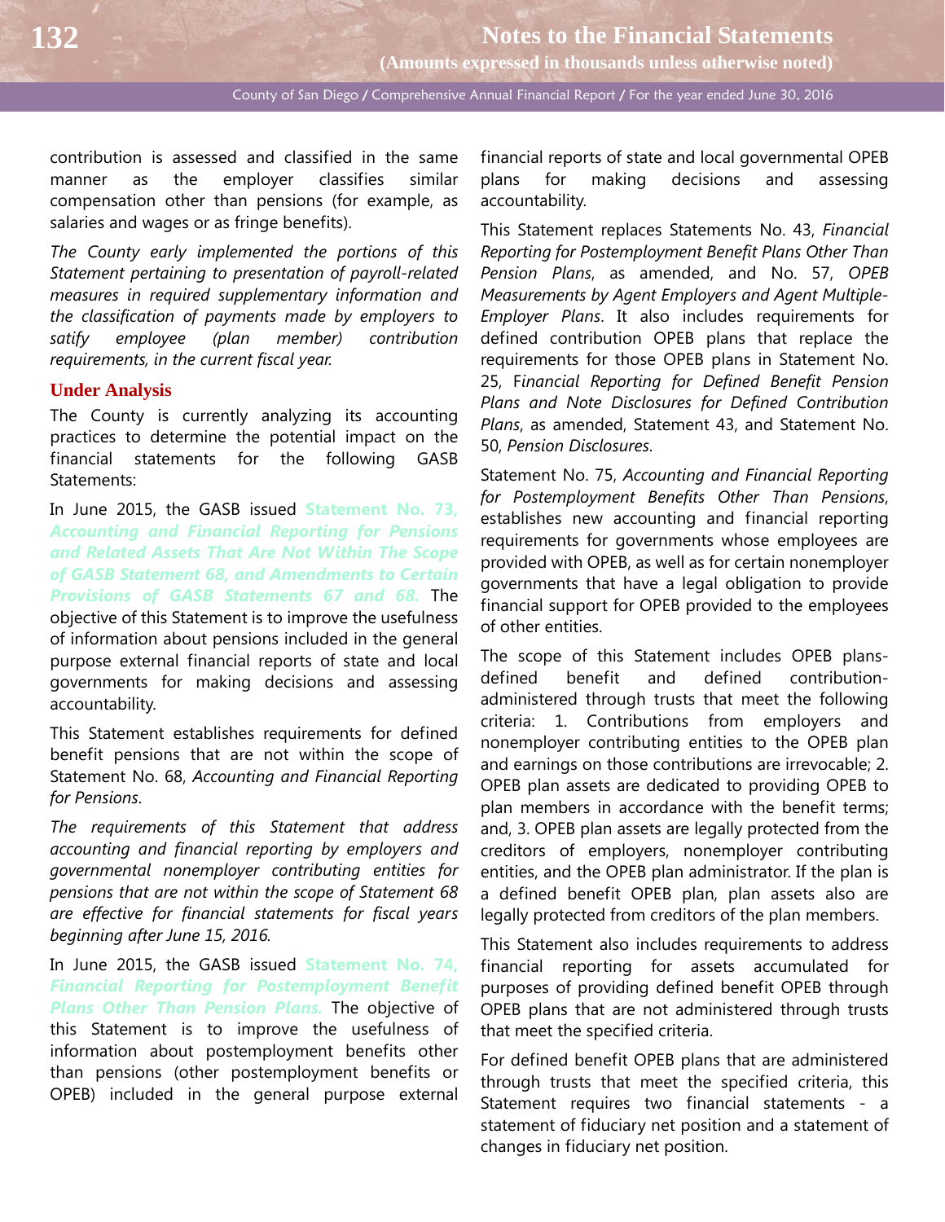contribution is assessed and classified in the same manner as the employer classifies similar compensation other than pensions (for example, as salaries and wages or as fringe benefits).

*The County early implemented the portions of this Statement pertaining to presentation of payroll-related measures in required supplementary information and the classification of payments made by employers to satisfy employee (plan member) contribution requirements, in the current fiscal year.*

### Under Analysis

The County is currently analyzing its accounting practices to determine the potential impact on the financial statements for the following GASB Statements:

In June 2015, the GASB issued ***Statement No. 73, Accounting and Financial Reporting for Pensions and Related Assets That Are Not Within The Scope of GASB Statement 68, and Amendments to Certain Provisions of GASB Statements 67 and 68.*** The objective of this Statement is to improve the usefulness of information about pensions included in the general purpose external financial reports of state and local governments for making decisions and assessing accountability.

This Statement establishes requirements for defined benefit pensions that are not within the scope of Statement No. 68, *Accounting and Financial Reporting for Pensions*.

*The requirements of this Statement that address accounting and financial reporting by employers and governmental nonemployer contributing entities for pensions that are not within the scope of Statement 68 are effective for financial statements for fiscal years beginning after June 15, 2016.*

In June 2015, the GASB issued ***Statement No. 74, Financial Reporting for Postemployment Benefit Plans Other Than Pension Plans.*** The objective of this Statement is to improve the usefulness of information about postemployment benefits other than pensions (other postemployment benefits or OPEB) included in the general purpose external financial reports of state and local governmental OPEB plans for making decisions and assessing accountability.

This Statement replaces Statements No. 43, *Financial Reporting for Postemployment Benefit Plans Other Than Pension Plans*, as amended, and No. 57, *OPEB Measurements by Agent Employers and Agent Multiple-Employer Plans*. It also includes requirements for defined contribution OPEB plans that replace the requirements for those OPEB plans in Statement No. 25, F*inancial Reporting for Defined Benefit Pension Plans and Note Disclosures for Defined Contribution Plans*, as amended, Statement 43, and Statement No. 50, *Pension Disclosures*.

Statement No. 75, *Accounting and Financial Reporting for Postemployment Benefits Other Than Pensions*, establishes new accounting and financial reporting requirements for governments whose employees are provided with OPEB, as well as for certain nonemployer governments that have a legal obligation to provide financial support for OPEB provided to the employees of other entities.

The scope of this Statement includes OPEB plans-defined benefit and defined contribution-administered through trusts that meet the following criteria: 1. Contributions from employers and nonemployer contributing entities to the OPEB plan and earnings on those contributions are irrevocable; 2. OPEB plan assets are dedicated to providing OPEB to plan members in accordance with the benefit terms; and, 3. OPEB plan assets are legally protected from the creditors of employers, nonemployer contributing entities, and the OPEB plan administrator. If the plan is a defined benefit OPEB plan, plan assets also are legally protected from creditors of the plan members.

This Statement also includes requirements to address financial reporting for assets accumulated for purposes of providing defined benefit OPEB through OPEB plans that are not administered through trusts that meet the specified criteria.

For defined benefit OPEB plans that are administered through trusts that meet the specified criteria, this Statement requires two financial statements - a statement of fiduciary net position and a statement of changes in fiduciary net position.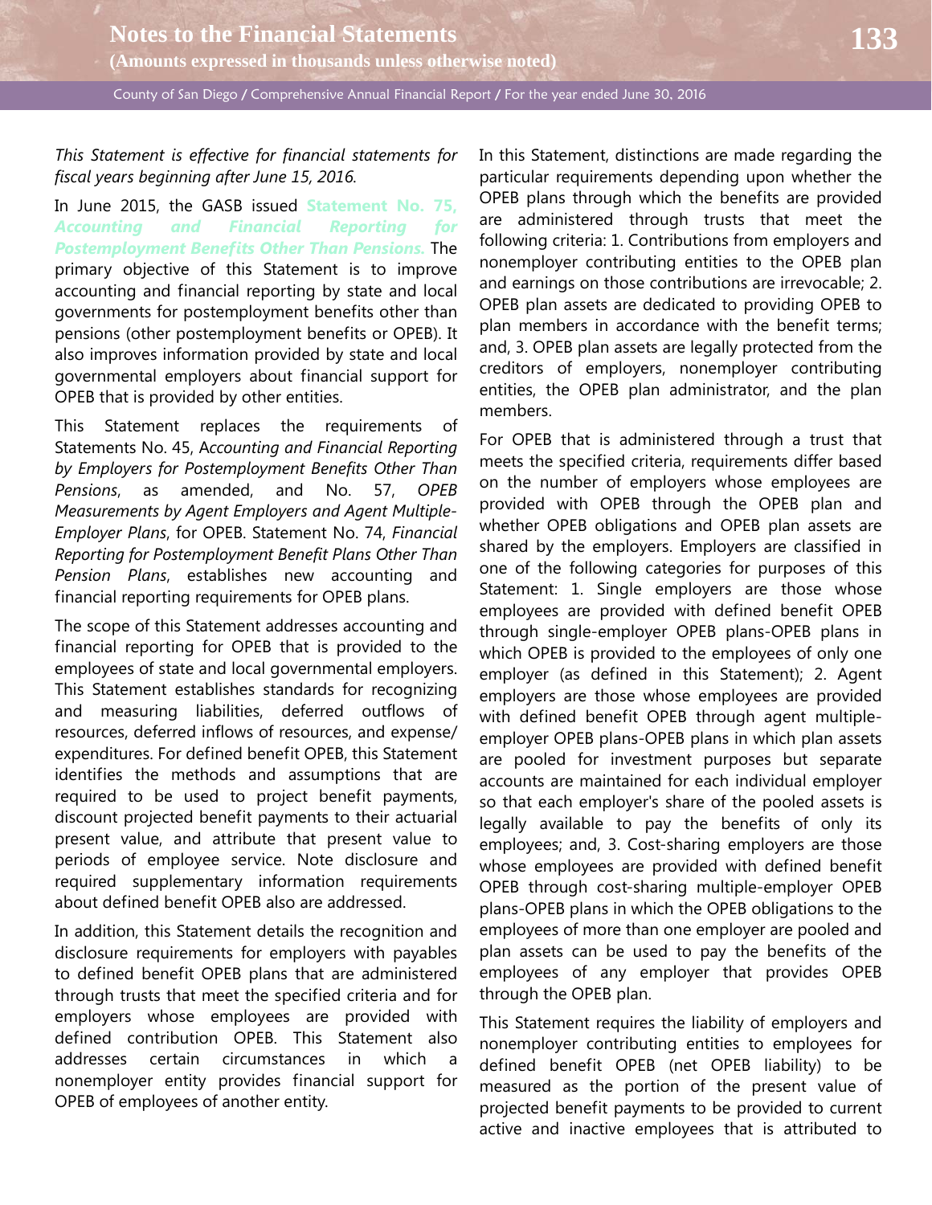*This Statement is effective for financial statements for fiscal years beginning after June 15, 2016.*

In June 2015, the GASB issued **Statement No. 75, *Accounting and Financial Reporting for Postemployment Benefits Other Than Pensions.*** The primary objective of this Statement is to improve accounting and financial reporting by state and local governments for postemployment benefits other than pensions (other postemployment benefits or OPEB). It also improves information provided by state and local governmental employers about financial support for OPEB that is provided by other entities.

This Statement replaces the requirements of Statements No. 45, A*ccounting and Financial Reporting by Employers for Postemployment Benefits Other Than Pensions*, as amended, and No. 57, *OPEB Measurements by Agent Employers and Agent Multiple-Employer Plans*, for OPEB. Statement No. 74, *Financial Reporting for Postemployment Benefit Plans Other Than Pension Plans*, establishes new accounting and financial reporting requirements for OPEB plans.

The scope of this Statement addresses accounting and financial reporting for OPEB that is provided to the employees of state and local governmental employers. This Statement establishes standards for recognizing and measuring liabilities, deferred outflows of resources, deferred inflows of resources, and expense/ expenditures. For defined benefit OPEB, this Statement identifies the methods and assumptions that are required to be used to project benefit payments, discount projected benefit payments to their actuarial present value, and attribute that present value to periods of employee service. Note disclosure and required supplementary information requirements about defined benefit OPEB also are addressed.

In addition, this Statement details the recognition and disclosure requirements for employers with payables to defined benefit OPEB plans that are administered through trusts that meet the specified criteria and for employers whose employees are provided with defined contribution OPEB. This Statement also addresses certain circumstances in which a nonemployer entity provides financial support for OPEB of employees of another entity.

In this Statement, distinctions are made regarding the particular requirements depending upon whether the OPEB plans through which the benefits are provided are administered through trusts that meet the following criteria: 1. Contributions from employers and nonemployer contributing entities to the OPEB plan and earnings on those contributions are irrevocable; 2. OPEB plan assets are dedicated to providing OPEB to plan members in accordance with the benefit terms; and, 3. OPEB plan assets are legally protected from the creditors of employers, nonemployer contributing entities, the OPEB plan administrator, and the plan members.

For OPEB that is administered through a trust that meets the specified criteria, requirements differ based on the number of employers whose employees are provided with OPEB through the OPEB plan and whether OPEB obligations and OPEB plan assets are shared by the employers. Employers are classified in one of the following categories for purposes of this Statement: 1. Single employers are those whose employees are provided with defined benefit OPEB through single-employer OPEB plans-OPEB plans in which OPEB is provided to the employees of only one employer (as defined in this Statement); 2. Agent employers are those whose employees are provided with defined benefit OPEB through agent multiple-employer OPEB plans-OPEB plans in which plan assets are pooled for investment purposes but separate accounts are maintained for each individual employer so that each employer's share of the pooled assets is legally available to pay the benefits of only its employees; and, 3. Cost-sharing employers are those whose employees are provided with defined benefit OPEB through cost-sharing multiple-employer OPEB plans-OPEB plans in which the OPEB obligations to the employees of more than one employer are pooled and plan assets can be used to pay the benefits of the employees of any employer that provides OPEB through the OPEB plan.

This Statement requires the liability of employers and nonemployer contributing entities to employees for defined benefit OPEB (net OPEB liability) to be measured as the portion of the present value of projected benefit payments to be provided to current active and inactive employees that is attributed to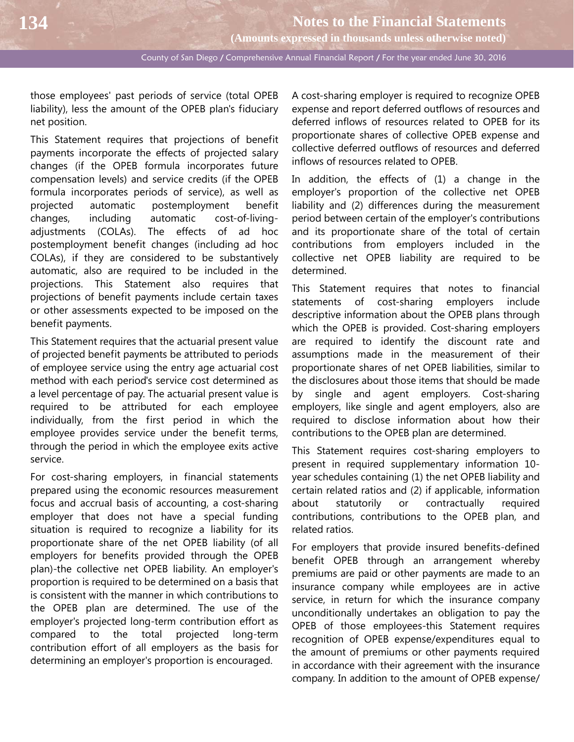those employees' past periods of service (total OPEB liability), less the amount of the OPEB plan's fiduciary net position.

This Statement requires that projections of benefit payments incorporate the effects of projected salary changes (if the OPEB formula incorporates future compensation levels) and service credits (if the OPEB formula incorporates periods of service), as well as projected automatic postemployment benefit changes, including automatic cost-of-living-adjustments (COLAs). The effects of ad hoc postemployment benefit changes (including ad hoc COLAs), if they are considered to be substantively automatic, also are required to be included in the projections. This Statement also requires that projections of benefit payments include certain taxes or other assessments expected to be imposed on the benefit payments.

This Statement requires that the actuarial present value of projected benefit payments be attributed to periods of employee service using the entry age actuarial cost method with each period's service cost determined as a level percentage of pay. The actuarial present value is required to be attributed for each employee individually, from the first period in which the employee provides service under the benefit terms, through the period in which the employee exits active service.

For cost-sharing employers, in financial statements prepared using the economic resources measurement focus and accrual basis of accounting, a cost-sharing employer that does not have a special funding situation is required to recognize a liability for its proportionate share of the net OPEB liability (of all employers for benefits provided through the OPEB plan)-the collective net OPEB liability. An employer's proportion is required to be determined on a basis that is consistent with the manner in which contributions to the OPEB plan are determined. The use of the employer's projected long-term contribution effort as compared to the total projected long-term contribution effort of all employers as the basis for determining an employer's proportion is encouraged.

A cost-sharing employer is required to recognize OPEB expense and report deferred outflows of resources and deferred inflows of resources related to OPEB for its proportionate shares of collective OPEB expense and collective deferred outflows of resources and deferred inflows of resources related to OPEB.

In addition, the effects of (1) a change in the employer's proportion of the collective net OPEB liability and (2) differences during the measurement period between certain of the employer's contributions and its proportionate share of the total of certain contributions from employers included in the collective net OPEB liability are required to be determined.

This Statement requires that notes to financial statements of cost-sharing employers include descriptive information about the OPEB plans through which the OPEB is provided. Cost-sharing employers are required to identify the discount rate and assumptions made in the measurement of their proportionate shares of net OPEB liabilities, similar to the disclosures about those items that should be made by single and agent employers. Cost-sharing employers, like single and agent employers, also are required to disclose information about how their contributions to the OPEB plan are determined.

This Statement requires cost-sharing employers to present in required supplementary information 10-year schedules containing (1) the net OPEB liability and certain related ratios and (2) if applicable, information about statutorily or contractually required contributions, contributions to the OPEB plan, and related ratios.

For employers that provide insured benefits-defined benefit OPEB through an arrangement whereby premiums are paid or other payments are made to an insurance company while employees are in active service, in return for which the insurance company unconditionally undertakes an obligation to pay the OPEB of those employees-this Statement requires recognition of OPEB expense/expenditures equal to the amount of premiums or other payments required in accordance with their agreement with the insurance company. In addition to the amount of OPEB expense/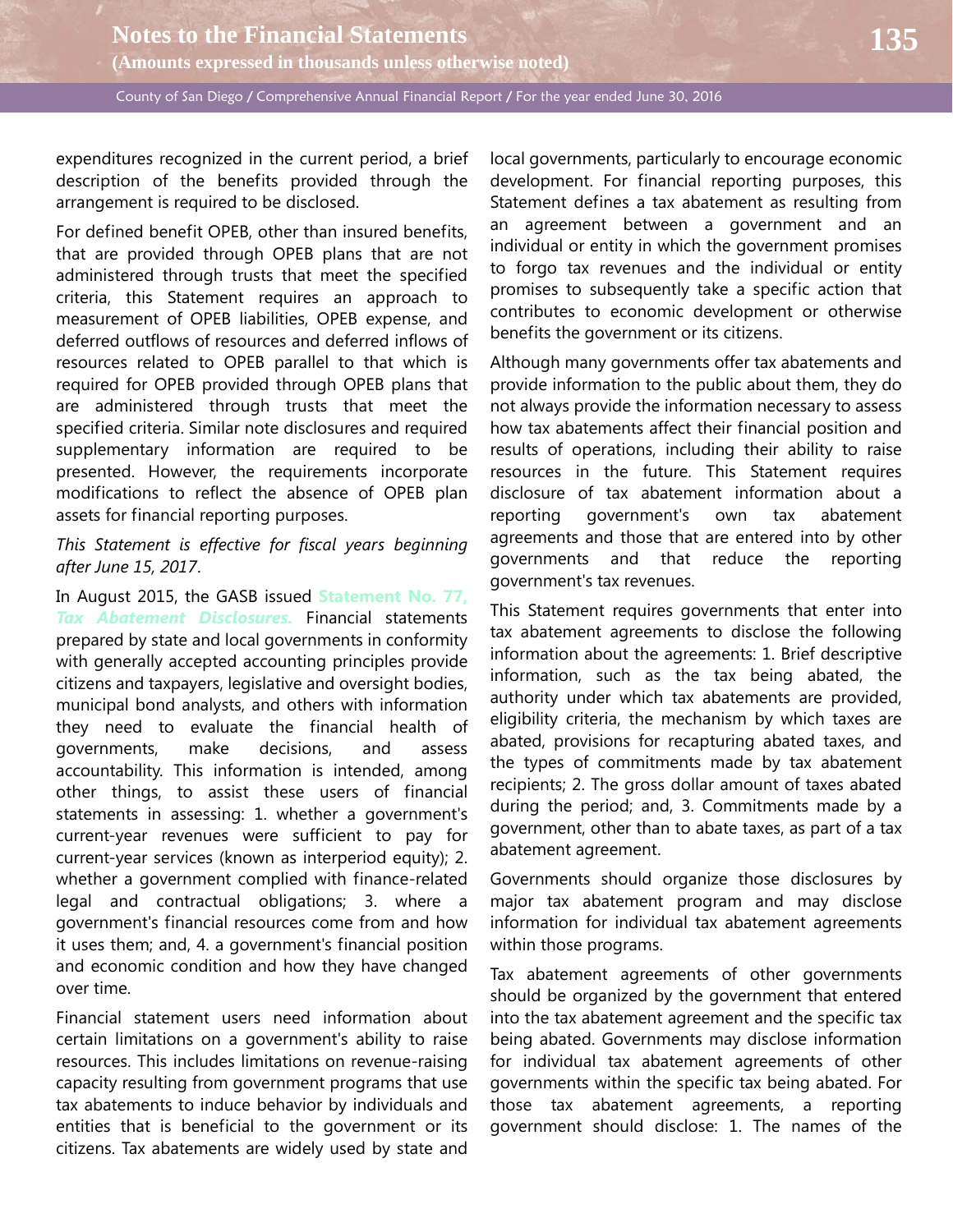expenditures recognized in the current period, a brief description of the benefits provided through the arrangement is required to be disclosed.

For defined benefit OPEB, other than insured benefits, that are provided through OPEB plans that are not administered through trusts that meet the specified criteria, this Statement requires an approach to measurement of OPEB liabilities, OPEB expense, and deferred outflows of resources and deferred inflows of resources related to OPEB parallel to that which is required for OPEB provided through OPEB plans that are administered through trusts that meet the specified criteria. Similar note disclosures and required supplementary information are required to be presented. However, the requirements incorporate modifications to reflect the absence of OPEB plan assets for financial reporting purposes.

*This Statement is effective for fiscal years beginning after June 15, 2017*.

In August 2015, the GASB issued **Statement No. 77, *Tax Abatement Disclosures*.** Financial statements prepared by state and local governments in conformity with generally accepted accounting principles provide citizens and taxpayers, legislative and oversight bodies, municipal bond analysts, and others with information they need to evaluate the financial health of governments, make decisions, and assess accountability. This information is intended, among other things, to assist these users of financial statements in assessing: 1. whether a government's current-year revenues were sufficient to pay for current-year services (known as interperiod equity); 2. whether a government complied with finance-related legal and contractual obligations; 3. where a government's financial resources come from and how it uses them; and, 4. a government's financial position and economic condition and how they have changed over time.

Financial statement users need information about certain limitations on a government's ability to raise resources. This includes limitations on revenue-raising capacity resulting from government programs that use tax abatements to induce behavior by individuals and entities that is beneficial to the government or its citizens. Tax abatements are widely used by state and local governments, particularly to encourage economic development. For financial reporting purposes, this Statement defines a tax abatement as resulting from an agreement between a government and an individual or entity in which the government promises to forgo tax revenues and the individual or entity promises to subsequently take a specific action that contributes to economic development or otherwise benefits the government or its citizens.

Although many governments offer tax abatements and provide information to the public about them, they do not always provide the information necessary to assess how tax abatements affect their financial position and results of operations, including their ability to raise resources in the future. This Statement requires disclosure of tax abatement information about a reporting government's own tax abatement agreements and those that are entered into by other governments and that reduce the reporting government's tax revenues.

This Statement requires governments that enter into tax abatement agreements to disclose the following information about the agreements: 1. Brief descriptive information, such as the tax being abated, the authority under which tax abatements are provided, eligibility criteria, the mechanism by which taxes are abated, provisions for recapturing abated taxes, and the types of commitments made by tax abatement recipients; 2. The gross dollar amount of taxes abated during the period; and, 3. Commitments made by a government, other than to abate taxes, as part of a tax abatement agreement.

Governments should organize those disclosures by major tax abatement program and may disclose information for individual tax abatement agreements within those programs.

Tax abatement agreements of other governments should be organized by the government that entered into the tax abatement agreement and the specific tax being abated. Governments may disclose information for individual tax abatement agreements of other governments within the specific tax being abated. For those tax abatement agreements, a reporting government should disclose: 1. The names of the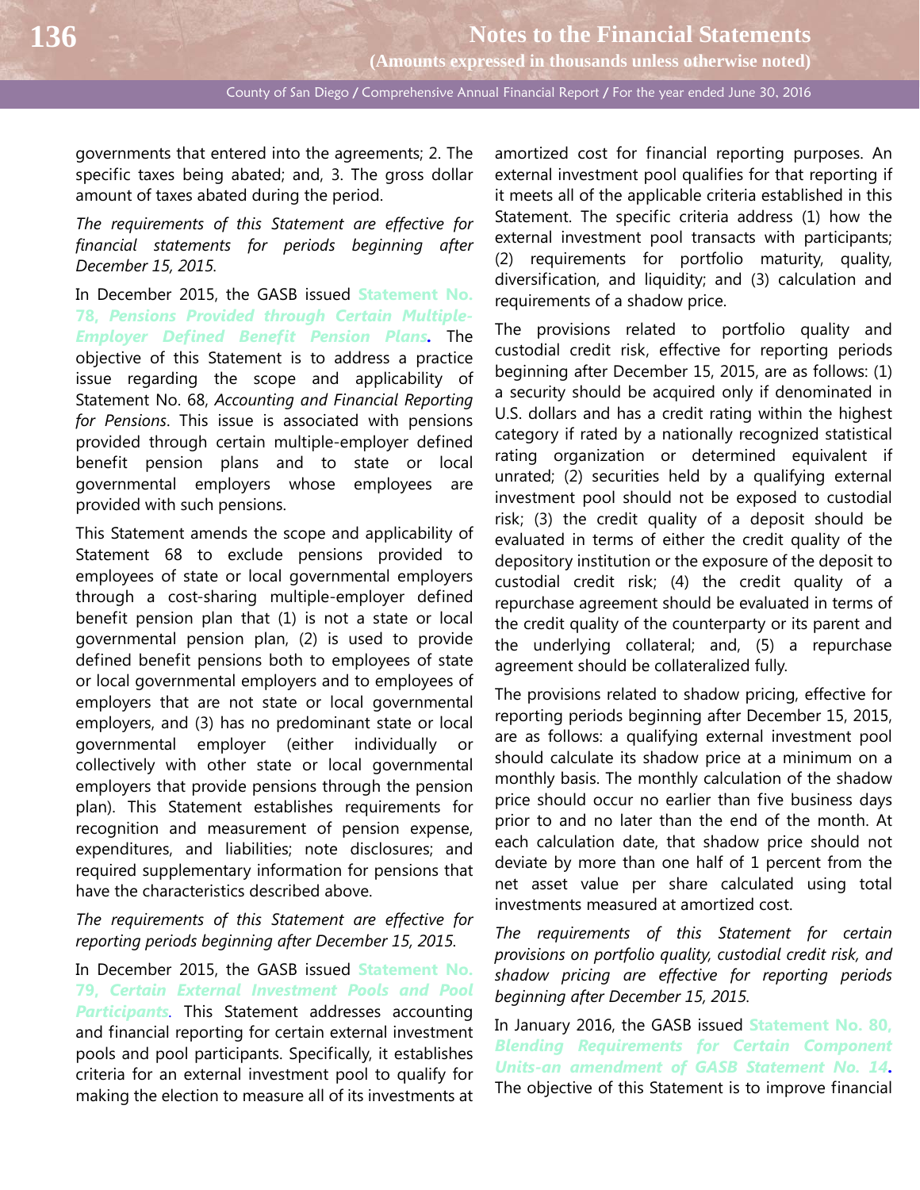governments that entered into the agreements; 2. The specific taxes being abated; and, 3. The gross dollar amount of taxes abated during the period.

*The requirements of this Statement are effective for financial statements for periods beginning after December 15, 2015.*

In December 2015, the GASB issued **Statement No. 78, *Pensions Provided through Certain Multiple-Employer Defined Benefit Pension Plans*.** The objective of this Statement is to address a practice issue regarding the scope and applicability of Statement No. 68, *Accounting and Financial Reporting for Pensions*. This issue is associated with pensions provided through certain multiple-employer defined benefit pension plans and to state or local governmental employers whose employees are provided with such pensions.

This Statement amends the scope and applicability of Statement 68 to exclude pensions provided to employees of state or local governmental employers through a cost-sharing multiple-employer defined benefit pension plan that (1) is not a state or local governmental pension plan, (2) is used to provide defined benefit pensions both to employees of state or local governmental employers and to employees of employers that are not state or local governmental employers, and (3) has no predominant state or local governmental employer (either individually or collectively with other state or local governmental employers that provide pensions through the pension plan). This Statement establishes requirements for recognition and measurement of pension expense, expenditures, and liabilities; note disclosures; and required supplementary information for pensions that have the characteristics described above.

*The requirements of this Statement are effective for reporting periods beginning after December 15, 2015.*

In December 2015, the GASB issued **Statement No. 79, *Certain External Investment Pools and Pool Participants***. This Statement addresses accounting and financial reporting for certain external investment pools and pool participants. Specifically, it establishes criteria for an external investment pool to qualify for making the election to measure all of its investments at amortized cost for financial reporting purposes. An external investment pool qualifies for that reporting if it meets all of the applicable criteria established in this Statement. The specific criteria address (1) how the external investment pool transacts with participants; (2) requirements for portfolio maturity, quality, diversification, and liquidity; and (3) calculation and requirements of a shadow price.

The provisions related to portfolio quality and custodial credit risk, effective for reporting periods beginning after December 15, 2015, are as follows: (1) a security should be acquired only if denominated in U.S. dollars and has a credit rating within the highest category if rated by a nationally recognized statistical rating organization or determined equivalent if unrated; (2) securities held by a qualifying external investment pool should not be exposed to custodial risk; (3) the credit quality of a deposit should be evaluated in terms of either the credit quality of the depository institution or the exposure of the deposit to custodial credit risk; (4) the credit quality of a repurchase agreement should be evaluated in terms of the credit quality of the counterparty or its parent and the underlying collateral; and, (5) a repurchase agreement should be collateralized fully.

The provisions related to shadow pricing, effective for reporting periods beginning after December 15, 2015, are as follows: a qualifying external investment pool should calculate its shadow price at a minimum on a monthly basis. The monthly calculation of the shadow price should occur no earlier than five business days prior to and no later than the end of the month. At each calculation date, that shadow price should not deviate by more than one half of 1 percent from the net asset value per share calculated using total investments measured at amortized cost.

*The requirements of this Statement for certain provisions on portfolio quality, custodial credit risk, and shadow pricing are effective for reporting periods beginning after December 15, 2015.*

In January 2016, the GASB issued **Statement No. 80, *Blending Requirements for Certain Component Units-an amendment of GASB Statement No. 14*.** The objective of this Statement is to improve financial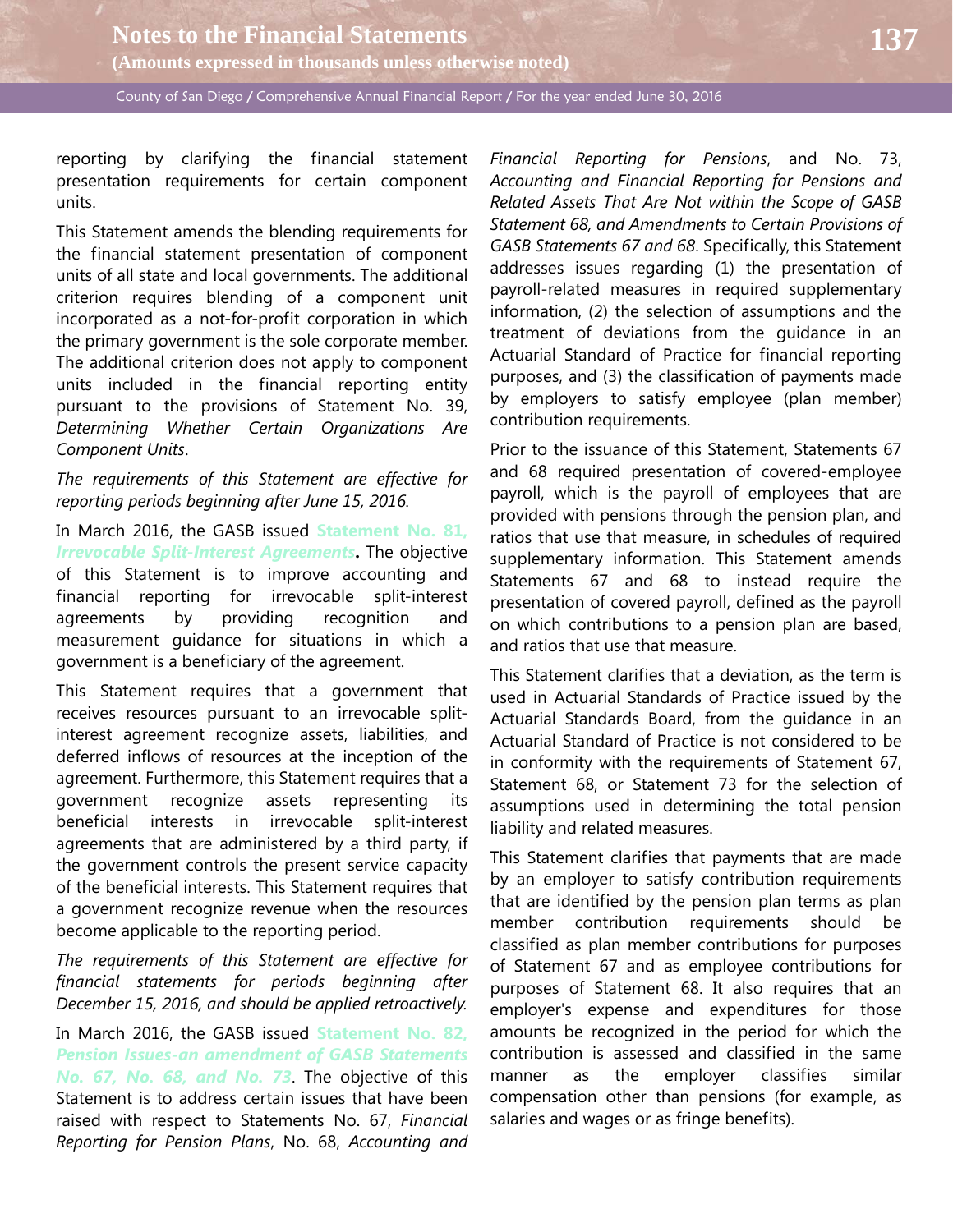reporting by clarifying the financial statement presentation requirements for certain component units.

This Statement amends the blending requirements for the financial statement presentation of component units of all state and local governments. The additional criterion requires blending of a component unit incorporated as a not-for-profit corporation in which the primary government is the sole corporate member. The additional criterion does not apply to component units included in the financial reporting entity pursuant to the provisions of Statement No. 39, *Determining Whether Certain Organizations Are Component Units*.

*The requirements of this Statement are effective for reporting periods beginning after June 15, 2016.*

In March 2016, the GASB issued **Statement No. 81, *Irrevocable Split-Interest Agreements***. The objective of this Statement is to improve accounting and financial reporting for irrevocable split-interest agreements by providing recognition and measurement guidance for situations in which a government is a beneficiary of the agreement.

This Statement requires that a government that receives resources pursuant to an irrevocable split-interest agreement recognize assets, liabilities, and deferred inflows of resources at the inception of the agreement. Furthermore, this Statement requires that a government recognize assets representing its beneficial interests in irrevocable split-interest agreements that are administered by a third party, if the government controls the present service capacity of the beneficial interests. This Statement requires that a government recognize revenue when the resources become applicable to the reporting period.

*The requirements of this Statement are effective for financial statements for periods beginning after December 15, 2016, and should be applied retroactively.*

In March 2016, the GASB issued **Statement No. 82, *Pension Issues-an amendment of GASB Statements No. 67, No. 68, and No. 73***. The objective of this Statement is to address certain issues that have been raised with respect to Statements No. 67, *Financial Reporting for Pension Plans*, No. 68, *Accounting and Financial Reporting for Pensions*, and No. 73, *Accounting and Financial Reporting for Pensions and Related Assets That Are Not within the Scope of GASB Statement 68, and Amendments to Certain Provisions of GASB Statements 67 and 68*. Specifically, this Statement addresses issues regarding (1) the presentation of payroll-related measures in required supplementary information, (2) the selection of assumptions and the treatment of deviations from the guidance in an Actuarial Standard of Practice for financial reporting purposes, and (3) the classification of payments made by employers to satisfy employee (plan member) contribution requirements.

Prior to the issuance of this Statement, Statements 67 and 68 required presentation of covered-employee payroll, which is the payroll of employees that are provided with pensions through the pension plan, and ratios that use that measure, in schedules of required supplementary information. This Statement amends Statements 67 and 68 to instead require the presentation of covered payroll, defined as the payroll on which contributions to a pension plan are based, and ratios that use that measure.

This Statement clarifies that a deviation, as the term is used in Actuarial Standards of Practice issued by the Actuarial Standards Board, from the guidance in an Actuarial Standard of Practice is not considered to be in conformity with the requirements of Statement 67, Statement 68, or Statement 73 for the selection of assumptions used in determining the total pension liability and related measures.

This Statement clarifies that payments that are made by an employer to satisfy contribution requirements that are identified by the pension plan terms as plan member contribution requirements should be classified as plan member contributions for purposes of Statement 67 and as employee contributions for purposes of Statement 68. It also requires that an employer's expense and expenditures for those amounts be recognized in the period for which the contribution is assessed and classified in the same manner as the employer classifies similar compensation other than pensions (for example, as salaries and wages or as fringe benefits).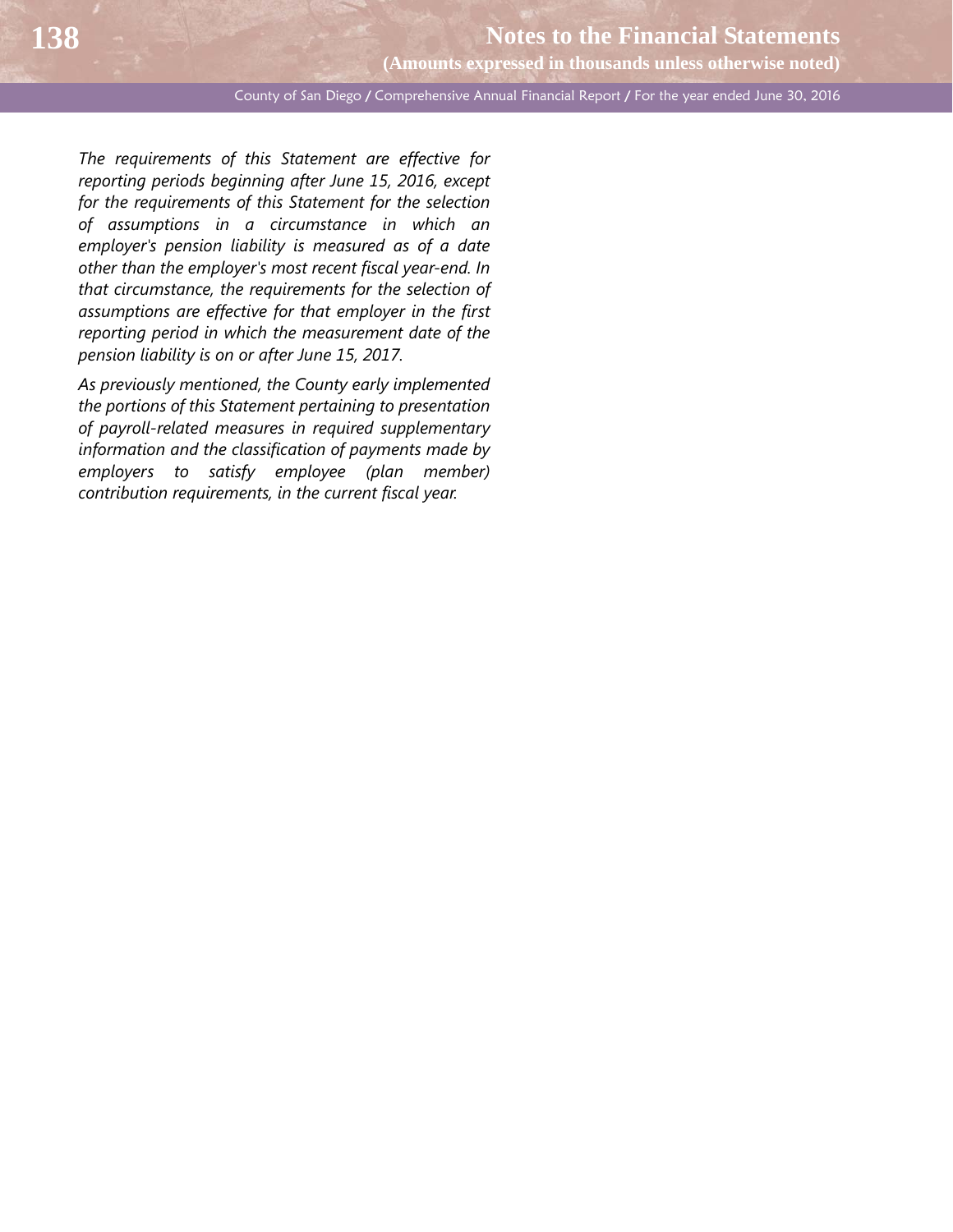*The requirements of this Statement are effective for reporting periods beginning after June 15, 2016, except for the requirements of this Statement for the selection of assumptions in a circumstance in which an employer's pension liability is measured as of a date other than the employer's most recent fiscal year-end. In that circumstance, the requirements for the selection of assumptions are effective for that employer in the first reporting period in which the measurement date of the pension liability is on or after June 15, 2017.*

*As previously mentioned, the County early implemented the portions of this Statement pertaining to presentation of payroll-related measures in required supplementary information and the classification of payments made by employers to satisfy employee (plan member) contribution requirements, in the current fiscal year.*